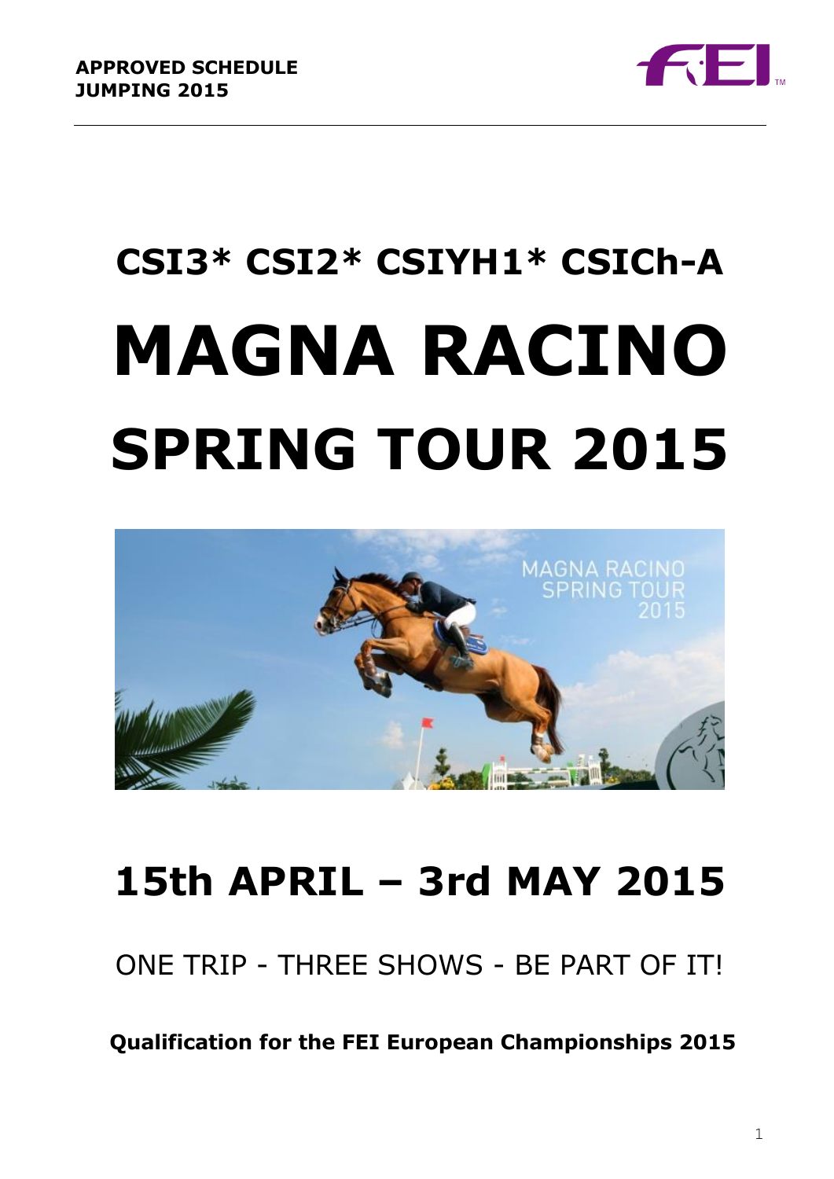**APPROVED SCHEDULE**
**JUMPING 2015**

# CSI3* CSI2* CSIYH1* CSICh-A

# MAGNA RACINO

# SPRING TOUR 2015

## 15th APRIL – 3rd MAY 2015

ONE TRIP - THREE SHOWS - BE PART OF IT!

**Qualification for the FEI European Championships 2015**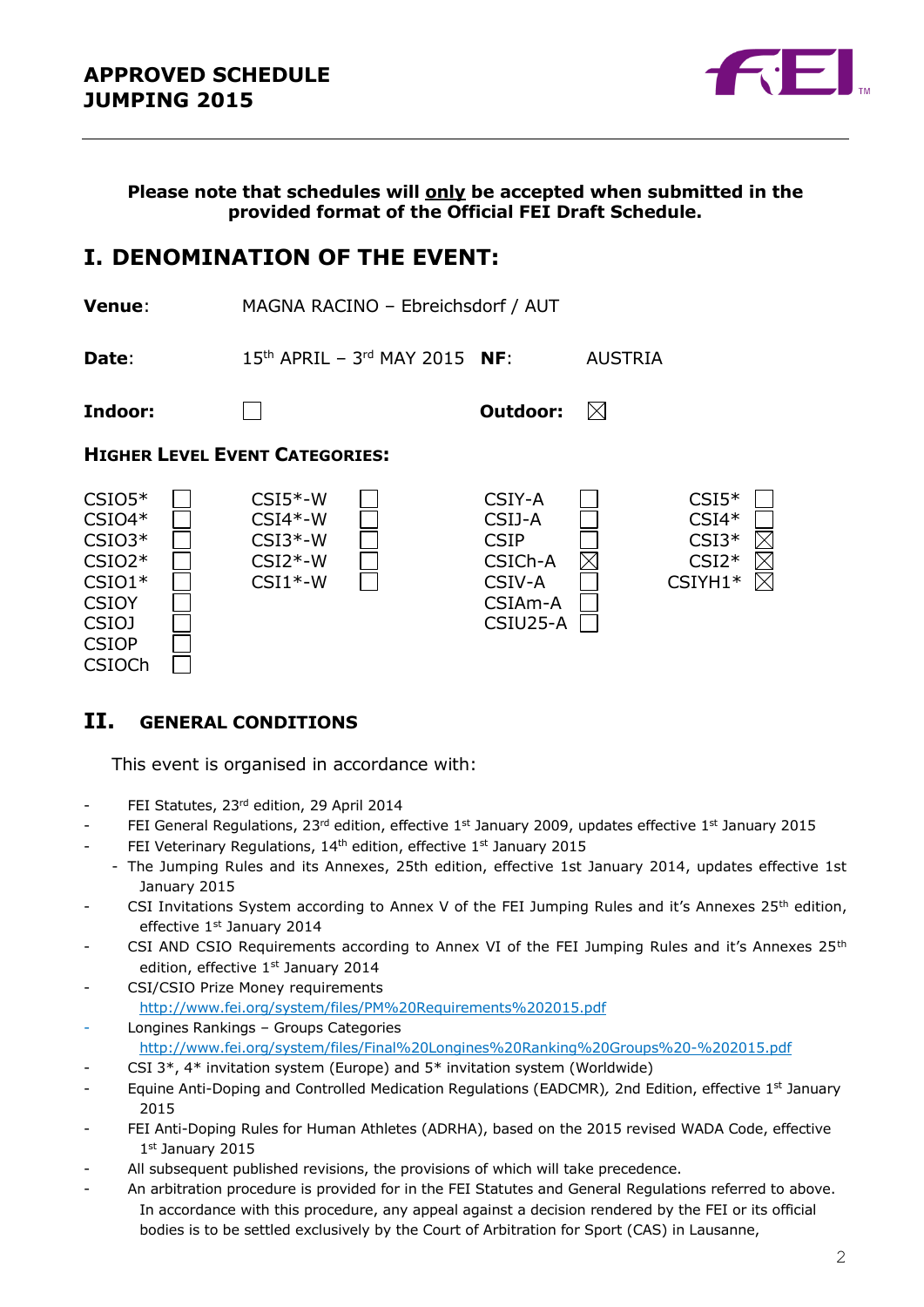# APPROVED SCHEDULE JUMPING 2015

**Please note that schedules will only be accepted when submitted in the provided format of the Official FEI Draft Schedule.**

## I. DENOMINATION OF THE EVENT:

**Venue**: MAGNA RACINO – Ebreichsdorf / AUT

**Date**: 15th APRIL – 3rd MAY 2015 **NF**: AUSTRIA

**Indoor:** ☐ **Outdoor:** ☒

### HIGHER LEVEL EVENT CATEGORIES:

| | | | | | | | |
|---|---|---|---|---|---|---|---|
| CSIO5* | ☐ | CSI5*-W | ☐ | CSIY-A | ☐ | CSI5* | ☐ |
| CSIO4* | ☐ | CSI4*-W | ☐ | CSIJ-A | ☐ | CSI4* | ☐ |
| CSIO3* | ☐ | CSI3*-W | ☐ | CSIP | ☐ | CSI3* | ☒ |
| CSIO2* | ☐ | CSI2*-W | ☐ | CSICh-A | ☒ | CSI2* | ☒ |
| CSIO1* | ☐ | CSI1*-W | ☐ | CSIV-A | ☐ | CSIYH1* | ☒ |
| CSIOY | ☐ | | | CSIAm-A | ☐ | | |
| CSIOJ | ☐ | | | CSIU25-A | ☐ | | |
| CSIOP | ☐ | | | | | | |
| CSIOCh | ☐ | | | | | | |

## II. GENERAL CONDITIONS

This event is organised in accordance with:

- FEI Statutes, 23rd edition, 29 April 2014
- FEI General Regulations, 23rd edition, effective 1st January 2009, updates effective 1st January 2015
- FEI Veterinary Regulations, 14th edition, effective 1st January 2015
- The Jumping Rules and its Annexes, 25th edition, effective 1st January 2014, updates effective 1st January 2015
- CSI Invitations System according to Annex V of the FEI Jumping Rules and it's Annexes 25th edition, effective 1st January 2014
- CSI AND CSIO Requirements according to Annex VI of the FEI Jumping Rules and it's Annexes 25th edition, effective 1st January 2014
- CSI/CSIO Prize Money requirements http://www.fei.org/system/files/PM%20Requirements%202015.pdf
- Longines Rankings – Groups Categories http://www.fei.org/system/files/Final%20Longines%20Ranking%20Groups%20-%202015.pdf
- CSI 3*, 4* invitation system (Europe) and 5* invitation system (Worldwide)
- Equine Anti-Doping and Controlled Medication Regulations (EADCMR), 2nd Edition, effective 1st January 2015
- FEI Anti-Doping Rules for Human Athletes (ADRHA), based on the 2015 revised WADA Code, effective 1st January 2015
- All subsequent published revisions, the provisions of which will take precedence.
- An arbitration procedure is provided for in the FEI Statutes and General Regulations referred to above. In accordance with this procedure, any appeal against a decision rendered by the FEI or its official bodies is to be settled exclusively by the Court of Arbitration for Sport (CAS) in Lausanne,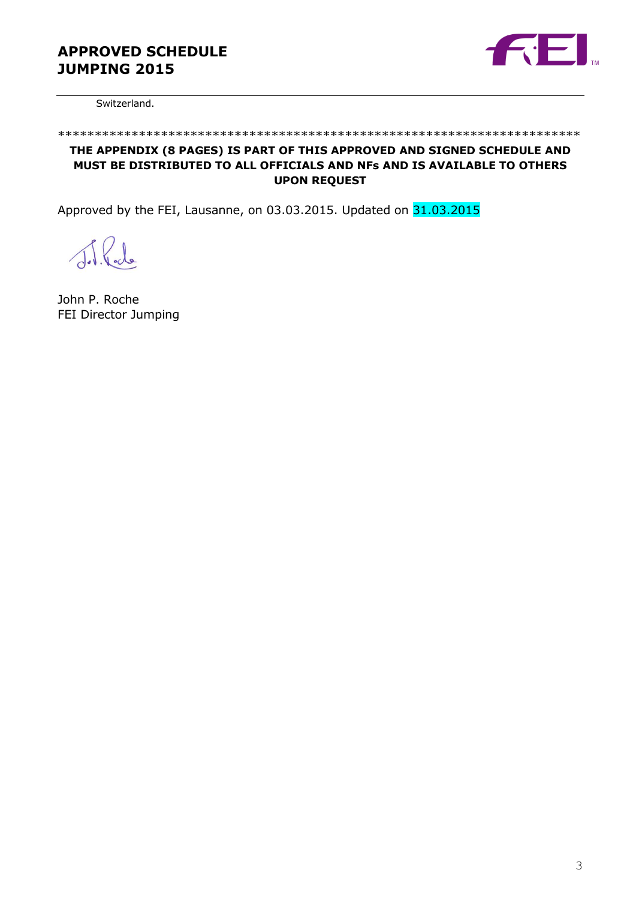Switzerland.

*********************************************************************

**THE APPENDIX (8 PAGES) IS PART OF THIS APPROVED AND SIGNED SCHEDULE AND MUST BE DISTRIBUTED TO ALL OFFICIALS AND NFs AND IS AVAILABLE TO OTHERS UPON REQUEST**

Approved by the FEI, Lausanne, on 03.03.2015. Updated on 31.03.2015

John P. Roche
FEI Director Jumping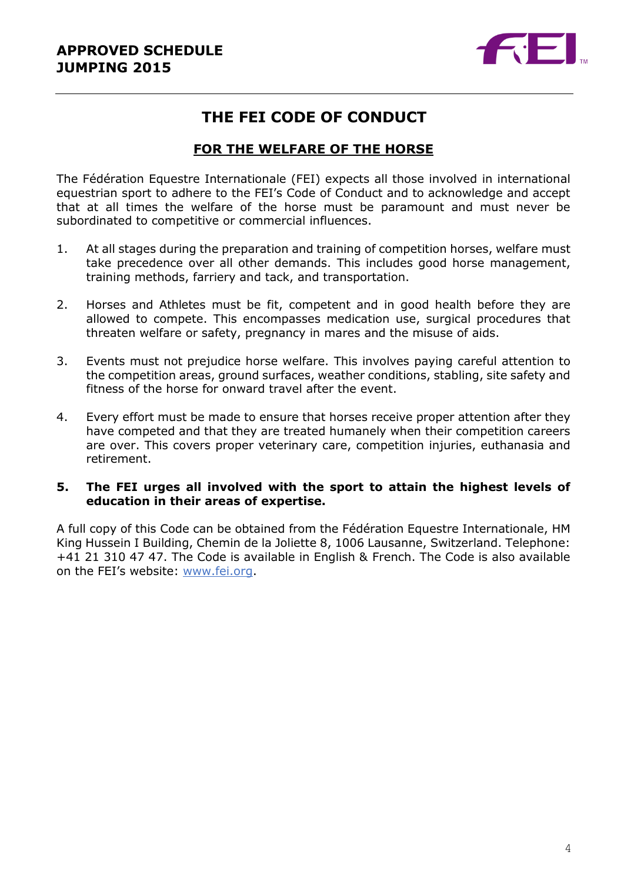# THE FEI CODE OF CONDUCT

## FOR THE WELFARE OF THE HORSE

The Fédération Equestre Internationale (FEI) expects all those involved in international equestrian sport to adhere to the FEI's Code of Conduct and to acknowledge and accept that at all times the welfare of the horse must be paramount and must never be subordinated to competitive or commercial influences.

1. At all stages during the preparation and training of competition horses, welfare must take precedence over all other demands. This includes good horse management, training methods, farriery and tack, and transportation.

2. Horses and Athletes must be fit, competent and in good health before they are allowed to compete. This encompasses medication use, surgical procedures that threaten welfare or safety, pregnancy in mares and the misuse of aids.

3. Events must not prejudice horse welfare. This involves paying careful attention to the competition areas, ground surfaces, weather conditions, stabling, site safety and fitness of the horse for onward travel after the event.

4. Every effort must be made to ensure that horses receive proper attention after they have competed and that they are treated humanely when their competition careers are over. This covers proper veterinary care, competition injuries, euthanasia and retirement.

5. **The FEI urges all involved with the sport to attain the highest levels of education in their areas of expertise.**

A full copy of this Code can be obtained from the Fédération Equestre Internationale, HM King Hussein I Building, Chemin de la Joliette 8, 1006 Lausanne, Switzerland. Telephone: +41 21 310 47 47. The Code is available in English & French. The Code is also available on the FEI's website: [www.fei.org](http://www.fei.org).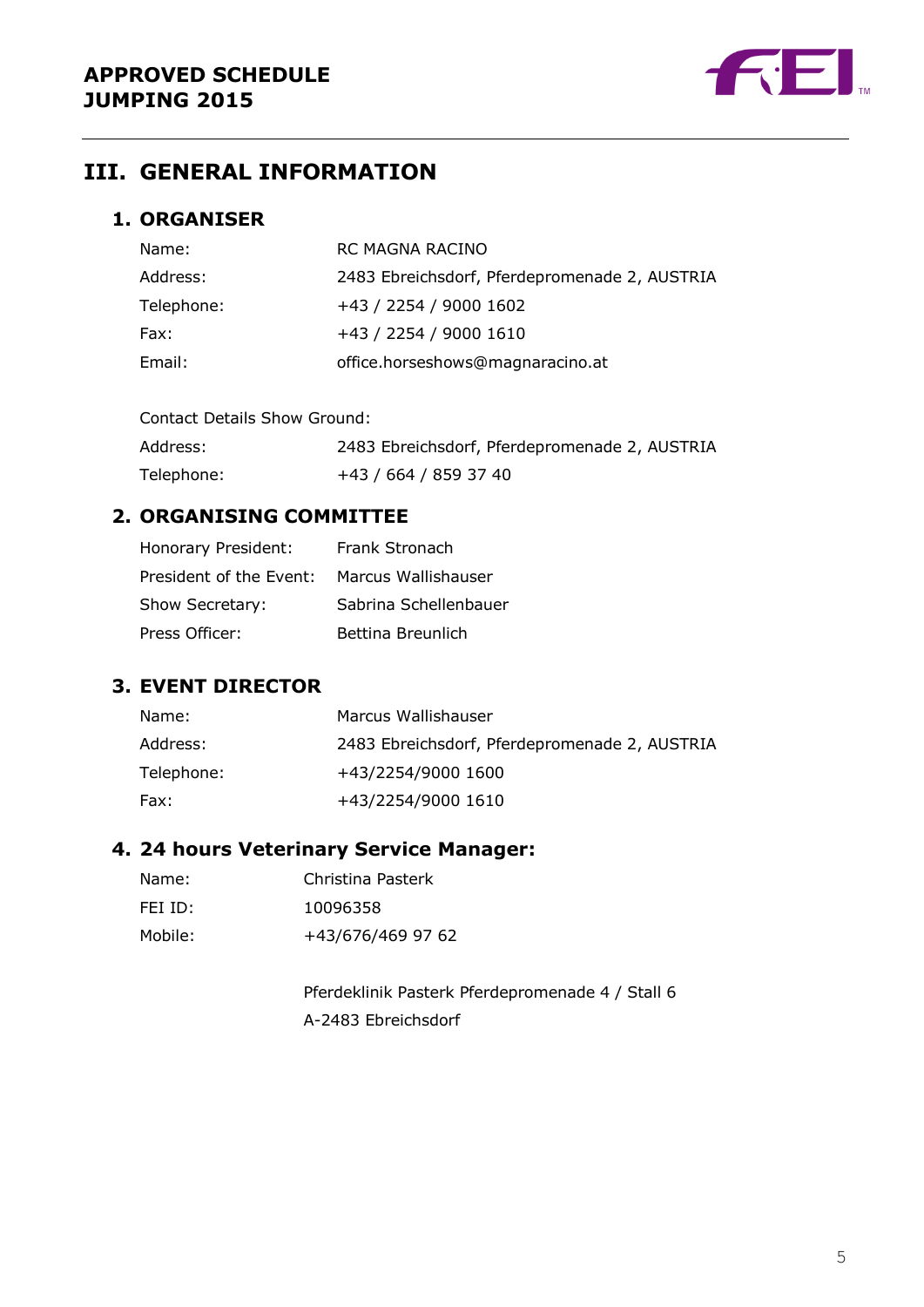# III. GENERAL INFORMATION

## 1. ORGANISER

| | |
|---|---|
| Name: | RC MAGNA RACINO |
| Address: | 2483 Ebreichsdorf, Pferdepromenade 2, AUSTRIA |
| Telephone: | +43 / 2254 / 9000 1602 |
| Fax: | +43 / 2254 / 9000 1610 |
| Email: | office.horseshows@magnaracino.at |

Contact Details Show Ground:

| | |
|---|---|
| Address: | 2483 Ebreichsdorf, Pferdepromenade 2, AUSTRIA |
| Telephone: | +43 / 664 / 859 37 40 |

## 2. ORGANISING COMMITTEE

| | |
|---|---|
| Honorary President: | Frank Stronach |
| President of the Event: | Marcus Wallishauser |
| Show Secretary: | Sabrina Schellenbauer |
| Press Officer: | Bettina Breunlich |

## 3. EVENT DIRECTOR

| | |
|---|---|
| Name: | Marcus Wallishauser |
| Address: | 2483 Ebreichsdorf, Pferdepromenade 2, AUSTRIA |
| Telephone: | +43/2254/9000 1600 |
| Fax: | +43/2254/9000 1610 |

## 4. 24 hours Veterinary Service Manager:

| | |
|---|---|
| Name: | Christina Pasterk |
| FEI ID: | 10096358 |
| Mobile: | +43/676/469 97 62 |

Pferdeklinik Pasterk Pferdepromenade 4 / Stall 6
A-2483 Ebreichsdorf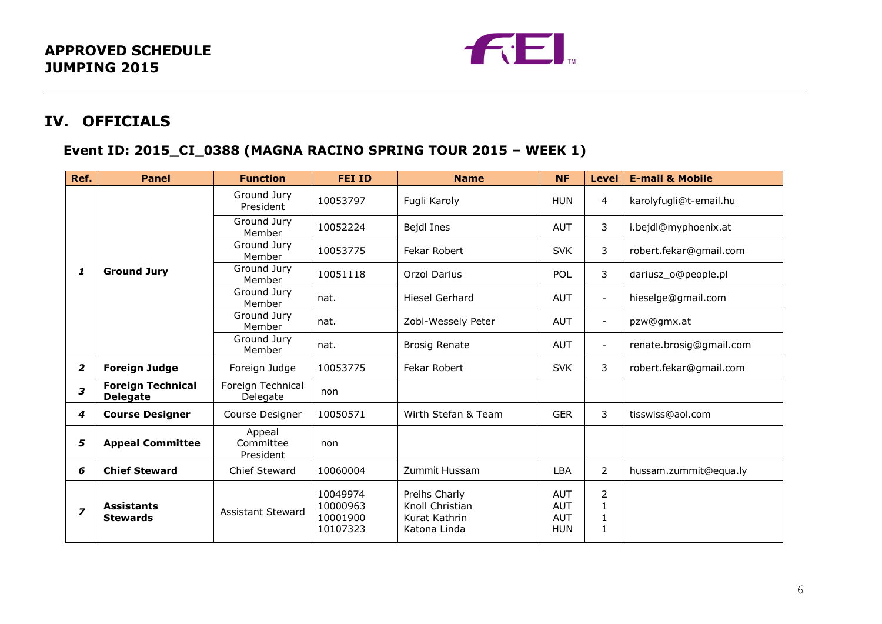**APPROVED SCHEDULE**
**JUMPING 2015**

## IV. OFFICIALS

### Event ID: 2015_CI_0388 (MAGNA RACINO SPRING TOUR 2015 – WEEK 1)

| Ref. | Panel | Function | FEI ID | Name | NF | Level | E-mail & Mobile |
|---|---|---|---|---|---|---|---|
| *1* | **Ground Jury** | Ground Jury President | 10053797 | Fugli Karoly | HUN | 4 | karolyfugli@t-email.hu |
| | | Ground Jury Member | 10052224 | Bejdl Ines | AUT | 3 | i.bejdl@myphoenix.at |
| | | Ground Jury Member | 10053775 | Fekar Robert | SVK | 3 | robert.fekar@gmail.com |
| | | Ground Jury Member | 10051118 | Orzol Darius | POL | 3 | dariusz_o@people.pl |
| | | Ground Jury Member | nat. | Hiesel Gerhard | AUT | - | hieselge@gmail.com |
| | | Ground Jury Member | nat. | Zobl-Wessely Peter | AUT | - | pzw@gmx.at |
| | | Ground Jury Member | nat. | Brosig Renate | AUT | - | renate.brosig@gmail.com |
| *2* | **Foreign Judge** | Foreign Judge | 10053775 | Fekar Robert | SVK | 3 | robert.fekar@gmail.com |
| *3* | **Foreign Technical Delegate** | Foreign Technical Delegate | non | | | | |
| *4* | **Course Designer** | Course Designer | 10050571 | Wirth Stefan & Team | GER | 3 | tisswiss@aol.com |
| *5* | **Appeal Committee** | Appeal Committee President | non | | | | |
| *6* | **Chief Steward** | Chief Steward | 10060004 | Zummit Hussam | LBA | 2 | hussam.zummit@equa.ly |
| *7* | **Assistants Stewards** | Assistant Steward | 10049974<br>10000963<br>10001900<br>10107323 | Preihs Charly<br>Knoll Christian<br>Kurat Kathrin<br>Katona Linda | AUT<br>AUT<br>AUT<br>HUN | 2<br>1<br>1<br>1 | |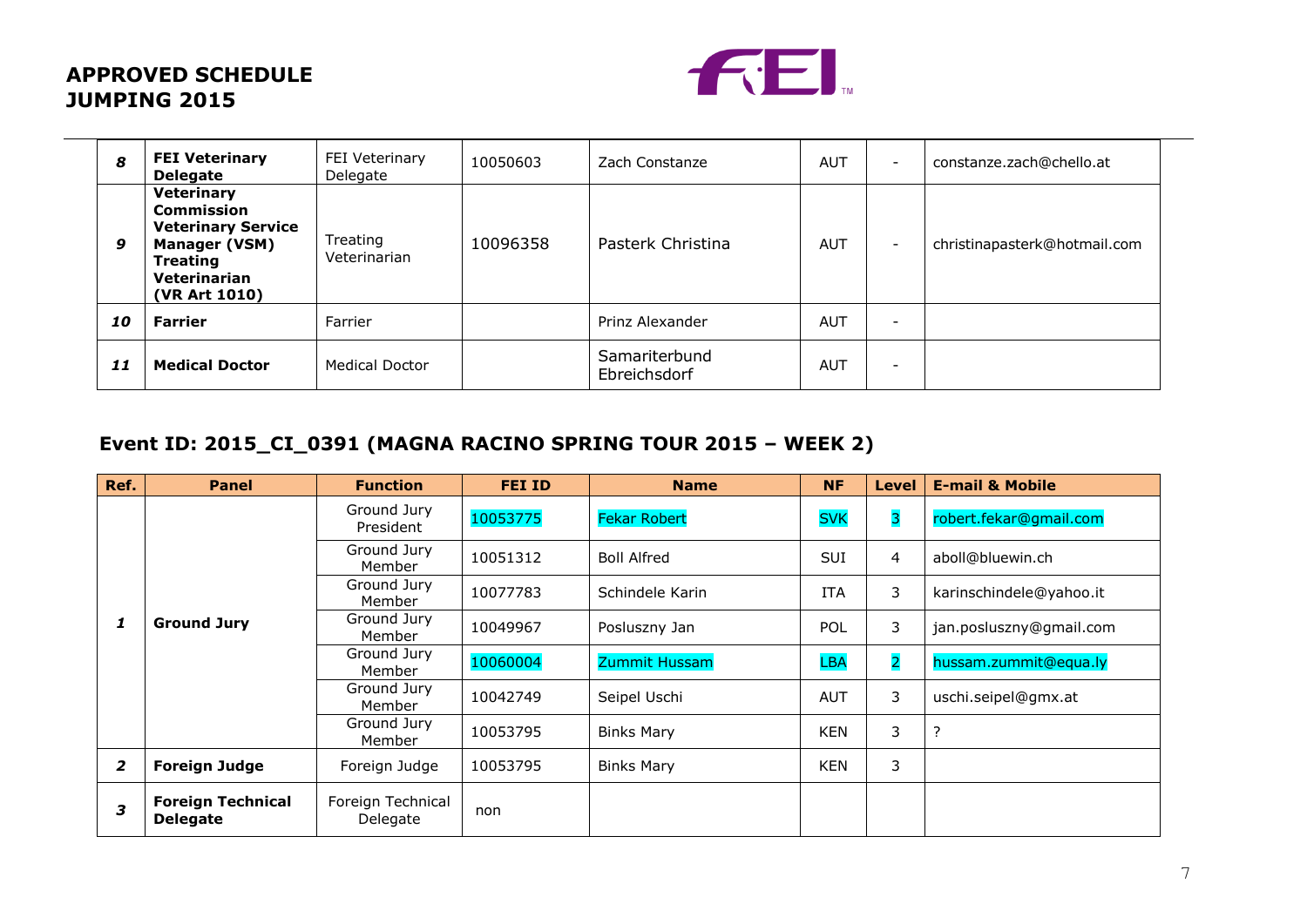**APPROVED SCHEDULE JUMPING 2015**

| | | | | | | | |
|---|---|---|---|---|---|---|---|
| *8* | **FEI Veterinary Delegate** | FEI Veterinary Delegate | 10050603 | Zach Constanze | AUT | - | constanze.zach@chello.at |
| *9* | **Veterinary Commission Veterinary Service Manager (VSM) Treating Veterinarian (VR Art 1010)** | Treating Veterinarian | 10096358 | Pasterk Christina | AUT | - | christinapasterk@hotmail.com |
| *10* | **Farrier** | Farrier | | Prinz Alexander | AUT | - | |
| *11* | **Medical Doctor** | Medical Doctor | | Samariterbund Ebreichsdorf | AUT | - | |

## Event ID: 2015_CI_0391 (MAGNA RACINO SPRING TOUR 2015 – WEEK 2)

| Ref. | Panel | Function | FEI ID | Name | NF | Level | E-mail & Mobile |
|---|---|---|---|---|---|---|---|
| *1* | **Ground Jury** | Ground Jury President | 10053775 | Fekar Robert | SVK | 3 | robert.fekar@gmail.com |
| | | Ground Jury Member | 10051312 | Boll Alfred | SUI | 4 | aboll@bluewin.ch |
| | | Ground Jury Member | 10077783 | Schindele Karin | ITA | 3 | karinschindele@yahoo.it |
| | | Ground Jury Member | 10049967 | Posluszny Jan | POL | 3 | jan.posluszny@gmail.com |
| | | Ground Jury Member | 10060004 | Zummit Hussam | LBA | 2 | hussam.zummit@equa.ly |
| | | Ground Jury Member | 10042749 | Seipel Uschi | AUT | 3 | uschi.seipel@gmx.at |
| | | Ground Jury Member | 10053795 | Binks Mary | KEN | 3 | ? |
| *2* | **Foreign Judge** | Foreign Judge | 10053795 | Binks Mary | KEN | 3 | |
| *3* | **Foreign Technical Delegate** | Foreign Technical Delegate | non | | | | |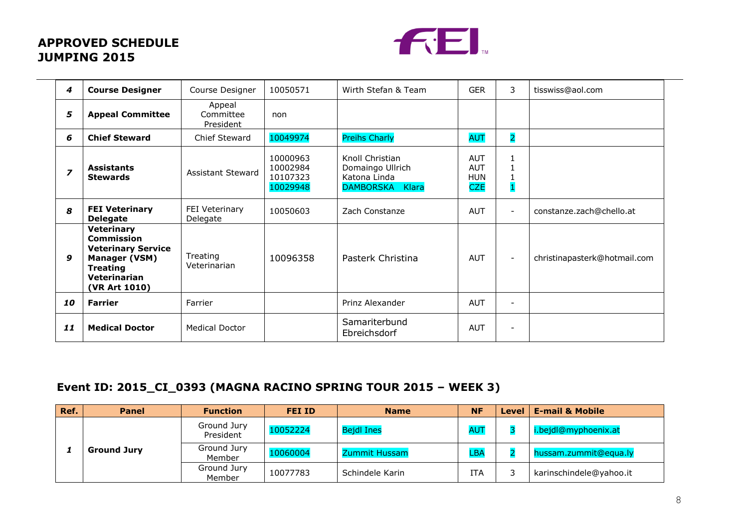# APPROVED SCHEDULE
# JUMPING 2015

| | | | | | | | |
|---|---|---|---|---|---|---|---|
| *4* | **Course Designer** | Course Designer | 10050571 | Wirth Stefan & Team | GER | 3 | tisswiss@aol.com |
| *5* | **Appeal Committee** | Appeal Committee President | non | | | | |
| *6* | **Chief Steward** | Chief Steward | 10049974 | Preihs Charly | AUT | 2 | |
| *7* | **Assistants Stewards** | Assistant Steward | 10000963<br>10002984<br>10107323<br>10029948 | Knoll Christian<br>Domaingo Ullrich<br>Katona Linda<br>DAMBORSKA Klara | AUT<br>AUT<br>HUN<br>CZE | 1<br>1<br>1<br>1 | |
| *8* | **FEI Veterinary Delegate** | FEI Veterinary Delegate | 10050603 | Zach Constanze | AUT | - | constanze.zach@chello.at |
| *9* | **Veterinary Commission Veterinary Service Manager (VSM) Treating Veterinarian (VR Art 1010)** | Treating Veterinarian | 10096358 | Pasterk Christina | AUT | - | christinapasterk@hotmail.com |
| *10* | **Farrier** | Farrier | | Prinz Alexander | AUT | - | |
| *11* | **Medical Doctor** | Medical Doctor | | Samariterbund Ebreichsdorf | AUT | - | |

## Event ID: 2015_CI_0393 (MAGNA RACINO SPRING TOUR 2015 – WEEK 3)

| Ref. | Panel | Function | FEI ID | Name | NF | Level | E-mail & Mobile |
|---|---|---|---|---|---|---|---|
| *1* | **Ground Jury** | Ground Jury President | 10052224 | Bejdl Ines | AUT | 3 | i.bejdl@myphoenix.at |
| | | Ground Jury Member | 10060004 | Zummit Hussam | LBA | 2 | hussam.zummit@equa.ly |
| | | Ground Jury Member | 10077783 | Schindele Karin | ITA | 3 | karinschindele@yahoo.it |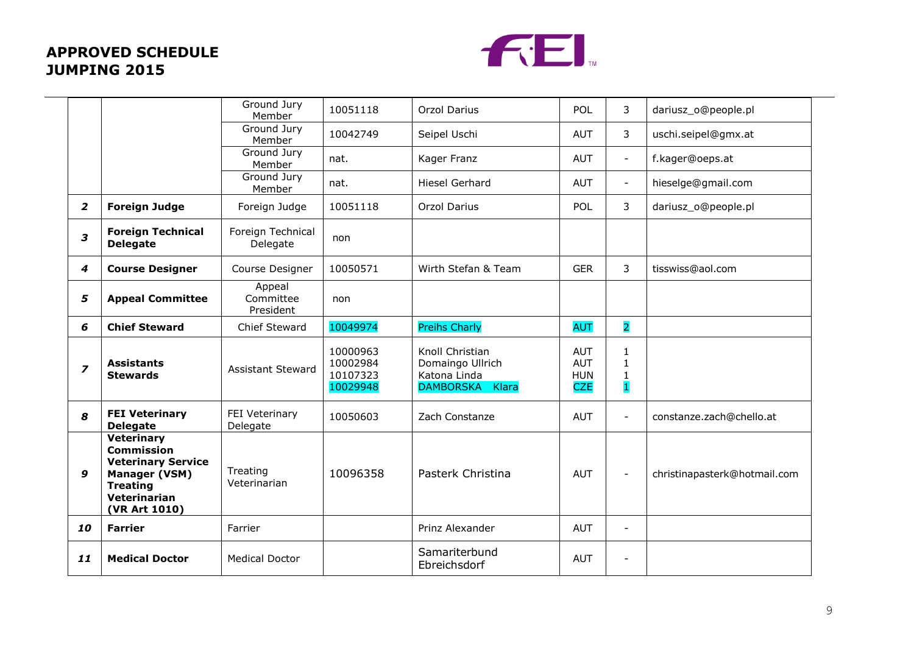## APPROVED SCHEDULE
## JUMPING 2015

| | | | | | | | |
|---|---|---|---|---|---|---|---|
| | | Ground Jury Member | 10051118 | Orzol Darius | POL | 3 | dariusz_o@people.pl |
| | | Ground Jury Member | 10042749 | Seipel Uschi | AUT | 3 | uschi.seipel@gmx.at |
| | | Ground Jury Member | nat. | Kager Franz | AUT | - | f.kager@oeps.at |
| | | Ground Jury Member | nat. | Hiesel Gerhard | AUT | - | hieselge@gmail.com |
| ***2*** | **Foreign Judge** | Foreign Judge | 10051118 | Orzol Darius | POL | 3 | dariusz_o@people.pl |
| ***3*** | **Foreign Technical Delegate** | Foreign Technical Delegate | non | | | | |
| ***4*** | **Course Designer** | Course Designer | 10050571 | Wirth Stefan & Team | GER | 3 | tisswiss@aol.com |
| ***5*** | **Appeal Committee** | Appeal Committee President | non | | | | |
| ***6*** | **Chief Steward** | Chief Steward | 10049974 | Preihs Charly | AUT | 2 | |
| ***7*** | **Assistants Stewards** | Assistant Steward | 10000963<br>10002984<br>10107323<br>10029948 | Knoll Christian<br>Domaingo Ullrich<br>Katona Linda<br>DAMBORSKA Klara | AUT<br>AUT<br>HUN<br>CZE | 1<br>1<br>1<br>1 | |
| ***8*** | **FEI Veterinary Delegate** | FEI Veterinary Delegate | 10050603 | Zach Constanze | AUT | - | constanze.zach@chello.at |
| ***9*** | **Veterinary Commission Veterinary Service Manager (VSM) Treating Veterinarian (VR Art 1010)** | Treating Veterinarian | 10096358 | Pasterk Christina | AUT | - | christinapasterk@hotmail.com |
| ***10*** | **Farrier** | Farrier | | Prinz Alexander | AUT | - | |
| ***11*** | **Medical Doctor** | Medical Doctor | | Samariterbund Ebreichsdorf | AUT | - | |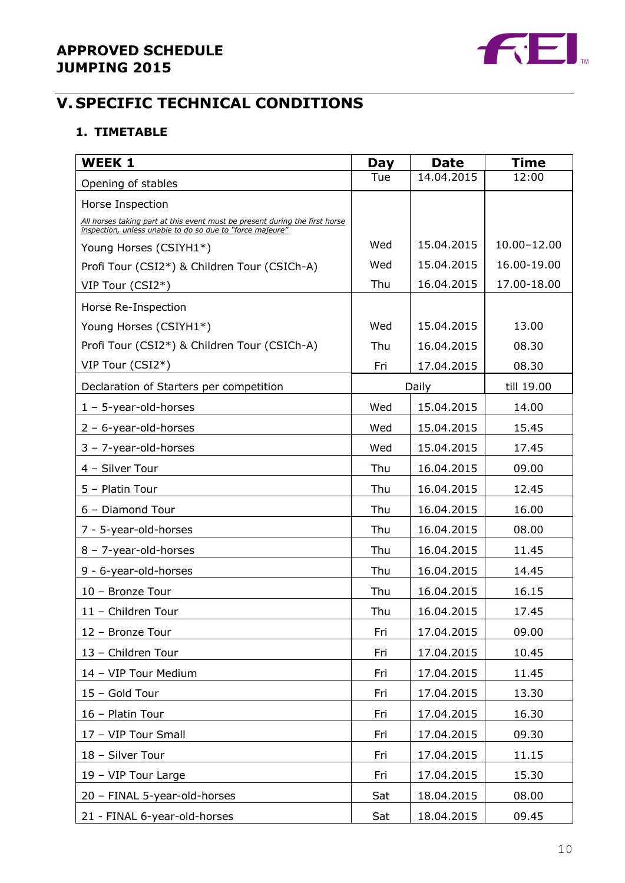**APPROVED SCHEDULE**
**JUMPING 2015**

# V. SPECIFIC TECHNICAL CONDITIONS

## 1. TIMETABLE

| WEEK 1 | Day | Date | Time |
|---|---|---|---|
| Opening of stables | Tue | 14.04.2015 | 12:00 |
| Horse Inspection<br>*All horses taking part at this event must be present during the first horse inspection, unless unable to do so due to "force majeure"* | | | |
| Young Horses (CSIYH1*) | Wed | 15.04.2015 | 10.00–12.00 |
| Profi Tour (CSI2*) & Children Tour (CSICh-A) | Wed | 15.04.2015 | 16.00-19.00 |
| VIP Tour (CSI2*) | Thu | 16.04.2015 | 17.00-18.00 |
| Horse Re-Inspection | | | |
| Young Horses (CSIYH1*) | Wed | 15.04.2015 | 13.00 |
| Profi Tour (CSI2*) & Children Tour (CSICh-A) | Thu | 16.04.2015 | 08.30 |
| VIP Tour (CSI2*) | Fri | 17.04.2015 | 08.30 |
| Declaration of Starters per competition | Daily | | till 19.00 |
| 1 – 5-year-old-horses | Wed | 15.04.2015 | 14.00 |
| 2 – 6-year-old-horses | Wed | 15.04.2015 | 15.45 |
| 3 – 7-year-old-horses | Wed | 15.04.2015 | 17.45 |
| 4 – Silver Tour | Thu | 16.04.2015 | 09.00 |
| 5 – Platin Tour | Thu | 16.04.2015 | 12.45 |
| 6 – Diamond Tour | Thu | 16.04.2015 | 16.00 |
| 7 - 5-year-old-horses | Thu | 16.04.2015 | 08.00 |
| 8 – 7-year-old-horses | Thu | 16.04.2015 | 11.45 |
| 9 - 6-year-old-horses | Thu | 16.04.2015 | 14.45 |
| 10 – Bronze Tour | Thu | 16.04.2015 | 16.15 |
| 11 – Children Tour | Thu | 16.04.2015 | 17.45 |
| 12 – Bronze Tour | Fri | 17.04.2015 | 09.00 |
| 13 – Children Tour | Fri | 17.04.2015 | 10.45 |
| 14 – VIP Tour Medium | Fri | 17.04.2015 | 11.45 |
| 15 – Gold Tour | Fri | 17.04.2015 | 13.30 |
| 16 – Platin Tour | Fri | 17.04.2015 | 16.30 |
| 17 – VIP Tour Small | Fri | 17.04.2015 | 09.30 |
| 18 – Silver Tour | Fri | 17.04.2015 | 11.15 |
| 19 – VIP Tour Large | Fri | 17.04.2015 | 15.30 |
| 20 – FINAL 5-year-old-horses | Sat | 18.04.2015 | 08.00 |
| 21 - FINAL 6-year-old-horses | Sat | 18.04.2015 | 09.45 |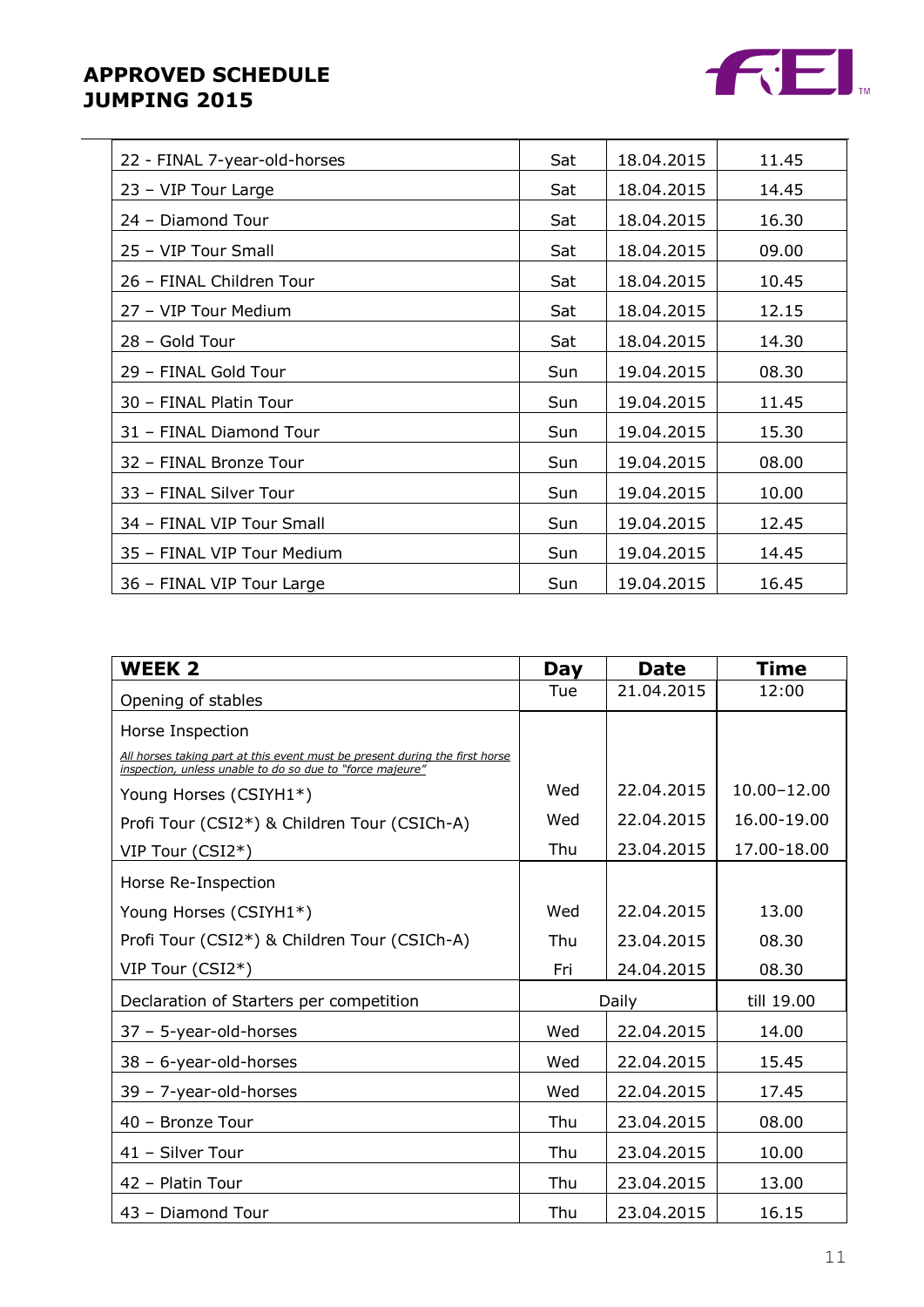| | | | |
|---|---|---|---|
| 22 - FINAL 7-year-old-horses | Sat | 18.04.2015 | 11.45 |
| 23 – VIP Tour Large | Sat | 18.04.2015 | 14.45 |
| 24 – Diamond Tour | Sat | 18.04.2015 | 16.30 |
| 25 – VIP Tour Small | Sat | 18.04.2015 | 09.00 |
| 26 – FINAL Children Tour | Sat | 18.04.2015 | 10.45 |
| 27 – VIP Tour Medium | Sat | 18.04.2015 | 12.15 |
| 28 – Gold Tour | Sat | 18.04.2015 | 14.30 |
| 29 – FINAL Gold Tour | Sun | 19.04.2015 | 08.30 |
| 30 – FINAL Platin Tour | Sun | 19.04.2015 | 11.45 |
| 31 – FINAL Diamond Tour | Sun | 19.04.2015 | 15.30 |
| 32 – FINAL Bronze Tour | Sun | 19.04.2015 | 08.00 |
| 33 – FINAL Silver Tour | Sun | 19.04.2015 | 10.00 |
| 34 – FINAL VIP Tour Small | Sun | 19.04.2015 | 12.45 |
| 35 – FINAL VIP Tour Medium | Sun | 19.04.2015 | 14.45 |
| 36 – FINAL VIP Tour Large | Sun | 19.04.2015 | 16.45 |

| **WEEK 2** | **Day** | **Date** | **Time** |
|---|---|---|---|
| Opening of stables | Tue | 21.04.2015 | 12:00 |
| Horse Inspection<br>*All horses taking part at this event must be present during the first horse inspection, unless unable to do so due to "force majeure"* | | | |
| Young Horses (CSIYH1*) | Wed | 22.04.2015 | 10.00–12.00 |
| Profi Tour (CSI2*) & Children Tour (CSICh-A) | Wed | 22.04.2015 | 16.00-19.00 |
| VIP Tour (CSI2*) | Thu | 23.04.2015 | 17.00-18.00 |
| Horse Re-Inspection | | | |
| Young Horses (CSIYH1*) | Wed | 22.04.2015 | 13.00 |
| Profi Tour (CSI2*) & Children Tour (CSICh-A) | Thu | 23.04.2015 | 08.30 |
| VIP Tour (CSI2*) | Fri | 24.04.2015 | 08.30 |
| Declaration of Starters per competition | Daily | | till 19.00 |
| 37 – 5-year-old-horses | Wed | 22.04.2015 | 14.00 |
| 38 – 6-year-old-horses | Wed | 22.04.2015 | 15.45 |
| 39 – 7-year-old-horses | Wed | 22.04.2015 | 17.45 |
| 40 – Bronze Tour | Thu | 23.04.2015 | 08.00 |
| 41 – Silver Tour | Thu | 23.04.2015 | 10.00 |
| 42 – Platin Tour | Thu | 23.04.2015 | 13.00 |
| 43 – Diamond Tour | Thu | 23.04.2015 | 16.15 |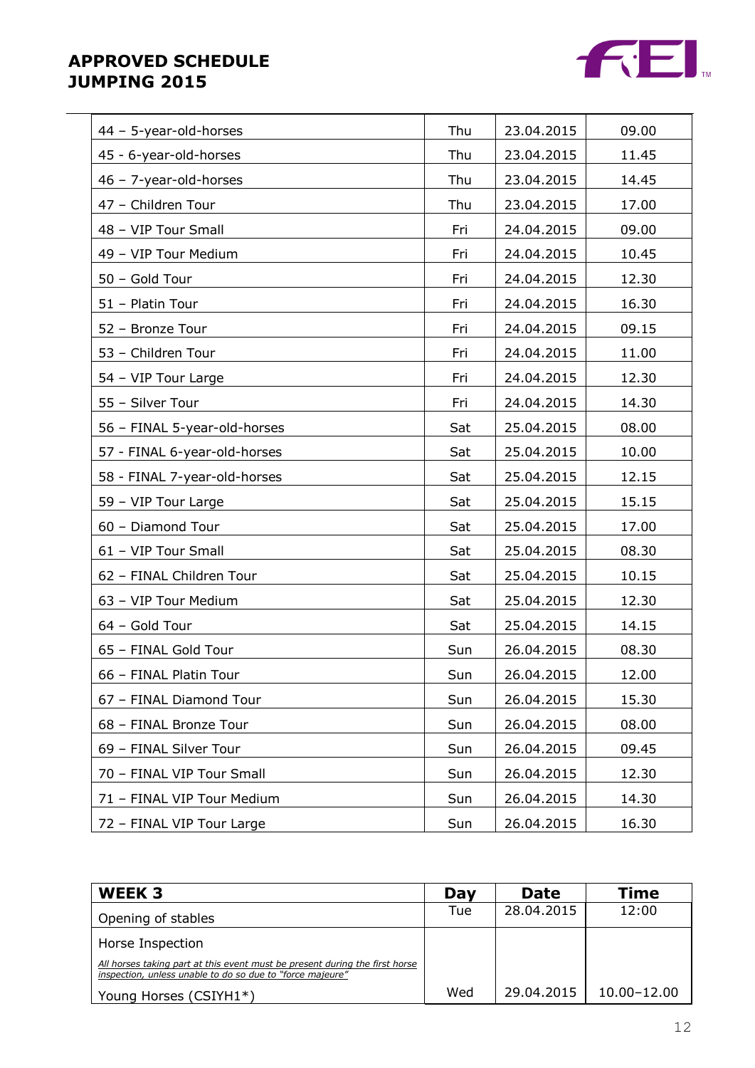## APPROVED SCHEDULE JUMPING 2015

| | | | |
|---|---|---|---|
| 44 – 5-year-old-horses | Thu | 23.04.2015 | 09.00 |
| 45 - 6-year-old-horses | Thu | 23.04.2015 | 11.45 |
| 46 – 7-year-old-horses | Thu | 23.04.2015 | 14.45 |
| 47 – Children Tour | Thu | 23.04.2015 | 17.00 |
| 48 – VIP Tour Small | Fri | 24.04.2015 | 09.00 |
| 49 – VIP Tour Medium | Fri | 24.04.2015 | 10.45 |
| 50 – Gold Tour | Fri | 24.04.2015 | 12.30 |
| 51 – Platin Tour | Fri | 24.04.2015 | 16.30 |
| 52 – Bronze Tour | Fri | 24.04.2015 | 09.15 |
| 53 – Children Tour | Fri | 24.04.2015 | 11.00 |
| 54 – VIP Tour Large | Fri | 24.04.2015 | 12.30 |
| 55 – Silver Tour | Fri | 24.04.2015 | 14.30 |
| 56 – FINAL 5-year-old-horses | Sat | 25.04.2015 | 08.00 |
| 57 - FINAL 6-year-old-horses | Sat | 25.04.2015 | 10.00 |
| 58 - FINAL 7-year-old-horses | Sat | 25.04.2015 | 12.15 |
| 59 – VIP Tour Large | Sat | 25.04.2015 | 15.15 |
| 60 – Diamond Tour | Sat | 25.04.2015 | 17.00 |
| 61 – VIP Tour Small | Sat | 25.04.2015 | 08.30 |
| 62 – FINAL Children Tour | Sat | 25.04.2015 | 10.15 |
| 63 – VIP Tour Medium | Sat | 25.04.2015 | 12.30 |
| 64 – Gold Tour | Sat | 25.04.2015 | 14.15 |
| 65 – FINAL Gold Tour | Sun | 26.04.2015 | 08.30 |
| 66 – FINAL Platin Tour | Sun | 26.04.2015 | 12.00 |
| 67 – FINAL Diamond Tour | Sun | 26.04.2015 | 15.30 |
| 68 – FINAL Bronze Tour | Sun | 26.04.2015 | 08.00 |
| 69 – FINAL Silver Tour | Sun | 26.04.2015 | 09.45 |
| 70 – FINAL VIP Tour Small | Sun | 26.04.2015 | 12.30 |
| 71 – FINAL VIP Tour Medium | Sun | 26.04.2015 | 14.30 |
| 72 – FINAL VIP Tour Large | Sun | 26.04.2015 | 16.30 |

| **WEEK 3** | **Day** | **Date** | **Time** |
|---|---|---|---|
| Opening of stables | Tue | 28.04.2015 | 12:00 |
| Horse Inspection<br>*All horses taking part at this event must be present during the first horse inspection, unless unable to do so due to "force majeure"*<br>Young Horses (CSIYH1*) | Wed | 29.04.2015 | 10.00–12.00 |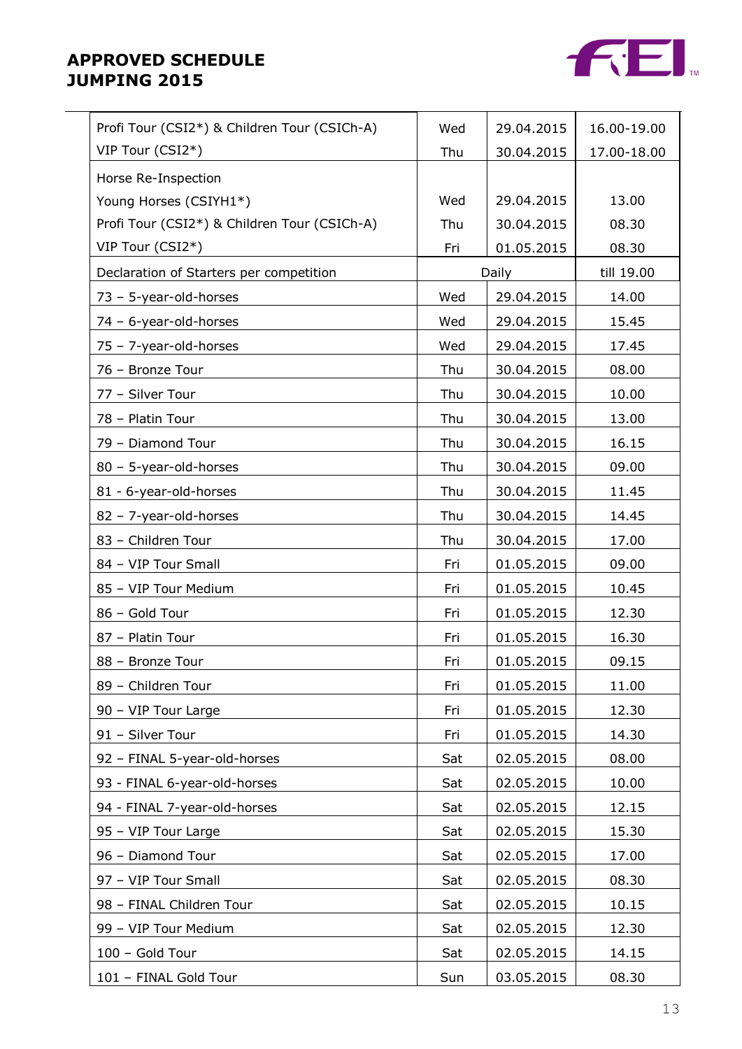## APPROVED SCHEDULE JUMPING 2015

| | | | |
|---|---|---|---|
| Profi Tour (CSI2*) & Children Tour (CSICh-A) | Wed | 29.04.2015 | 16.00-19.00 |
| VIP Tour (CSI2*) | Thu | 30.04.2015 | 17.00-18.00 |
| Horse Re-Inspection | | | |
| Young Horses (CSIYH1*) | Wed | 29.04.2015 | 13.00 |
| Profi Tour (CSI2*) & Children Tour (CSICh-A) | Thu | 30.04.2015 | 08.30 |
| VIP Tour (CSI2*) | Fri | 01.05.2015 | 08.30 |
| Declaration of Starters per competition | Daily | | till 19.00 |
| 73 – 5-year-old-horses | Wed | 29.04.2015 | 14.00 |
| 74 – 6-year-old-horses | Wed | 29.04.2015 | 15.45 |
| 75 – 7-year-old-horses | Wed | 29.04.2015 | 17.45 |
| 76 – Bronze Tour | Thu | 30.04.2015 | 08.00 |
| 77 – Silver Tour | Thu | 30.04.2015 | 10.00 |
| 78 – Platin Tour | Thu | 30.04.2015 | 13.00 |
| 79 – Diamond Tour | Thu | 30.04.2015 | 16.15 |
| 80 – 5-year-old-horses | Thu | 30.04.2015 | 09.00 |
| 81 - 6-year-old-horses | Thu | 30.04.2015 | 11.45 |
| 82 – 7-year-old-horses | Thu | 30.04.2015 | 14.45 |
| 83 – Children Tour | Thu | 30.04.2015 | 17.00 |
| 84 – VIP Tour Small | Fri | 01.05.2015 | 09.00 |
| 85 – VIP Tour Medium | Fri | 01.05.2015 | 10.45 |
| 86 – Gold Tour | Fri | 01.05.2015 | 12.30 |
| 87 – Platin Tour | Fri | 01.05.2015 | 16.30 |
| 88 – Bronze Tour | Fri | 01.05.2015 | 09.15 |
| 89 – Children Tour | Fri | 01.05.2015 | 11.00 |
| 90 – VIP Tour Large | Fri | 01.05.2015 | 12.30 |
| 91 – Silver Tour | Fri | 01.05.2015 | 14.30 |
| 92 – FINAL 5-year-old-horses | Sat | 02.05.2015 | 08.00 |
| 93 - FINAL 6-year-old-horses | Sat | 02.05.2015 | 10.00 |
| 94 - FINAL 7-year-old-horses | Sat | 02.05.2015 | 12.15 |
| 95 – VIP Tour Large | Sat | 02.05.2015 | 15.30 |
| 96 – Diamond Tour | Sat | 02.05.2015 | 17.00 |
| 97 – VIP Tour Small | Sat | 02.05.2015 | 08.30 |
| 98 – FINAL Children Tour | Sat | 02.05.2015 | 10.15 |
| 99 – VIP Tour Medium | Sat | 02.05.2015 | 12.30 |
| 100 – Gold Tour | Sat | 02.05.2015 | 14.15 |
| 101 – FINAL Gold Tour | Sun | 03.05.2015 | 08.30 |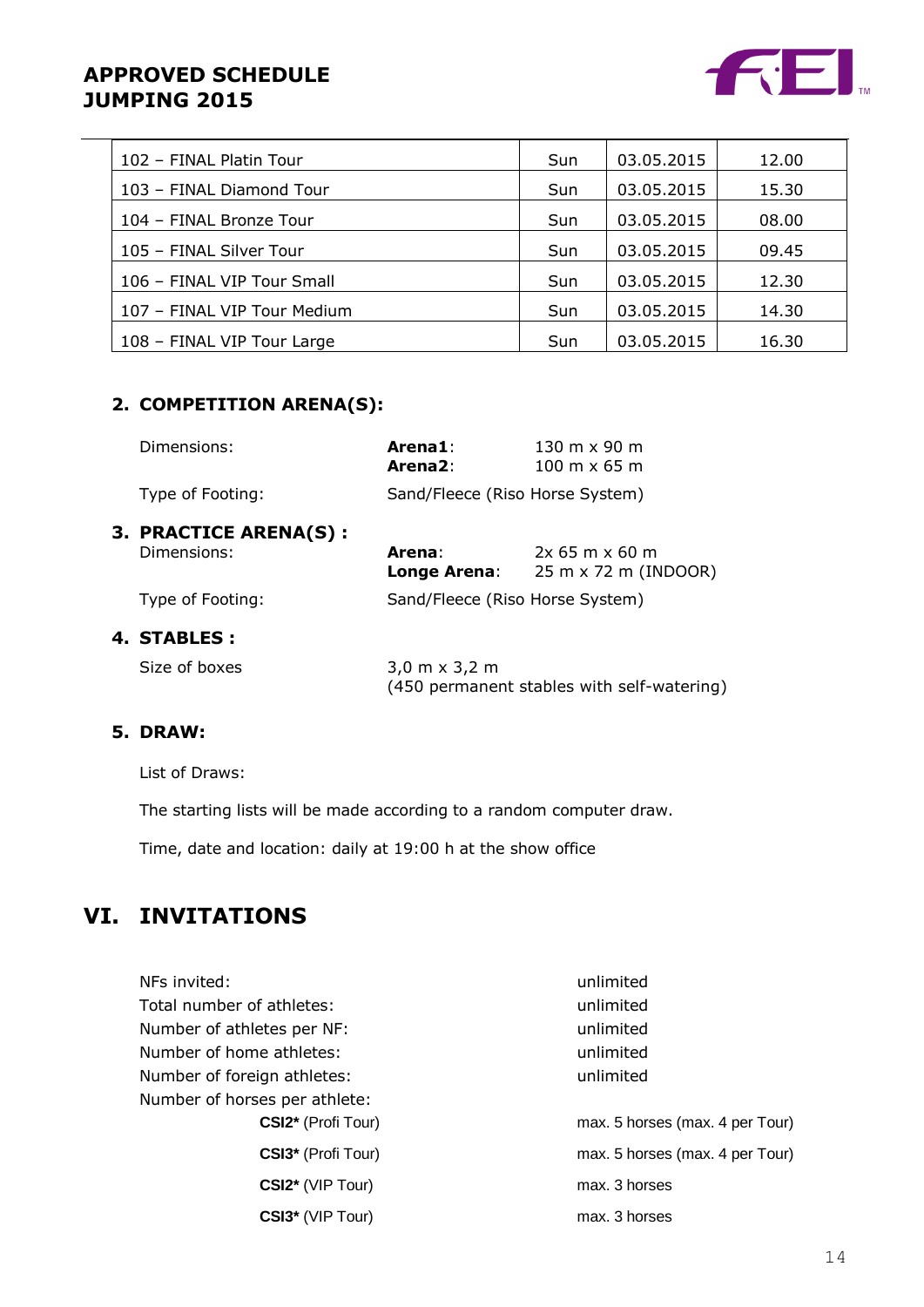| | | | |
|---|---|---|---|
| 102 – FINAL Platin Tour | Sun | 03.05.2015 | 12.00 |
| 103 – FINAL Diamond Tour | Sun | 03.05.2015 | 15.30 |
| 104 – FINAL Bronze Tour | Sun | 03.05.2015 | 08.00 |
| 105 – FINAL Silver Tour | Sun | 03.05.2015 | 09.45 |
| 106 – FINAL VIP Tour Small | Sun | 03.05.2015 | 12.30 |
| 107 – FINAL VIP Tour Medium | Sun | 03.05.2015 | 14.30 |
| 108 – FINAL VIP Tour Large | Sun | 03.05.2015 | 16.30 |

### 2. COMPETITION ARENA(S):

Dimensions: **Arena1**: 130 m x 90 m
**Arena2**: 100 m x 65 m

Type of Footing: Sand/Fleece (Riso Horse System)

### 3. PRACTICE ARENA(S) :

Dimensions: **Arena**: 2x 65 m x 60 m
**Longe Arena**: 25 m x 72 m (INDOOR)

Type of Footing: Sand/Fleece (Riso Horse System)

### 4. STABLES :

Size of boxes: 3,0 m x 3,2 m
(450 permanent stables with self-watering)

### 5. DRAW:

List of Draws:

The starting lists will be made according to a random computer draw.

Time, date and location: daily at 19:00 h at the show office

## VI. INVITATIONS

| | |
|---|---|
| NFs invited: | unlimited |
| Total number of athletes: | unlimited |
| Number of athletes per NF: | unlimited |
| Number of home athletes: | unlimited |
| Number of foreign athletes: | unlimited |
| Number of horses per athlete: | |
| **CSI2*** (Profi Tour) | max. 5 horses (max. 4 per Tour) |
| **CSI3*** (Profi Tour) | max. 5 horses (max. 4 per Tour) |
| **CSI2*** (VIP Tour) | max. 3 horses |
| **CSI3*** (VIP Tour) | max. 3 horses |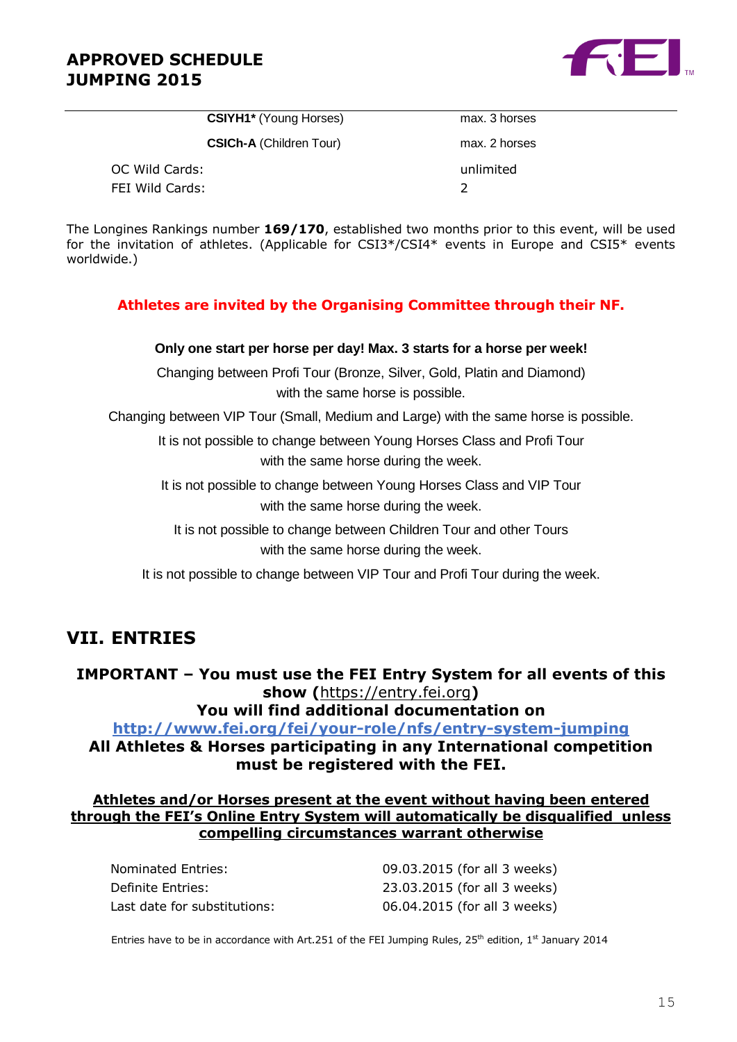| | |
|---|---|
| **CSIYH1*** (Young Horses) | max. 3 horses |
| **CSICh-A** (Children Tour) | max. 2 horses |
| OC Wild Cards: | unlimited |
| FEI Wild Cards: | 2 |

The Longines Rankings number **169/170**, established two months prior to this event, will be used for the invitation of athletes. (Applicable for CSI3*/CSI4* events in Europe and CSI5* events worldwide.)

**Athletes are invited by the Organising Committee through their NF.**

**Only one start per horse per day! Max. 3 starts for a horse per week!**

Changing between Profi Tour (Bronze, Silver, Gold, Platin and Diamond) with the same horse is possible.

Changing between VIP Tour (Small, Medium and Large) with the same horse is possible.

It is not possible to change between Young Horses Class and Profi Tour with the same horse during the week.

It is not possible to change between Young Horses Class and VIP Tour with the same horse during the week.

It is not possible to change between Children Tour and other Tours with the same horse during the week.

It is not possible to change between VIP Tour and Profi Tour during the week.

## VII. ENTRIES

**IMPORTANT – You must use the FEI Entry System for all events of this show (https://entry.fei.org)**
**You will find additional documentation on**
**http://www.fei.org/fei/your-role/nfs/entry-system-jumping**
**All Athletes & Horses participating in any International competition must be registered with the FEI.**

**Athletes and/or Horses present at the event without having been entered through the FEI's Online Entry System will automatically be disqualified unless compelling circumstances warrant otherwise**

| | |
|---|---|
| Nominated Entries: | 09.03.2015 (for all 3 weeks) |
| Definite Entries: | 23.03.2015 (for all 3 weeks) |
| Last date for substitutions: | 06.04.2015 (for all 3 weeks) |

Entries have to be in accordance with Art.251 of the FEI Jumping Rules, 25th edition, 1st January 2014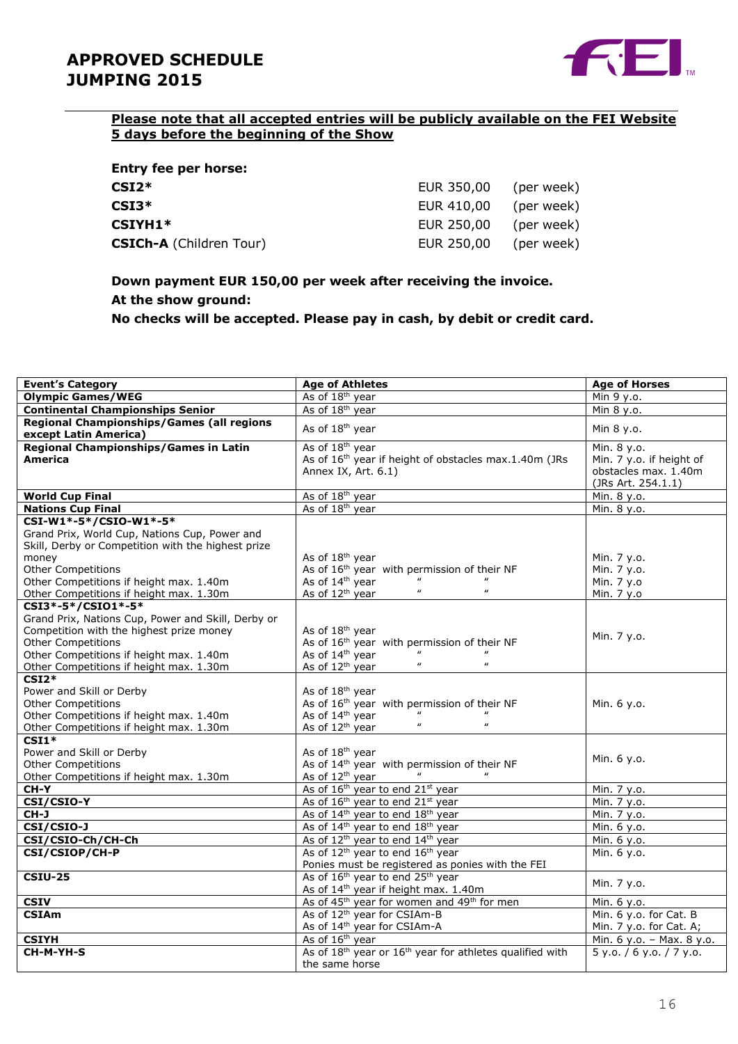# APPROVED SCHEDULE JUMPING 2015

**Please note that all accepted entries will be publicly available on the FEI Website 5 days before the beginning of the Show**

**Entry fee per horse:**

| | | |
|---|---|---|
| **CSI2*** | EUR 350,00 | (per week) |
| **CSI3*** | EUR 410,00 | (per week) |
| **CSIYH1*** | EUR 250,00 | (per week) |
| **CSICh-A** (Children Tour) | EUR 250,00 | (per week) |

**Down payment EUR 150,00 per week after receiving the invoice.**

**At the show ground:**

**No checks will be accepted. Please pay in cash, by debit or credit card.**

| Event's Category | Age of Athletes | Age of Horses |
|---|---|---|
| **Olympic Games/WEG** | As of 18th year | Min 9 y.o. |
| **Continental Championships Senior** | As of 18th year | Min 8 y.o. |
| **Regional Championships/Games (all regions except Latin America)** | As of 18th year | Min 8 y.o. |
| **Regional Championships/Games in Latin America** | As of 18th year<br>As of 16th year if height of obstacles max.1.40m (JRs Annex IX, Art. 6.1) | Min. 8 y.o.<br>Min. 7 y.o. if height of obstacles max. 1.40m (JRs Art. 254.1.1) |
| **World Cup Final** | As of 18th year | Min. 8 y.o. |
| **Nations Cup Final** | As of 18th year | Min. 8 y.o. |
| **CSI-W1*-5*/CSIO-W1*-5***<br>Grand Prix, World Cup, Nations Cup, Power and Skill, Derby or Competition with the highest prize money<br>Other Competitions<br>Other Competitions if height max. 1.40m<br>Other Competitions if height max. 1.30m | <br><br>As of 18th year<br>As of 16th year with permission of their NF<br>As of 14th year " "<br>As of 12th year " " | <br><br>Min. 7 y.o.<br>Min. 7 y.o.<br>Min. 7 y.o<br>Min. 7 y.o |
| **CSI3*-5*/CSIO1*-5***<br>Grand Prix, Nations Cup, Power and Skill, Derby or Competition with the highest prize money<br>Other Competitions<br>Other Competitions if height max. 1.40m<br>Other Competitions if height max. 1.30m | <br>As of 18th year<br>As of 16th year with permission of their NF<br>As of 14th year " "<br>As of 12th year " " | Min. 7 y.o. |
| **CSI2***<br>Power and Skill or Derby<br>Other Competitions<br>Other Competitions if height max. 1.40m<br>Other Competitions if height max. 1.30m | <br>As of 18th year<br>As of 16th year with permission of their NF<br>As of 14th year " "<br>As of 12th year " " | Min. 6 y.o. |
| **CSI1***<br>Power and Skill or Derby<br>Other Competitions<br>Other Competitions if height max. 1.30m | <br>As of 18th year<br>As of 14th year with permission of their NF<br>As of 12th year " " | Min. 6 y.o. |
| **CH-Y** | As of 16th year to end 21st year | Min. 7 y.o. |
| **CSI/CSIO-Y** | As of 16th year to end 21st year | Min. 7 y.o. |
| **CH-J** | As of 14th year to end 18th year | Min. 7 y.o. |
| **CSI/CSIO-J** | As of 14th year to end 18th year | Min. 6 y.o. |
| **CSI/CSIO-Ch/CH-Ch** | As of 12th year to end 14th year | Min. 6 y.o. |
| **CSI/CSIOP/CH-P** | As of 12th year to end 16th year<br>Ponies must be registered as ponies with the FEI | Min. 6 y.o. |
| **CSIU-25** | As of 16th year to end 25th year<br>As of 14th year if height max. 1.40m | Min. 7 y.o. |
| **CSIV** | As of 45th year for women and 49th for men | Min. 6 y.o. |
| **CSIAm** | As of 12th year for CSIAm-B<br>As of 14th year for CSIAm-A | Min. 6 y.o. for Cat. B<br>Min. 7 y.o. for Cat. A; |
| **CSIYH** | As of 16th year | Min. 6 y.o. – Max. 8 y.o. |
| **CH-M-YH-S** | As of 18th year or 16th year for athletes qualified with the same horse | 5 y.o. / 6 y.o. / 7 y.o. |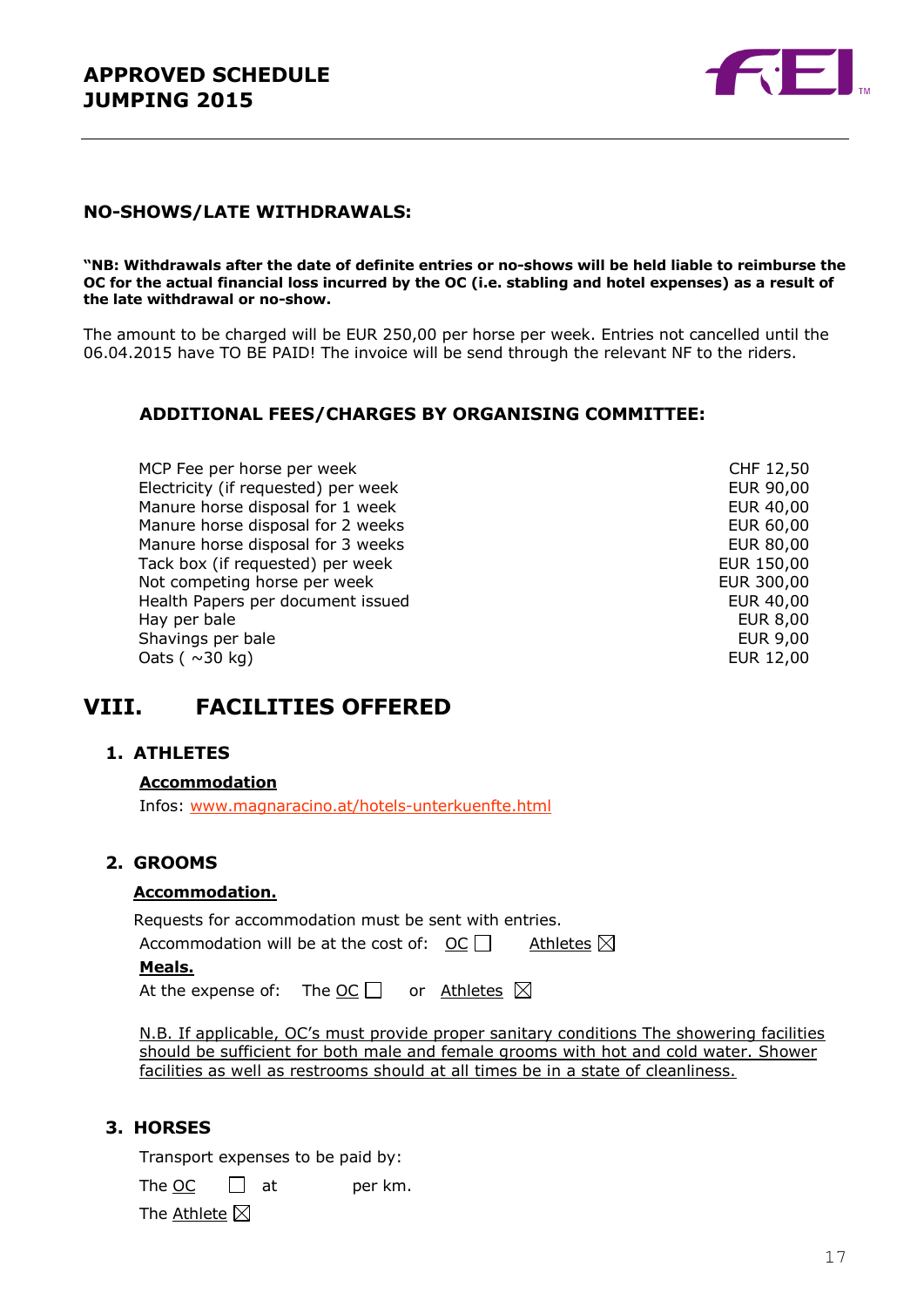## NO-SHOWS/LATE WITHDRAWALS:

**"NB: Withdrawals after the date of definite entries or no-shows will be held liable to reimburse the OC for the actual financial loss incurred by the OC (i.e. stabling and hotel expenses) as a result of the late withdrawal or no-show.**

The amount to be charged will be EUR 250,00 per horse per week. Entries not cancelled until the 06.04.2015 have TO BE PAID! The invoice will be send through the relevant NF to the riders.

### ADDITIONAL FEES/CHARGES BY ORGANISING COMMITTEE:

| | |
|---|---|
| MCP Fee per horse per week | CHF 12,50 |
| Electricity (if requested) per week | EUR 90,00 |
| Manure horse disposal for 1 week | EUR 40,00 |
| Manure horse disposal for 2 weeks | EUR 60,00 |
| Manure horse disposal for 3 weeks | EUR 80,00 |
| Tack box (if requested) per week | EUR 150,00 |
| Not competing horse per week | EUR 300,00 |
| Health Papers per document issued | EUR 40,00 |
| Hay per bale | EUR 8,00 |
| Shavings per bale | EUR 9,00 |
| Oats ( ~30 kg) | EUR 12,00 |

# VIII. FACILITIES OFFERED

## 1. ATHLETES

**Accommodation**

Infos: www.magnaracino.at/hotels-unterkuenfte.html

## 2. GROOMS

**Accommodation.**

Requests for accommodation must be sent with entries.

Accommodation will be at the cost of: OC ☐ Athletes ☒

**Meals.**

At the expense of: The OC ☐ or Athletes ☒

N.B. If applicable, OC's must provide proper sanitary conditions The showering facilities should be sufficient for both male and female grooms with hot and cold water. Shower facilities as well as restrooms should at all times be in a state of cleanliness.

## 3. HORSES

Transport expenses to be paid by:

The OC ☐ at per km.

The Athlete ☒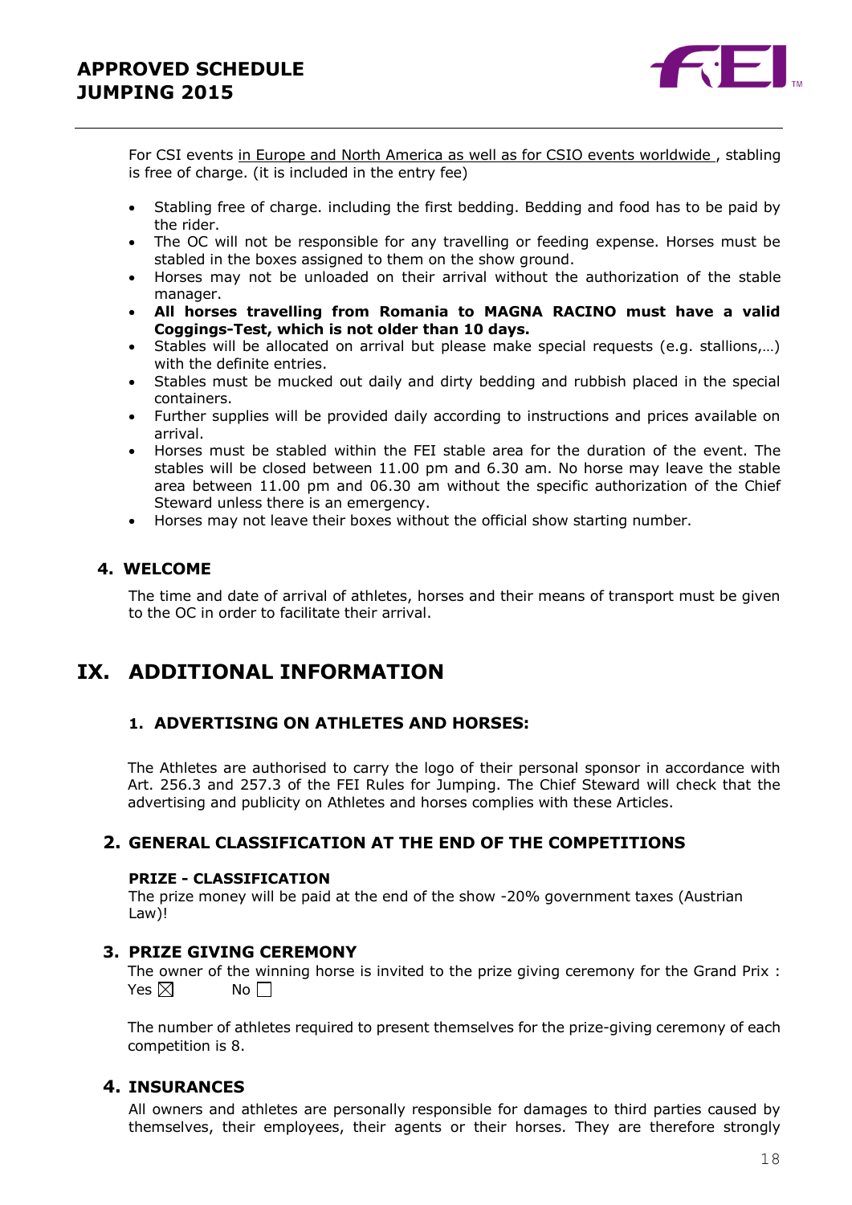For CSI events in Europe and North America as well as for CSIO events worldwide , stabling is free of charge. (it is included in the entry fee)

- Stabling free of charge. including the first bedding. Bedding and food has to be paid by the rider.
- The OC will not be responsible for any travelling or feeding expense. Horses must be stabled in the boxes assigned to them on the show ground.
- Horses may not be unloaded on their arrival without the authorization of the stable manager.
- **All horses travelling from Romania to MAGNA RACINO must have a valid Coggings-Test, which is not older than 10 days.**
- Stables will be allocated on arrival but please make special requests (e.g. stallions,…) with the definite entries.
- Stables must be mucked out daily and dirty bedding and rubbish placed in the special containers.
- Further supplies will be provided daily according to instructions and prices available on arrival.
- Horses must be stabled within the FEI stable area for the duration of the event. The stables will be closed between 11.00 pm and 6.30 am. No horse may leave the stable area between 11.00 pm and 06.30 am without the specific authorization of the Chief Steward unless there is an emergency.
- Horses may not leave their boxes without the official show starting number.

### 4. WELCOME

The time and date of arrival of athletes, horses and their means of transport must be given to the OC in order to facilitate their arrival.

## IX. ADDITIONAL INFORMATION

### 1. ADVERTISING ON ATHLETES AND HORSES:

The Athletes are authorised to carry the logo of their personal sponsor in accordance with Art. 256.3 and 257.3 of the FEI Rules for Jumping. The Chief Steward will check that the advertising and publicity on Athletes and horses complies with these Articles.

### 2. GENERAL CLASSIFICATION AT THE END OF THE COMPETITIONS

**PRIZE - CLASSIFICATION**

The prize money will be paid at the end of the show -20% government taxes (Austrian Law)!

### 3. PRIZE GIVING CEREMONY

The owner of the winning horse is invited to the prize giving ceremony for the Grand Prix :
Yes ☒ No ☐

The number of athletes required to present themselves for the prize-giving ceremony of each competition is 8.

### 4. INSURANCES

All owners and athletes are personally responsible for damages to third parties caused by themselves, their employees, their agents or their horses. They are therefore strongly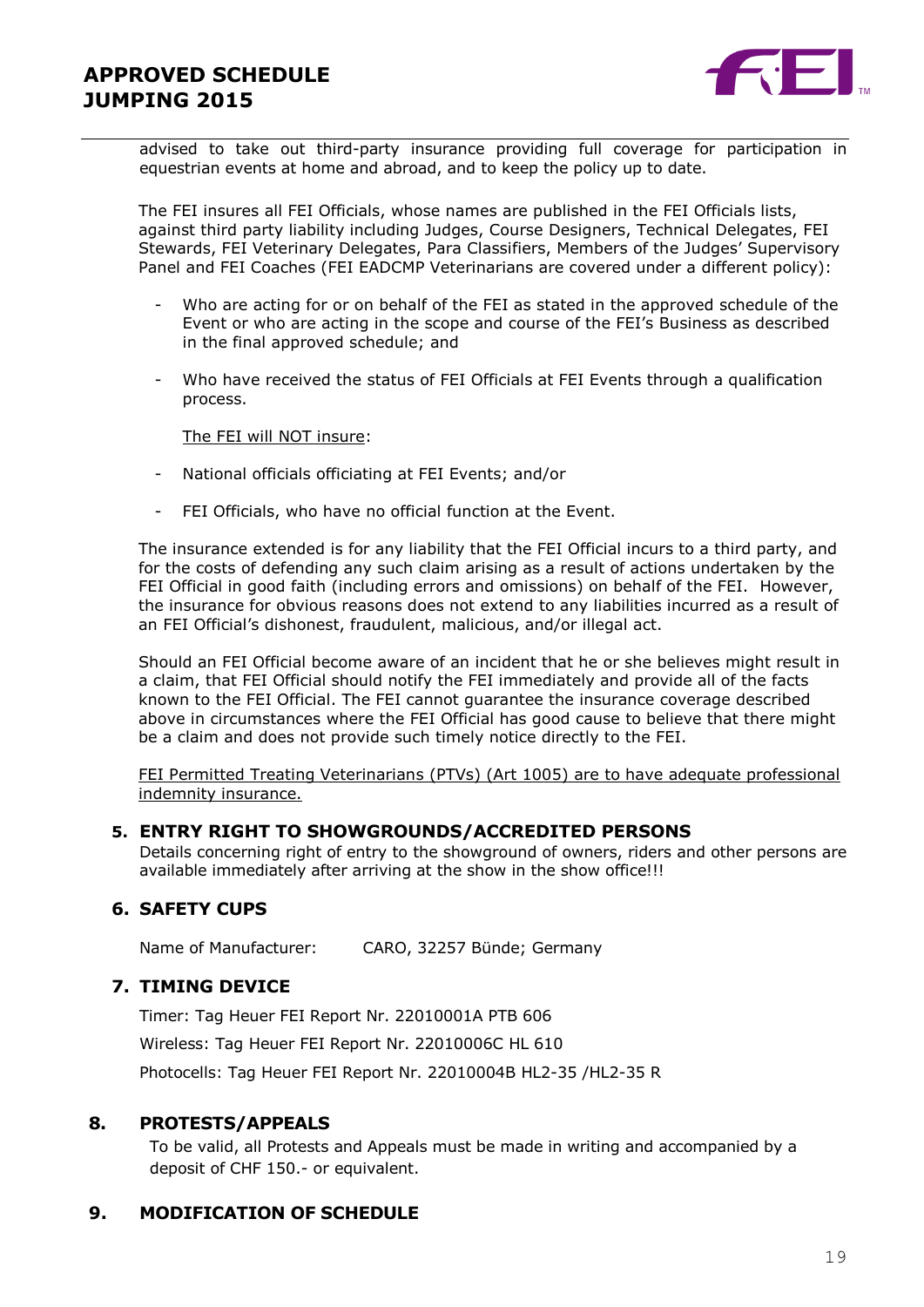advised to take out third-party insurance providing full coverage for participation in equestrian events at home and abroad, and to keep the policy up to date.

The FEI insures all FEI Officials, whose names are published in the FEI Officials lists, against third party liability including Judges, Course Designers, Technical Delegates, FEI Stewards, FEI Veterinary Delegates, Para Classifiers, Members of the Judges' Supervisory Panel and FEI Coaches (FEI EADCMP Veterinarians are covered under a different policy):

- Who are acting for or on behalf of the FEI as stated in the approved schedule of the Event or who are acting in the scope and course of the FEI's Business as described in the final approved schedule; and
- Who have received the status of FEI Officials at FEI Events through a qualification process.

<u>The FEI will NOT insure</u>:

- National officials officiating at FEI Events; and/or
- FEI Officials, who have no official function at the Event.

The insurance extended is for any liability that the FEI Official incurs to a third party, and for the costs of defending any such claim arising as a result of actions undertaken by the FEI Official in good faith (including errors and omissions) on behalf of the FEI. However, the insurance for obvious reasons does not extend to any liabilities incurred as a result of an FEI Official's dishonest, fraudulent, malicious, and/or illegal act.

Should an FEI Official become aware of an incident that he or she believes might result in a claim, that FEI Official should notify the FEI immediately and provide all of the facts known to the FEI Official. The FEI cannot guarantee the insurance coverage described above in circumstances where the FEI Official has good cause to believe that there might be a claim and does not provide such timely notice directly to the FEI.

<u>FEI Permitted Treating Veterinarians (PTVs) (Art 1005) are to have adequate professional indemnity insurance.</u>

## 5. ENTRY RIGHT TO SHOWGROUNDS/ACCREDITED PERSONS

Details concerning right of entry to the showground of owners, riders and other persons are available immediately after arriving at the show in the show office!!!

## 6. SAFETY CUPS

Name of Manufacturer: CARO, 32257 Bünde; Germany

## 7. TIMING DEVICE

Timer: Tag Heuer FEI Report Nr. 22010001A PTB 606

Wireless: Tag Heuer FEI Report Nr. 22010006C HL 610

Photocells: Tag Heuer FEI Report Nr. 22010004B HL2-35 /HL2-35 R

## 8. PROTESTS/APPEALS

To be valid, all Protests and Appeals must be made in writing and accompanied by a deposit of CHF 150.- or equivalent.

## 9. MODIFICATION OF SCHEDULE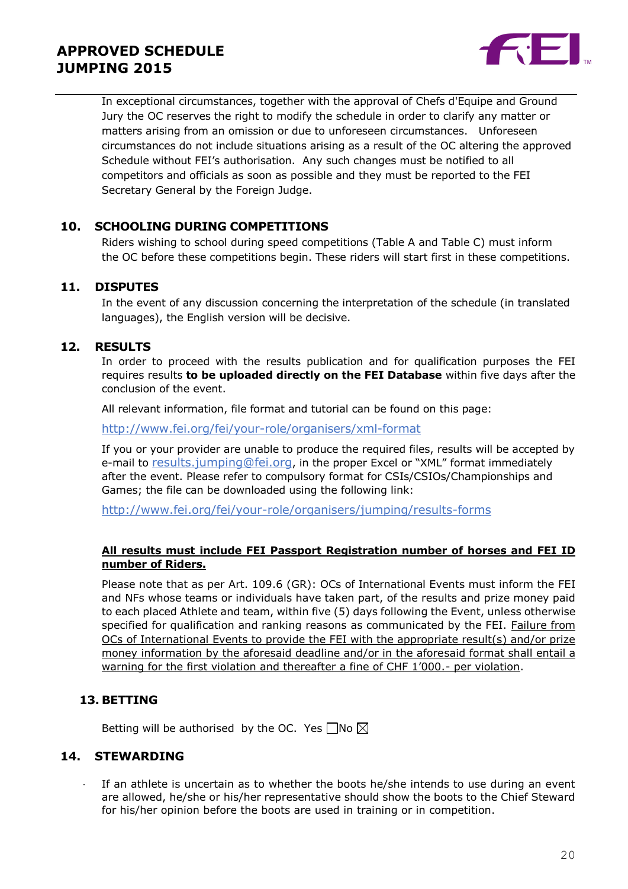In exceptional circumstances, together with the approval of Chefs d'Equipe and Ground Jury the OC reserves the right to modify the schedule in order to clarify any matter or matters arising from an omission or due to unforeseen circumstances. Unforeseen circumstances do not include situations arising as a result of the OC altering the approved Schedule without FEI's authorisation. Any such changes must be notified to all competitors and officials as soon as possible and they must be reported to the FEI Secretary General by the Foreign Judge.

## 10. SCHOOLING DURING COMPETITIONS

Riders wishing to school during speed competitions (Table A and Table C) must inform the OC before these competitions begin. These riders will start first in these competitions.

## 11. DISPUTES

In the event of any discussion concerning the interpretation of the schedule (in translated languages), the English version will be decisive.

## 12. RESULTS

In order to proceed with the results publication and for qualification purposes the FEI requires results **to be uploaded directly on the FEI Database** within five days after the conclusion of the event.

All relevant information, file format and tutorial can be found on this page:

http://www.fei.org/fei/your-role/organisers/xml-format

If you or your provider are unable to produce the required files, results will be accepted by e-mail to results.jumping@fei.org, in the proper Excel or "XML" format immediately after the event. Please refer to compulsory format for CSIs/CSIOs/Championships and Games; the file can be downloaded using the following link:

http://www.fei.org/fei/your-role/organisers/jumping/results-forms

<u>**All results must include FEI Passport Registration number of horses and FEI ID number of Riders.**</u>

Please note that as per Art. 109.6 (GR): OCs of International Events must inform the FEI and NFs whose teams or individuals have taken part, of the results and prize money paid to each placed Athlete and team, within five (5) days following the Event, unless otherwise specified for qualification and ranking reasons as communicated by the FEI. <u>Failure from OCs of International Events to provide the FEI with the appropriate result(s) and/or prize money information by the aforesaid deadline and/or in the aforesaid format shall entail a warning for the first violation and thereafter a fine of CHF 1'000.- per violation</u>.

## 13. BETTING

Betting will be authorised by the OC. Yes ☐ No ☒

## 14. STEWARDING

- If an athlete is uncertain as to whether the boots he/she intends to use during an event are allowed, he/she or his/her representative should show the boots to the Chief Steward for his/her opinion before the boots are used in training or in competition.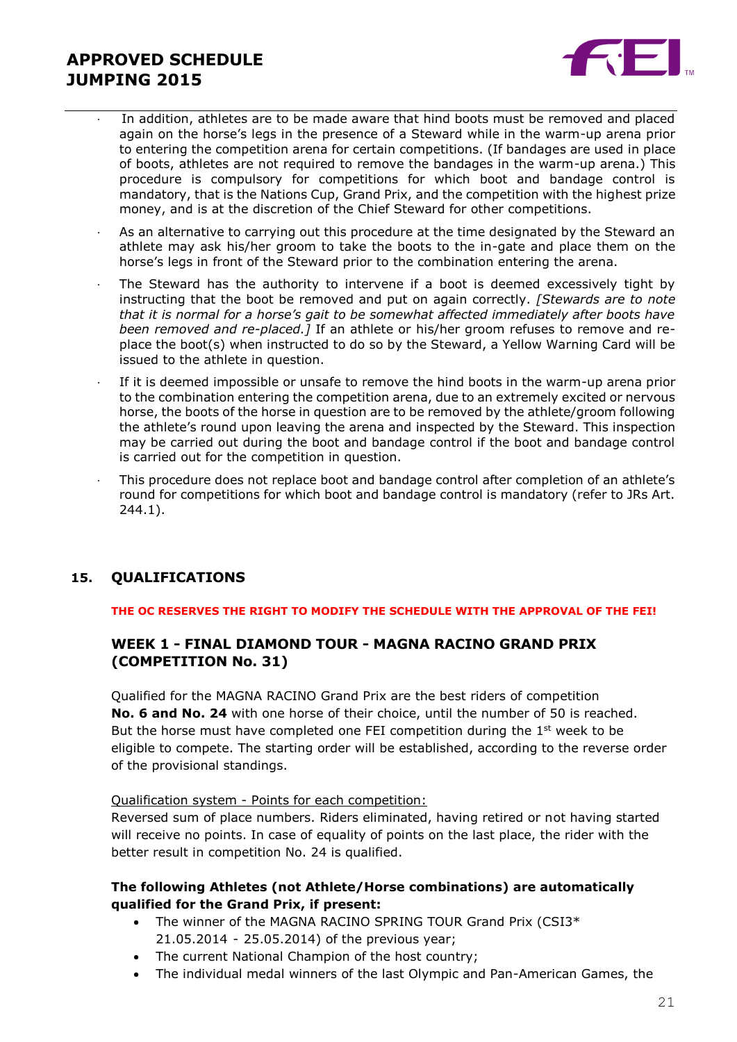- In addition, athletes are to be made aware that hind boots must be removed and placed again on the horse's legs in the presence of a Steward while in the warm-up arena prior to entering the competition arena for certain competitions. (If bandages are used in place of boots, athletes are not required to remove the bandages in the warm-up arena.) This procedure is compulsory for competitions for which boot and bandage control is mandatory, that is the Nations Cup, Grand Prix, and the competition with the highest prize money, and is at the discretion of the Chief Steward for other competitions.
- As an alternative to carrying out this procedure at the time designated by the Steward an athlete may ask his/her groom to take the boots to the in-gate and place them on the horse's legs in front of the Steward prior to the combination entering the arena.
- The Steward has the authority to intervene if a boot is deemed excessively tight by instructing that the boot be removed and put on again correctly. *[Stewards are to note that it is normal for a horse's gait to be somewhat affected immediately after boots have been removed and re-placed.]* If an athlete or his/her groom refuses to remove and re-place the boot(s) when instructed to do so by the Steward, a Yellow Warning Card will be issued to the athlete in question.
- If it is deemed impossible or unsafe to remove the hind boots in the warm-up arena prior to the combination entering the competition arena, due to an extremely excited or nervous horse, the boots of the horse in question are to be removed by the athlete/groom following the athlete's round upon leaving the arena and inspected by the Steward. This inspection may be carried out during the boot and bandage control if the boot and bandage control is carried out for the competition in question.
- This procedure does not replace boot and bandage control after completion of an athlete's round for competitions for which boot and bandage control is mandatory (refer to JRs Art. 244.1).

## 15. QUALIFICATIONS

**THE OC RESERVES THE RIGHT TO MODIFY THE SCHEDULE WITH THE APPROVAL OF THE FEI!**

### WEEK 1 - FINAL DIAMOND TOUR - MAGNA RACINO GRAND PRIX (COMPETITION No. 31)

Qualified for the MAGNA RACINO Grand Prix are the best riders of competition **No. 6 and No. 24** with one horse of their choice, until the number of 50 is reached. But the horse must have completed one FEI competition during the 1st week to be eligible to compete. The starting order will be established, according to the reverse order of the provisional standings.

Qualification system - Points for each competition:
Reversed sum of place numbers. Riders eliminated, having retired or not having started will receive no points. In case of equality of points on the last place, the rider with the better result in competition No. 24 is qualified.

**The following Athletes (not Athlete/Horse combinations) are automatically qualified for the Grand Prix, if present:**

- The winner of the MAGNA RACINO SPRING TOUR Grand Prix (CSI3* 21.05.2014 - 25.05.2014) of the previous year;
- The current National Champion of the host country;
- The individual medal winners of the last Olympic and Pan-American Games, the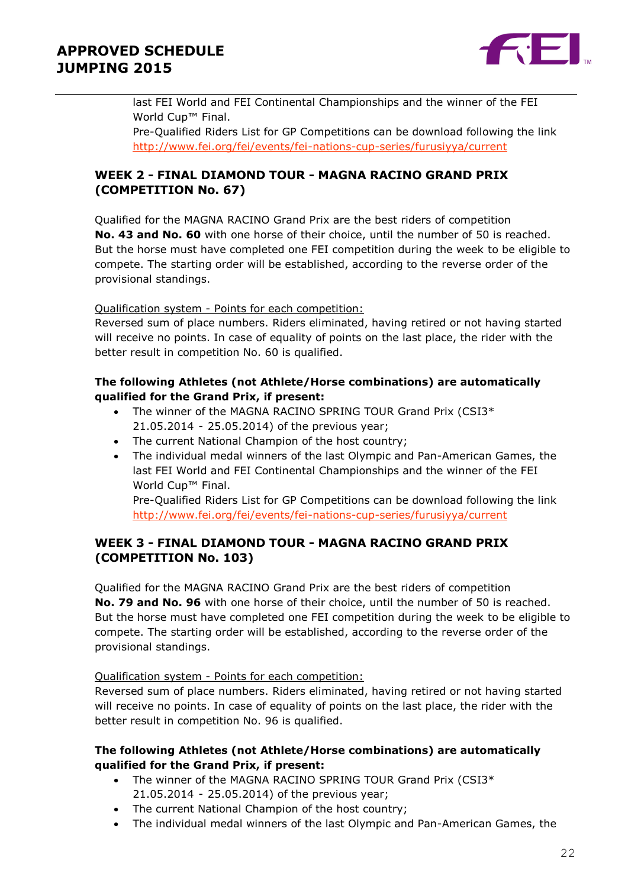last FEI World and FEI Continental Championships and the winner of the FEI World Cup™ Final.
Pre-Qualified Riders List for GP Competitions can be download following the link http://www.fei.org/fei/events/fei-nations-cup-series/furusiyya/current

### WEEK 2 - FINAL DIAMOND TOUR - MAGNA RACINO GRAND PRIX (COMPETITION No. 67)

Qualified for the MAGNA RACINO Grand Prix are the best riders of competition **No. 43 and No. 60** with one horse of their choice, until the number of 50 is reached. But the horse must have completed one FEI competition during the week to be eligible to compete. The starting order will be established, according to the reverse order of the provisional standings.

Qualification system - Points for each competition:
Reversed sum of place numbers. Riders eliminated, having retired or not having started will receive no points. In case of equality of points on the last place, the rider with the better result in competition No. 60 is qualified.

**The following Athletes (not Athlete/Horse combinations) are automatically qualified for the Grand Prix, if present:**

- The winner of the MAGNA RACINO SPRING TOUR Grand Prix (CSI3* 21.05.2014 - 25.05.2014) of the previous year;
- The current National Champion of the host country;
- The individual medal winners of the last Olympic and Pan-American Games, the last FEI World and FEI Continental Championships and the winner of the FEI World Cup™ Final.
  Pre-Qualified Riders List for GP Competitions can be download following the link http://www.fei.org/fei/events/fei-nations-cup-series/furusiyya/current

### WEEK 3 - FINAL DIAMOND TOUR - MAGNA RACINO GRAND PRIX (COMPETITION No. 103)

Qualified for the MAGNA RACINO Grand Prix are the best riders of competition **No. 79 and No. 96** with one horse of their choice, until the number of 50 is reached. But the horse must have completed one FEI competition during the week to be eligible to compete. The starting order will be established, according to the reverse order of the provisional standings.

Qualification system - Points for each competition:
Reversed sum of place numbers. Riders eliminated, having retired or not having started will receive no points. In case of equality of points on the last place, the rider with the better result in competition No. 96 is qualified.

**The following Athletes (not Athlete/Horse combinations) are automatically qualified for the Grand Prix, if present:**

- The winner of the MAGNA RACINO SPRING TOUR Grand Prix (CSI3* 21.05.2014 - 25.05.2014) of the previous year;
- The current National Champion of the host country;
- The individual medal winners of the last Olympic and Pan-American Games, the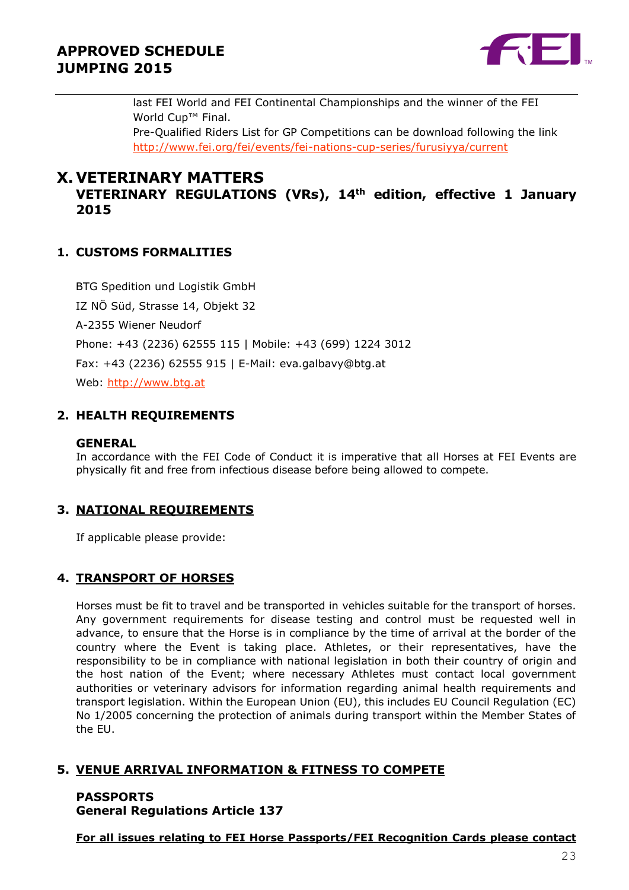last FEI World and FEI Continental Championships and the winner of the FEI World Cup™ Final.
Pre-Qualified Riders List for GP Competitions can be download following the link http://www.fei.org/fei/events/fei-nations-cup-series/furusiyya/current

# X. VETERINARY MATTERS

## VETERINARY REGULATIONS (VRs), 14th edition, effective 1 January 2015

### 1. CUSTOMS FORMALITIES

BTG Spedition und Logistik GmbH

IZ NÖ Süd, Strasse 14, Objekt 32

A-2355 Wiener Neudorf

Phone: +43 (2236) 62555 115 | Mobile: +43 (699) 1224 3012

Fax: +43 (2236) 62555 915 | E-Mail: eva.galbavy@btg.at

Web: http://www.btg.at

### 2. HEALTH REQUIREMENTS

**GENERAL**

In accordance with the FEI Code of Conduct it is imperative that all Horses at FEI Events are physically fit and free from infectious disease before being allowed to compete.

### 3. NATIONAL REQUIREMENTS

If applicable please provide:

### 4. TRANSPORT OF HORSES

Horses must be fit to travel and be transported in vehicles suitable for the transport of horses. Any government requirements for disease testing and control must be requested well in advance, to ensure that the Horse is in compliance by the time of arrival at the border of the country where the Event is taking place. Athletes, or their representatives, have the responsibility to be in compliance with national legislation in both their country of origin and the host nation of the Event; where necessary Athletes must contact local government authorities or veterinary advisors for information regarding animal health requirements and transport legislation. Within the European Union (EU), this includes EU Council Regulation (EC) No 1/2005 concerning the protection of animals during transport within the Member States of the EU.

### 5. VENUE ARRIVAL INFORMATION & FITNESS TO COMPETE

**PASSPORTS**
**General Regulations Article 137**

**For all issues relating to FEI Horse Passports/FEI Recognition Cards please contact**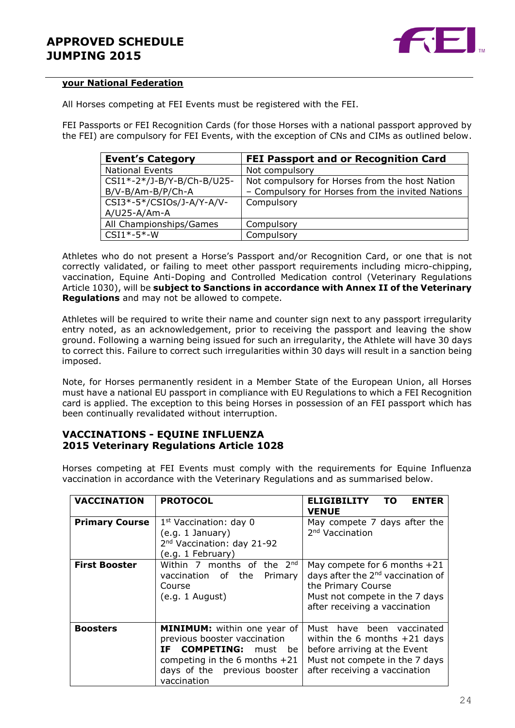**your National Federation**

All Horses competing at FEI Events must be registered with the FEI.

FEI Passports or FEI Recognition Cards (for those Horses with a national passport approved by the FEI) are compulsory for FEI Events, with the exception of CNs and CIMs as outlined below.

| Event's Category | FEI Passport and or Recognition Card |
|---|---|
| National Events | Not compulsory |
| CSI1*-2*/J-B/Y-B/Ch-B/U25-B/V-B/Am-B/P/Ch-A | Not compulsory for Horses from the host Nation – Compulsory for Horses from the invited Nations |
| CSI3*-5*/CSIOs/J-A/Y-A/V-A/U25-A/Am-A | Compulsory |
| All Championships/Games | Compulsory |
| CSI1*-5*-W | Compulsory |

Athletes who do not present a Horse's Passport and/or Recognition Card, or one that is not correctly validated, or failing to meet other passport requirements including micro-chipping, vaccination, Equine Anti-Doping and Controlled Medication control (Veterinary Regulations Article 1030), will be **subject to Sanctions in accordance with Annex II of the Veterinary Regulations** and may not be allowed to compete.

Athletes will be required to write their name and counter sign next to any passport irregularity entry noted, as an acknowledgement, prior to receiving the passport and leaving the show ground. Following a warning being issued for such an irregularity, the Athlete will have 30 days to correct this. Failure to correct such irregularities within 30 days will result in a sanction being imposed.

Note, for Horses permanently resident in a Member State of the European Union, all Horses must have a national EU passport in compliance with EU Regulations to which a FEI Recognition card is applied. The exception to this being Horses in possession of an FEI passport which has been continually revalidated without interruption.

## VACCINATIONS - EQUINE INFLUENZA
## 2015 Veterinary Regulations Article 1028

Horses competing at FEI Events must comply with the requirements for Equine Influenza vaccination in accordance with the Veterinary Regulations and as summarised below.

| VACCINATION | PROTOCOL | ELIGIBILITY TO ENTER VENUE |
|---|---|---|
| **Primary Course** | 1st Vaccination: day 0 (e.g. 1 January)<br>2nd Vaccination: day 21-92 (e.g. 1 February) | May compete 7 days after the 2nd Vaccination |
| **First Booster** | Within 7 months of the 2nd vaccination of the Primary Course (e.g. 1 August) | May compete for 6 months +21 days after the 2nd vaccination of the Primary Course<br>Must not compete in the 7 days after receiving a vaccination |
| **Boosters** | **MINIMUM:** within one year of previous booster vaccination<br>**IF COMPETING:** must be competing in the 6 months +21 days of the previous booster vaccination | Must have been vaccinated within the 6 months +21 days before arriving at the Event<br>Must not compete in the 7 days after receiving a vaccination |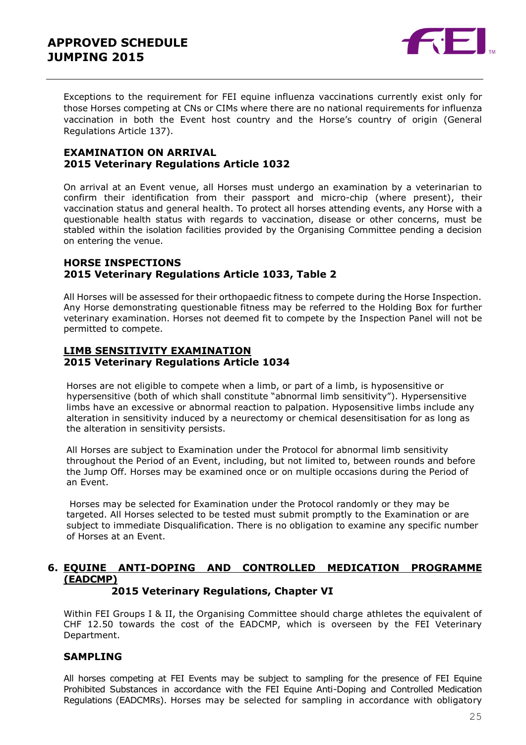Exceptions to the requirement for FEI equine influenza vaccinations currently exist only for those Horses competing at CNs or CIMs where there are no national requirements for influenza vaccination in both the Event host country and the Horse's country of origin (General Regulations Article 137).

### EXAMINATION ON ARRIVAL
### 2015 Veterinary Regulations Article 1032

On arrival at an Event venue, all Horses must undergo an examination by a veterinarian to confirm their identification from their passport and micro-chip (where present), their vaccination status and general health. To protect all horses attending events, any Horse with a questionable health status with regards to vaccination, disease or other concerns, must be stabled within the isolation facilities provided by the Organising Committee pending a decision on entering the venue.

### HORSE INSPECTIONS
### 2015 Veterinary Regulations Article 1033, Table 2

All Horses will be assessed for their orthopaedic fitness to compete during the Horse Inspection. Any Horse demonstrating questionable fitness may be referred to the Holding Box for further veterinary examination. Horses not deemed fit to compete by the Inspection Panel will not be permitted to compete.

### LIMB SENSITIVITY EXAMINATION
### 2015 Veterinary Regulations Article 1034

Horses are not eligible to compete when a limb, or part of a limb, is hyposensitive or hypersensitive (both of which shall constitute "abnormal limb sensitivity"). Hypersensitive limbs have an excessive or abnormal reaction to palpation. Hyposensitive limbs include any alteration in sensitivity induced by a neurectomy or chemical desensitisation for as long as the alteration in sensitivity persists.

All Horses are subject to Examination under the Protocol for abnormal limb sensitivity throughout the Period of an Event, including, but not limited to, between rounds and before the Jump Off. Horses may be examined once or on multiple occasions during the Period of an Event.

Horses may be selected for Examination under the Protocol randomly or they may be targeted. All Horses selected to be tested must submit promptly to the Examination or are subject to immediate Disqualification. There is no obligation to examine any specific number of Horses at an Event.

## 6. EQUINE ANTI-DOPING AND CONTROLLED MEDICATION PROGRAMME (EADCMP)
### 2015 Veterinary Regulations, Chapter VI

Within FEI Groups I & II, the Organising Committee should charge athletes the equivalent of CHF 12.50 towards the cost of the EADCMP, which is overseen by the FEI Veterinary Department.

### SAMPLING

All horses competing at FEI Events may be subject to sampling for the presence of FEI Equine Prohibited Substances in accordance with the FEI Equine Anti-Doping and Controlled Medication Regulations (EADCMRs). Horses may be selected for sampling in accordance with obligatory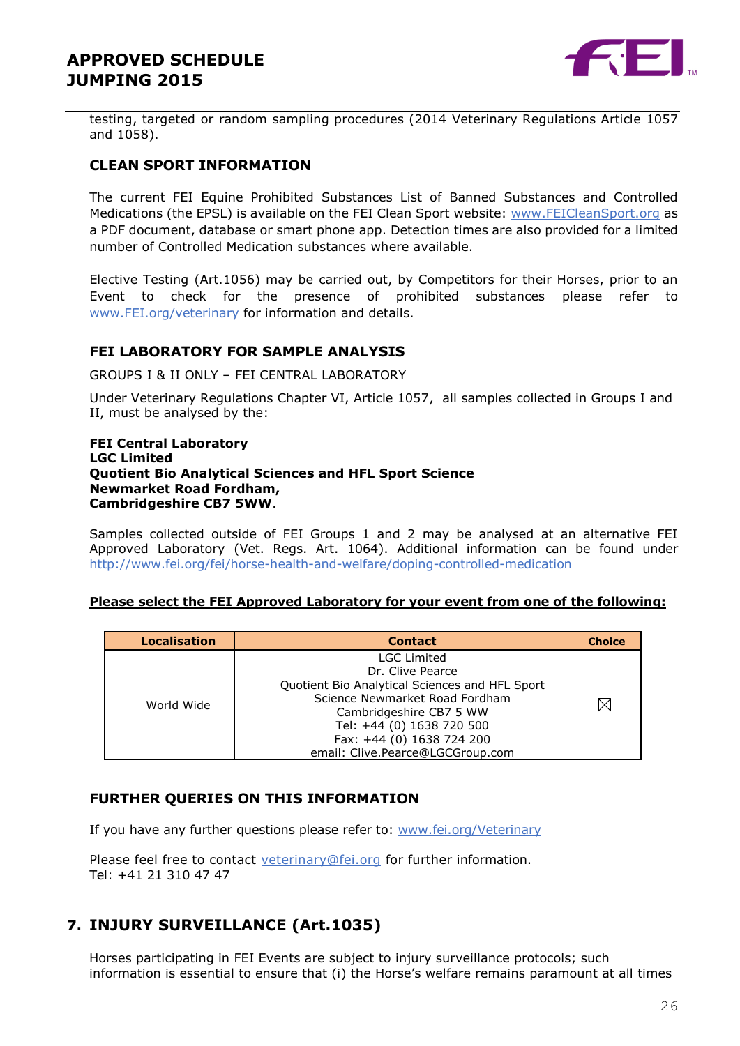testing, targeted or random sampling procedures (2014 Veterinary Regulations Article 1057 and 1058).

### CLEAN SPORT INFORMATION

The current FEI Equine Prohibited Substances List of Banned Substances and Controlled Medications (the EPSL) is available on the FEI Clean Sport website: www.FEICleanSport.org as a PDF document, database or smart phone app. Detection times are also provided for a limited number of Controlled Medication substances where available.

Elective Testing (Art.1056) may be carried out, by Competitors for their Horses, prior to an Event to check for the presence of prohibited substances please refer to www.FEI.org/veterinary for information and details.

### FEI LABORATORY FOR SAMPLE ANALYSIS

GROUPS I & II ONLY – FEI CENTRAL LABORATORY

Under Veterinary Regulations Chapter VI, Article 1057, all samples collected in Groups I and II, must be analysed by the:

**FEI Central Laboratory**
**LGC Limited**
**Quotient Bio Analytical Sciences and HFL Sport Science**
**Newmarket Road Fordham,**
**Cambridgeshire CB7 5WW**.

Samples collected outside of FEI Groups 1 and 2 may be analysed at an alternative FEI Approved Laboratory (Vet. Regs. Art. 1064). Additional information can be found under http://www.fei.org/fei/horse-health-and-welfare/doping-controlled-medication

**Please select the FEI Approved Laboratory for your event from one of the following:**

| Localisation | Contact | Choice |
|---|---|---|
| World Wide | LGC Limited<br>Dr. Clive Pearce<br>Quotient Bio Analytical Sciences and HFL Sport Science Newmarket Road Fordham<br>Cambridgeshire CB7 5 WW<br>Tel: +44 (0) 1638 720 500<br>Fax: +44 (0) 1638 724 200<br>email: Clive.Pearce@LGCGroup.com | ☒ |

### FURTHER QUERIES ON THIS INFORMATION

If you have any further questions please refer to: www.fei.org/Veterinary

Please feel free to contact veterinary@fei.org for further information.
Tel: +41 21 310 47 47

## 7. INJURY SURVEILLANCE (Art.1035)

Horses participating in FEI Events are subject to injury surveillance protocols; such information is essential to ensure that (i) the Horse's welfare remains paramount at all times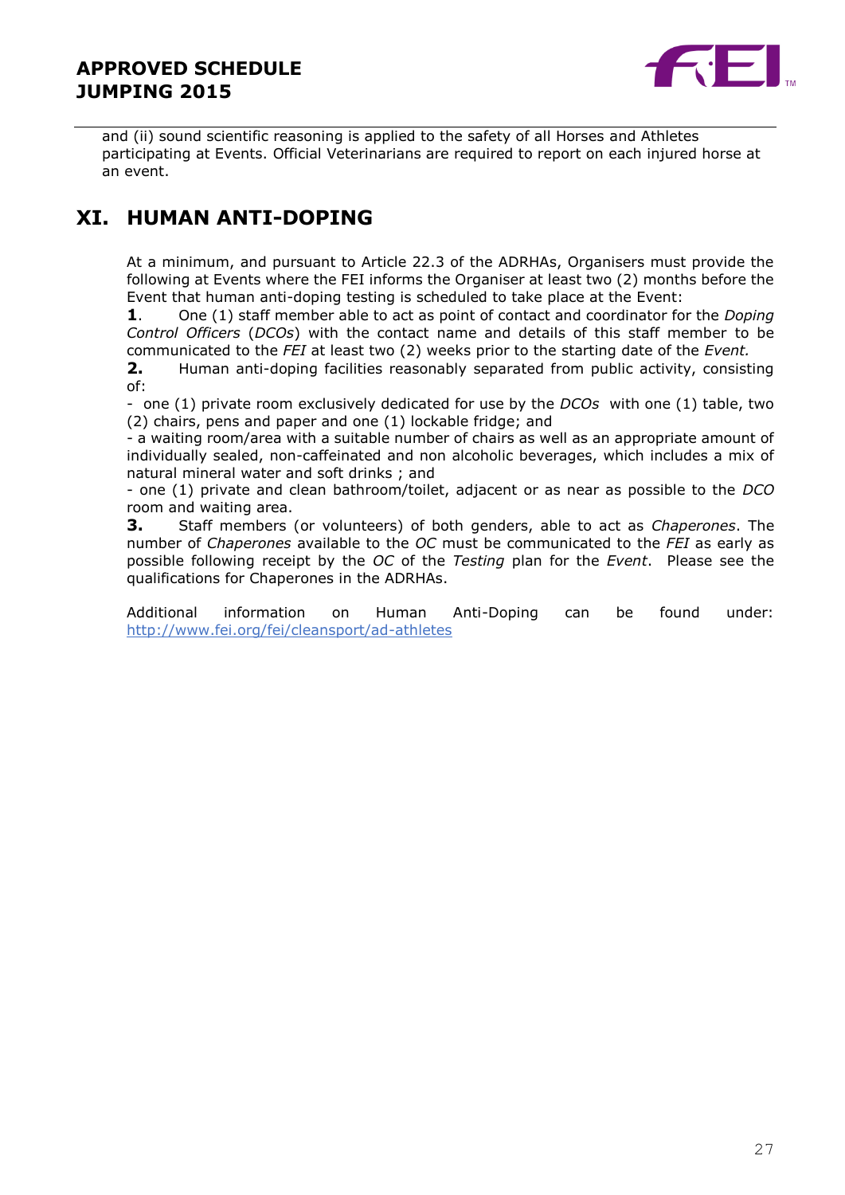and (ii) sound scientific reasoning is applied to the safety of all Horses and Athletes participating at Events. Official Veterinarians are required to report on each injured horse at an event.

## XI. HUMAN ANTI-DOPING

At a minimum, and pursuant to Article 22.3 of the ADRHAs, Organisers must provide the following at Events where the FEI informs the Organiser at least two (2) months before the Event that human anti-doping testing is scheduled to take place at the Event:

**1**. One (1) staff member able to act as point of contact and coordinator for the *Doping Control Officers* (*DCOs*) with the contact name and details of this staff member to be communicated to the *FEI* at least two (2) weeks prior to the starting date of the *Event.*

**2.** Human anti-doping facilities reasonably separated from public activity, consisting of:

- one (1) private room exclusively dedicated for use by the *DCOs* with one (1) table, two (2) chairs, pens and paper and one (1) lockable fridge; and
- a waiting room/area with a suitable number of chairs as well as an appropriate amount of individually sealed, non-caffeinated and non alcoholic beverages, which includes a mix of natural mineral water and soft drinks ; and
- one (1) private and clean bathroom/toilet, adjacent or as near as possible to the *DCO* room and waiting area.

**3.** Staff members (or volunteers) of both genders, able to act as *Chaperones*. The number of *Chaperones* available to the *OC* must be communicated to the *FEI* as early as possible following receipt by the *OC* of the *Testing* plan for the *Event*. Please see the qualifications for Chaperones in the ADRHAs.

Additional information on Human Anti-Doping can be found under: http://www.fei.org/fei/cleansport/ad-athletes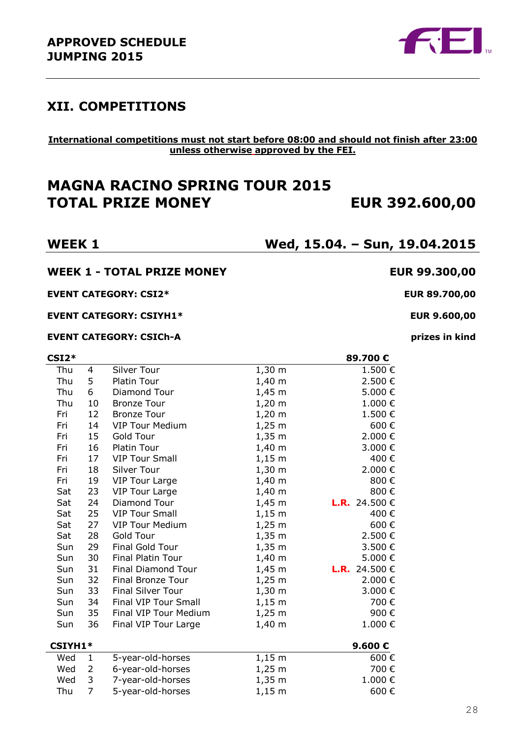**APPROVED SCHEDULE**
**JUMPING 2015**

## XII. COMPETITIONS

**International competitions must not start before 08:00 and should not finish after 23:00 unless otherwise approved by the FEI.**

# MAGNA RACINO SPRING TOUR 2015
# TOTAL PRIZE MONEY EUR 392.600,00

## WEEK 1 Wed, 15.04. – Sun, 19.04.2015

**WEEK 1 - TOTAL PRIZE MONEY** **EUR 99.300,00**

**EVENT CATEGORY: CSI2*** **EUR 89.700,00**

**EVENT CATEGORY: CSIYH1*** **EUR 9.600,00**

**EVENT CATEGORY: CSICh-A** **prizes in kind**

| **CSI2*** | | | | **89.700 €** |
|---|---|---|---|---|
| Thu | 4 | Silver Tour | 1,30 m | 1.500 € |
| Thu | 5 | Platin Tour | 1,40 m | 2.500 € |
| Thu | 6 | Diamond Tour | 1,45 m | 5.000 € |
| Thu | 10 | Bronze Tour | 1,20 m | 1.000 € |
| Fri | 12 | Bronze Tour | 1,20 m | 1.500 € |
| Fri | 14 | VIP Tour Medium | 1,25 m | 600 € |
| Fri | 15 | Gold Tour | 1,35 m | 2.000 € |
| Fri | 16 | Platin Tour | 1,40 m | 3.000 € |
| Fri | 17 | VIP Tour Small | 1,15 m | 400 € |
| Fri | 18 | Silver Tour | 1,30 m | 2.000 € |
| Fri | 19 | VIP Tour Large | 1,40 m | 800 € |
| Sat | 23 | VIP Tour Large | 1,40 m | 800 € |
| Sat | 24 | Diamond Tour | 1,45 m | **L.R.** 24.500 € |
| Sat | 25 | VIP Tour Small | 1,15 m | 400 € |
| Sat | 27 | VIP Tour Medium | 1,25 m | 600 € |
| Sat | 28 | Gold Tour | 1,35 m | 2.500 € |
| Sun | 29 | Final Gold Tour | 1,35 m | 3.500 € |
| Sun | 30 | Final Platin Tour | 1,40 m | 5.000 € |
| Sun | 31 | Final Diamond Tour | 1,45 m | **L.R.** 24.500 € |
| Sun | 32 | Final Bronze Tour | 1,25 m | 2.000 € |
| Sun | 33 | Final Silver Tour | 1,30 m | 3.000 € |
| Sun | 34 | Final VIP Tour Small | 1,15 m | 700 € |
| Sun | 35 | Final VIP Tour Medium | 1,25 m | 900 € |
| Sun | 36 | Final VIP Tour Large | 1,40 m | 1.000 € |

| **CSIYH1*** | | | | **9.600 €** |
|---|---|---|---|---|
| Wed | 1 | 5-year-old-horses | 1,15 m | 600 € |
| Wed | 2 | 6-year-old-horses | 1,25 m | 700 € |
| Wed | 3 | 7-year-old-horses | 1,35 m | 1.000 € |
| Thu | 7 | 5-year-old-horses | 1,15 m | 600 € |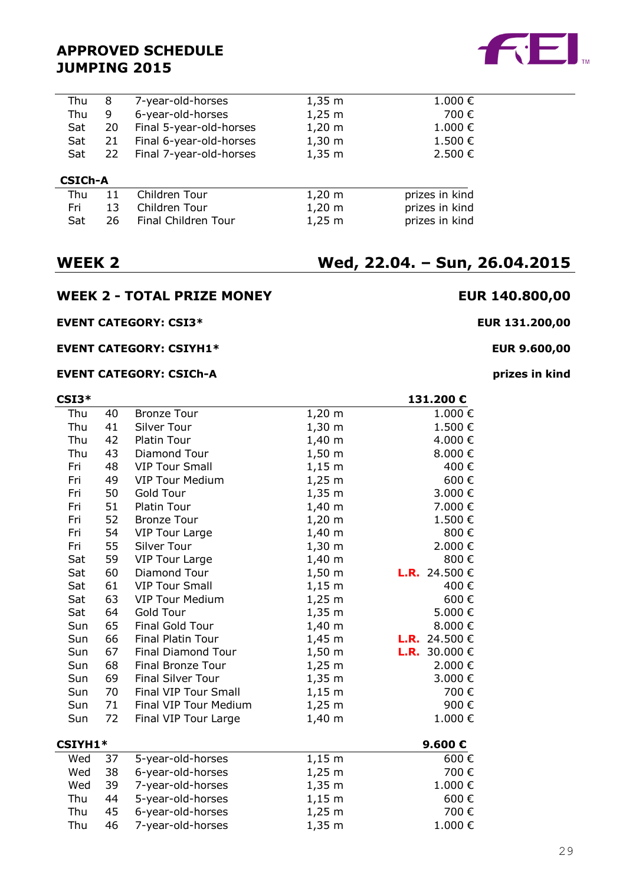## APPROVED SCHEDULE JUMPING 2015

| | | | | |
|---|---|---|---|---|
| Thu | 8 | 7-year-old-horses | 1,35 m | 1.000 € |
| Thu | 9 | 6-year-old-horses | 1,25 m | 700 € |
| Sat | 20 | Final 5-year-old-horses | 1,20 m | 1.000 € |
| Sat | 21 | Final 6-year-old-horses | 1,30 m | 1.500 € |
| Sat | 22 | Final 7-year-old-horses | 1,35 m | 2.500 € |

**CSICh-A**

| | | | | |
|---|---|---|---|---|
| Thu | 11 | Children Tour | 1,20 m | prizes in kind |
| Fri | 13 | Children Tour | 1,20 m | prizes in kind |
| Sat | 26 | Final Children Tour | 1,25 m | prizes in kind |

## WEEK 2 — Wed, 22.04. – Sun, 26.04.2015

### WEEK 2 - TOTAL PRIZE MONEY — EUR 140.800,00

**EVENT CATEGORY: CSI3*** — **EUR 131.200,00**

**EVENT CATEGORY: CSIYH1*** — **EUR 9.600,00**

**EVENT CATEGORY: CSICh-A** — **prizes in kind**

| CSI3* | | | | 131.200 € |
|---|---|---|---|---|
| Thu | 40 | Bronze Tour | 1,20 m | 1.000 € |
| Thu | 41 | Silver Tour | 1,30 m | 1.500 € |
| Thu | 42 | Platin Tour | 1,40 m | 4.000 € |
| Thu | 43 | Diamond Tour | 1,50 m | 8.000 € |
| Fri | 48 | VIP Tour Small | 1,15 m | 400 € |
| Fri | 49 | VIP Tour Medium | 1,25 m | 600 € |
| Fri | 50 | Gold Tour | 1,35 m | 3.000 € |
| Fri | 51 | Platin Tour | 1,40 m | 7.000 € |
| Fri | 52 | Bronze Tour | 1,20 m | 1.500 € |
| Fri | 54 | VIP Tour Large | 1,40 m | 800 € |
| Fri | 55 | Silver Tour | 1,30 m | 2.000 € |
| Sat | 59 | VIP Tour Large | 1,40 m | 800 € |
| Sat | 60 | Diamond Tour | 1,50 m | L.R. 24.500 € |
| Sat | 61 | VIP Tour Small | 1,15 m | 400 € |
| Sat | 63 | VIP Tour Medium | 1,25 m | 600 € |
| Sat | 64 | Gold Tour | 1,35 m | 5.000 € |
| Sun | 65 | Final Gold Tour | 1,40 m | 8.000 € |
| Sun | 66 | Final Platin Tour | 1,45 m | L.R. 24.500 € |
| Sun | 67 | Final Diamond Tour | 1,50 m | L.R. 30.000 € |
| Sun | 68 | Final Bronze Tour | 1,25 m | 2.000 € |
| Sun | 69 | Final Silver Tour | 1,35 m | 3.000 € |
| Sun | 70 | Final VIP Tour Small | 1,15 m | 700 € |
| Sun | 71 | Final VIP Tour Medium | 1,25 m | 900 € |
| Sun | 72 | Final VIP Tour Large | 1,40 m | 1.000 € |

| CSIYH1* | | | | 9.600 € |
|---|---|---|---|---|
| Wed | 37 | 5-year-old-horses | 1,15 m | 600 € |
| Wed | 38 | 6-year-old-horses | 1,25 m | 700 € |
| Wed | 39 | 7-year-old-horses | 1,35 m | 1.000 € |
| Thu | 44 | 5-year-old-horses | 1,15 m | 600 € |
| Thu | 45 | 6-year-old-horses | 1,25 m | 700 € |
| Thu | 46 | 7-year-old-horses | 1,35 m | 1.000 € |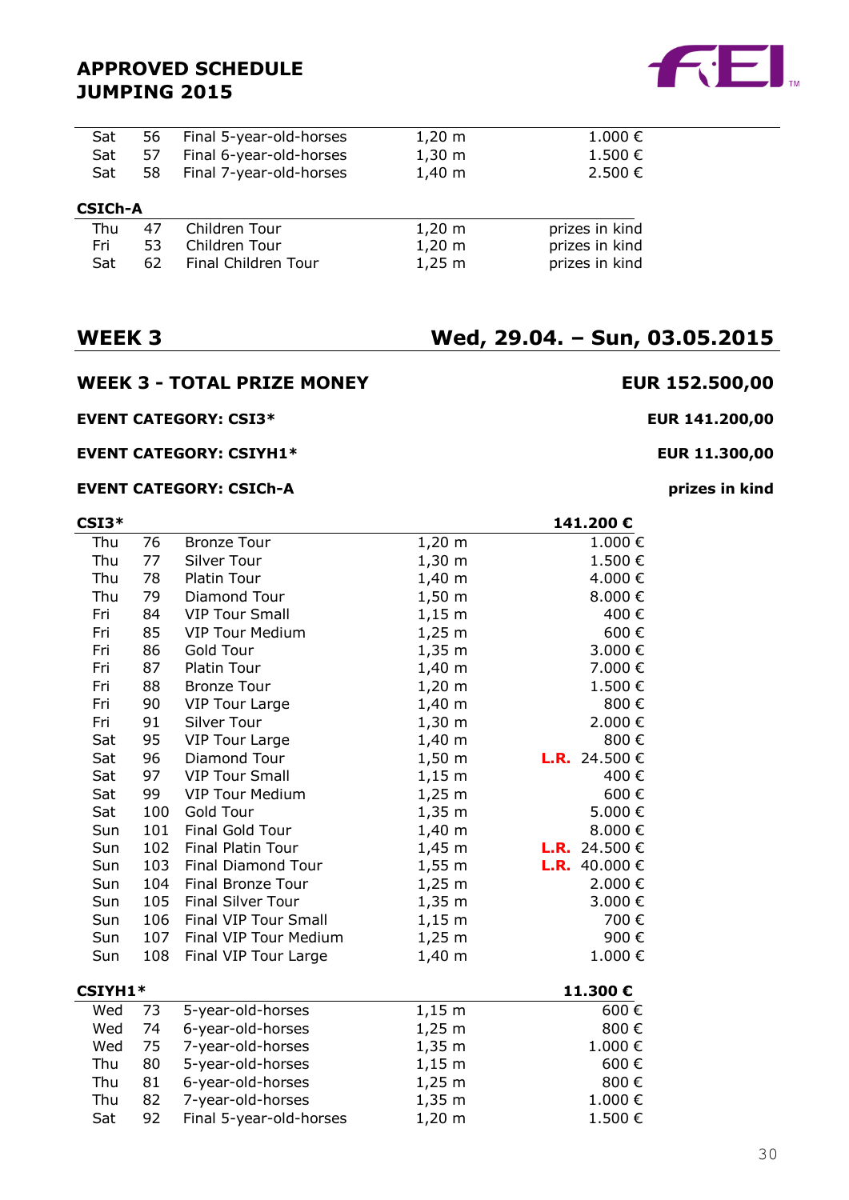## APPROVED SCHEDULE JUMPING 2015

| | | | | |
|---|---|---|---|---|
| Sat | 56 | Final 5-year-old-horses | 1,20 m | 1.000 € |
| Sat | 57 | Final 6-year-old-horses | 1,30 m | 1.500 € |
| Sat | 58 | Final 7-year-old-horses | 1,40 m | 2.500 € |

**CSICh-A**

| | | | | |
|---|---|---|---|---|
| Thu | 47 | Children Tour | 1,20 m | prizes in kind |
| Fri | 53 | Children Tour | 1,20 m | prizes in kind |
| Sat | 62 | Final Children Tour | 1,25 m | prizes in kind |

## WEEK 3 — Wed, 29.04. – Sun, 03.05.2015

### WEEK 3 - TOTAL PRIZE MONEY — EUR 152.500,00

**EVENT CATEGORY: CSI3*** — **EUR 141.200,00**

**EVENT CATEGORY: CSIYH1*** — **EUR 11.300,00**

**EVENT CATEGORY: CSICh-A** — **prizes in kind**

**CSI3*** — **141.200 €**

| | | | | |
|---|---|---|---|---|
| Thu | 76 | Bronze Tour | 1,20 m | 1.000 € |
| Thu | 77 | Silver Tour | 1,30 m | 1.500 € |
| Thu | 78 | Platin Tour | 1,40 m | 4.000 € |
| Thu | 79 | Diamond Tour | 1,50 m | 8.000 € |
| Fri | 84 | VIP Tour Small | 1,15 m | 400 € |
| Fri | 85 | VIP Tour Medium | 1,25 m | 600 € |
| Fri | 86 | Gold Tour | 1,35 m | 3.000 € |
| Fri | 87 | Platin Tour | 1,40 m | 7.000 € |
| Fri | 88 | Bronze Tour | 1,20 m | 1.500 € |
| Fri | 90 | VIP Tour Large | 1,40 m | 800 € |
| Fri | 91 | Silver Tour | 1,30 m | 2.000 € |
| Sat | 95 | VIP Tour Large | 1,40 m | 800 € |
| Sat | 96 | Diamond Tour | 1,50 m | **L.R.** 24.500 € |
| Sat | 97 | VIP Tour Small | 1,15 m | 400 € |
| Sat | 99 | VIP Tour Medium | 1,25 m | 600 € |
| Sat | 100 | Gold Tour | 1,35 m | 5.000 € |
| Sun | 101 | Final Gold Tour | 1,40 m | 8.000 € |
| Sun | 102 | Final Platin Tour | 1,45 m | **L.R.** 24.500 € |
| Sun | 103 | Final Diamond Tour | 1,55 m | **L.R.** 40.000 € |
| Sun | 104 | Final Bronze Tour | 1,25 m | 2.000 € |
| Sun | 105 | Final Silver Tour | 1,35 m | 3.000 € |
| Sun | 106 | Final VIP Tour Small | 1,15 m | 700 € |
| Sun | 107 | Final VIP Tour Medium | 1,25 m | 900 € |
| Sun | 108 | Final VIP Tour Large | 1,40 m | 1.000 € |

**CSIYH1*** — **11.300 €**

| | | | | |
|---|---|---|---|---|
| Wed | 73 | 5-year-old-horses | 1,15 m | 600 € |
| Wed | 74 | 6-year-old-horses | 1,25 m | 800 € |
| Wed | 75 | 7-year-old-horses | 1,35 m | 1.000 € |
| Thu | 80 | 5-year-old-horses | 1,15 m | 600 € |
| Thu | 81 | 6-year-old-horses | 1,25 m | 800 € |
| Thu | 82 | 7-year-old-horses | 1,35 m | 1.000 € |
| Sat | 92 | Final 5-year-old-horses | 1,20 m | 1.500 € |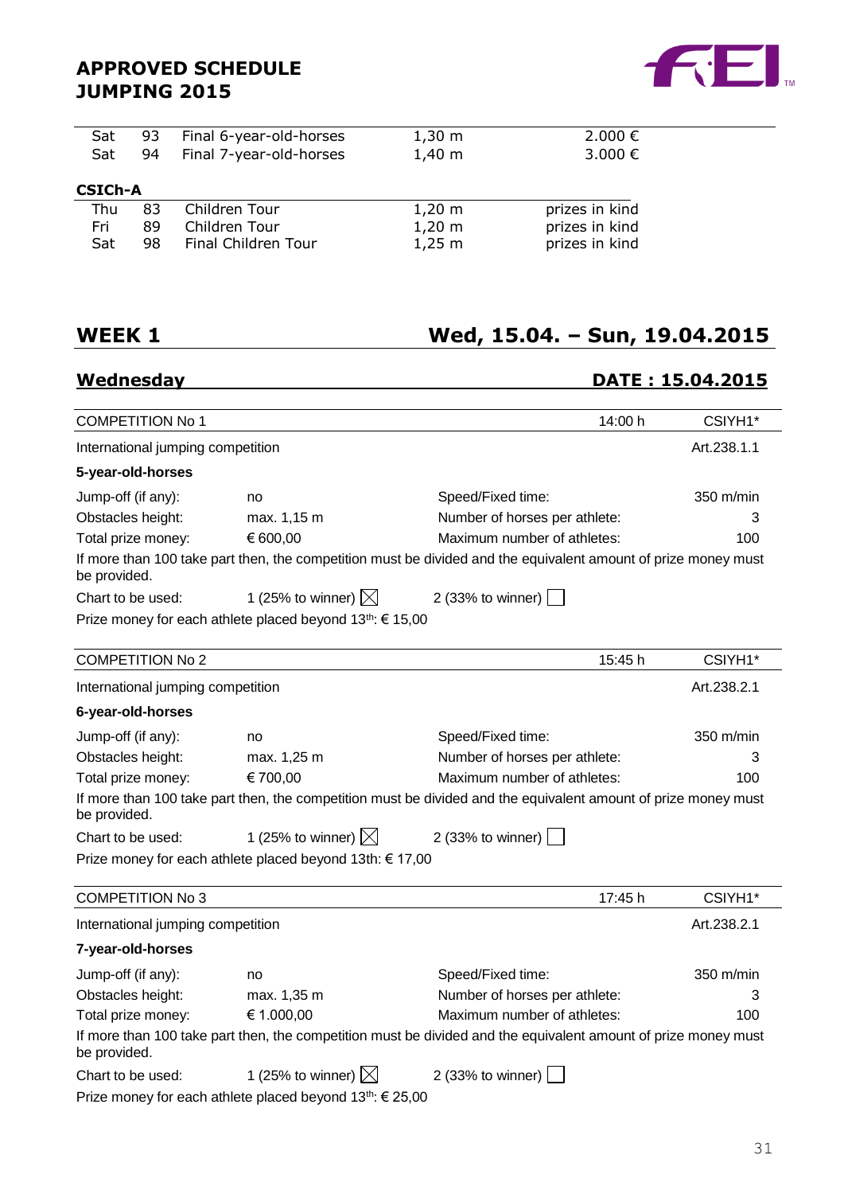| | | | | |
|---|---|---|---|---|
| Sat | 93 | Final 6-year-old-horses | 1,30 m | 2.000 € |
| Sat | 94 | Final 7-year-old-horses | 1,40 m | 3.000 € |

**CSICh-A**

| | | | | |
|---|---|---|---|---|
| Thu | 83 | Children Tour | 1,20 m | prizes in kind |
| Fri | 89 | Children Tour | 1,20 m | prizes in kind |
| Sat | 98 | Final Children Tour | 1,25 m | prizes in kind |

## WEEK 1 — Wed, 15.04. – Sun, 19.04.2015

### Wednesday — DATE : 15.04.2015

| COMPETITION No 1 | | 14:00 h | CSIYH1* |
|---|---|---|---|
| International jumping competition | | | Art.238.1.1 |
| **5-year-old-horses** | | | |
| Jump-off (if any): | no | Speed/Fixed time: | 350 m/min |
| Obstacles height: | max. 1,15 m | Number of horses per athlete: | 3 |
| Total prize money: | € 600,00 | Maximum number of athletes: | 100 |

If more than 100 take part then, the competition must be divided and the equivalent amount of prize money must be provided.

Chart to be used: 1 (25% to winner) ☒ 2 (33% to winner) ☐

Prize money for each athlete placed beyond 13th: € 15,00

| COMPETITION No 2 | | 15:45 h | CSIYH1* |
|---|---|---|---|
| International jumping competition | | | Art.238.2.1 |
| **6-year-old-horses** | | | |
| Jump-off (if any): | no | Speed/Fixed time: | 350 m/min |
| Obstacles height: | max. 1,25 m | Number of horses per athlete: | 3 |
| Total prize money: | € 700,00 | Maximum number of athletes: | 100 |

If more than 100 take part then, the competition must be divided and the equivalent amount of prize money must be provided.

Chart to be used: 1 (25% to winner) ☒ 2 (33% to winner) ☐

Prize money for each athlete placed beyond 13th: € 17,00

| COMPETITION No 3 | | 17:45 h | CSIYH1* |
|---|---|---|---|
| International jumping competition | | | Art.238.2.1 |
| **7-year-old-horses** | | | |
| Jump-off (if any): | no | Speed/Fixed time: | 350 m/min |
| Obstacles height: | max. 1,35 m | Number of horses per athlete: | 3 |
| Total prize money: | € 1.000,00 | Maximum number of athletes: | 100 |

If more than 100 take part then, the competition must be divided and the equivalent amount of prize money must be provided.

Chart to be used: 1 (25% to winner) ☒ 2 (33% to winner) ☐

Prize money for each athlete placed beyond 13th: € 25,00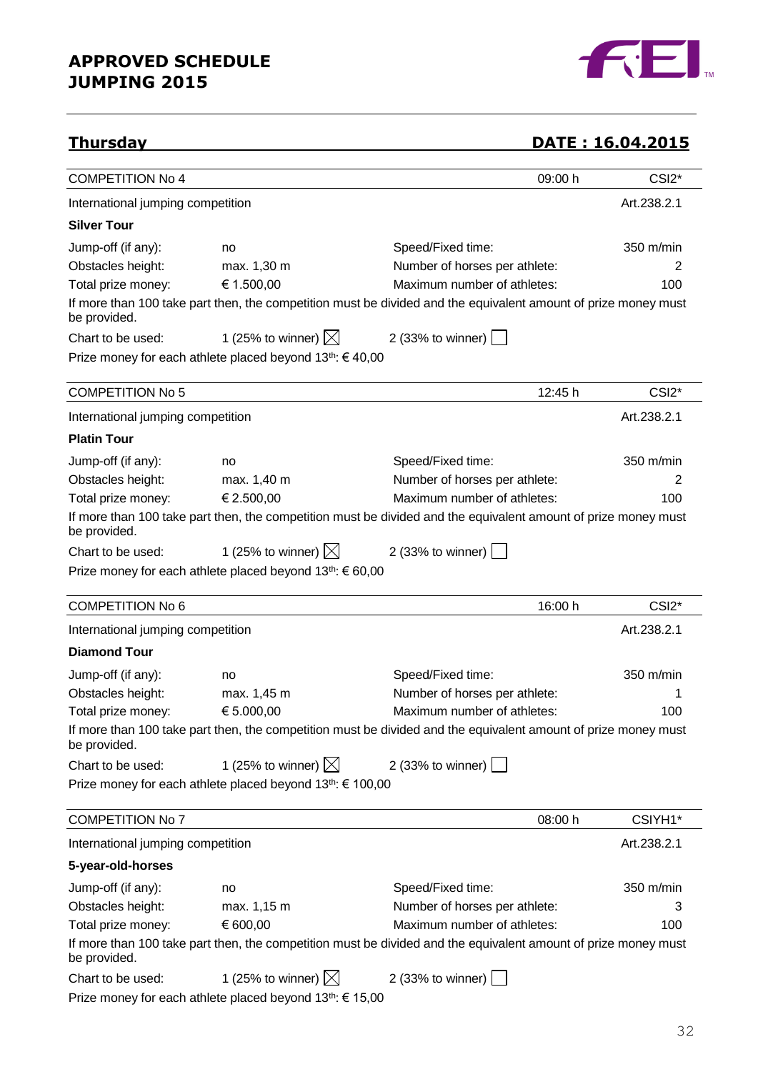# APPROVED SCHEDULE JUMPING 2015

## Thursday — DATE : 16.04.2015

| COMPETITION No 4 | | 09:00 h | CSI2* |
|---|---|---|---|
| International jumping competition | | | Art.238.2.1 |

**Silver Tour**

| | | | |
|---|---|---|---|
| Jump-off (if any): | no | Speed/Fixed time: | 350 m/min |
| Obstacles height: | max. 1,30 m | Number of horses per athlete: | 2 |
| Total prize money: | € 1.500,00 | Maximum number of athletes: | 100 |

If more than 100 take part then, the competition must be divided and the equivalent amount of prize money must be provided.

Chart to be used: 1 (25% to winner) ☒ 2 (33% to winner) ☐

Prize money for each athlete placed beyond 13th: € 40,00

| COMPETITION No 5 | | 12:45 h | CSI2* |
|---|---|---|---|
| International jumping competition | | | Art.238.2.1 |

**Platin Tour**

| | | | |
|---|---|---|---|
| Jump-off (if any): | no | Speed/Fixed time: | 350 m/min |
| Obstacles height: | max. 1,40 m | Number of horses per athlete: | 2 |
| Total prize money: | € 2.500,00 | Maximum number of athletes: | 100 |

If more than 100 take part then, the competition must be divided and the equivalent amount of prize money must be provided.

Chart to be used: 1 (25% to winner) ☒ 2 (33% to winner) ☐

Prize money for each athlete placed beyond 13th: € 60,00

| COMPETITION No 6 | | 16:00 h | CSI2* |
|---|---|---|---|
| International jumping competition | | | Art.238.2.1 |

**Diamond Tour**

| | | | |
|---|---|---|---|
| Jump-off (if any): | no | Speed/Fixed time: | 350 m/min |
| Obstacles height: | max. 1,45 m | Number of horses per athlete: | 1 |
| Total prize money: | € 5.000,00 | Maximum number of athletes: | 100 |

If more than 100 take part then, the competition must be divided and the equivalent amount of prize money must be provided.

Chart to be used: 1 (25% to winner) ☒ 2 (33% to winner) ☐

Prize money for each athlete placed beyond 13th: € 100,00

| COMPETITION No 7 | | 08:00 h | CSIYH1* |
|---|---|---|---|
| International jumping competition | | | Art.238.2.1 |

**5-year-old-horses**

| | | | |
|---|---|---|---|
| Jump-off (if any): | no | Speed/Fixed time: | 350 m/min |
| Obstacles height: | max. 1,15 m | Number of horses per athlete: | 3 |
| Total prize money: | € 600,00 | Maximum number of athletes: | 100 |

If more than 100 take part then, the competition must be divided and the equivalent amount of prize money must be provided.

Chart to be used: 1 (25% to winner) ☒ 2 (33% to winner) ☐

Prize money for each athlete placed beyond 13th: € 15,00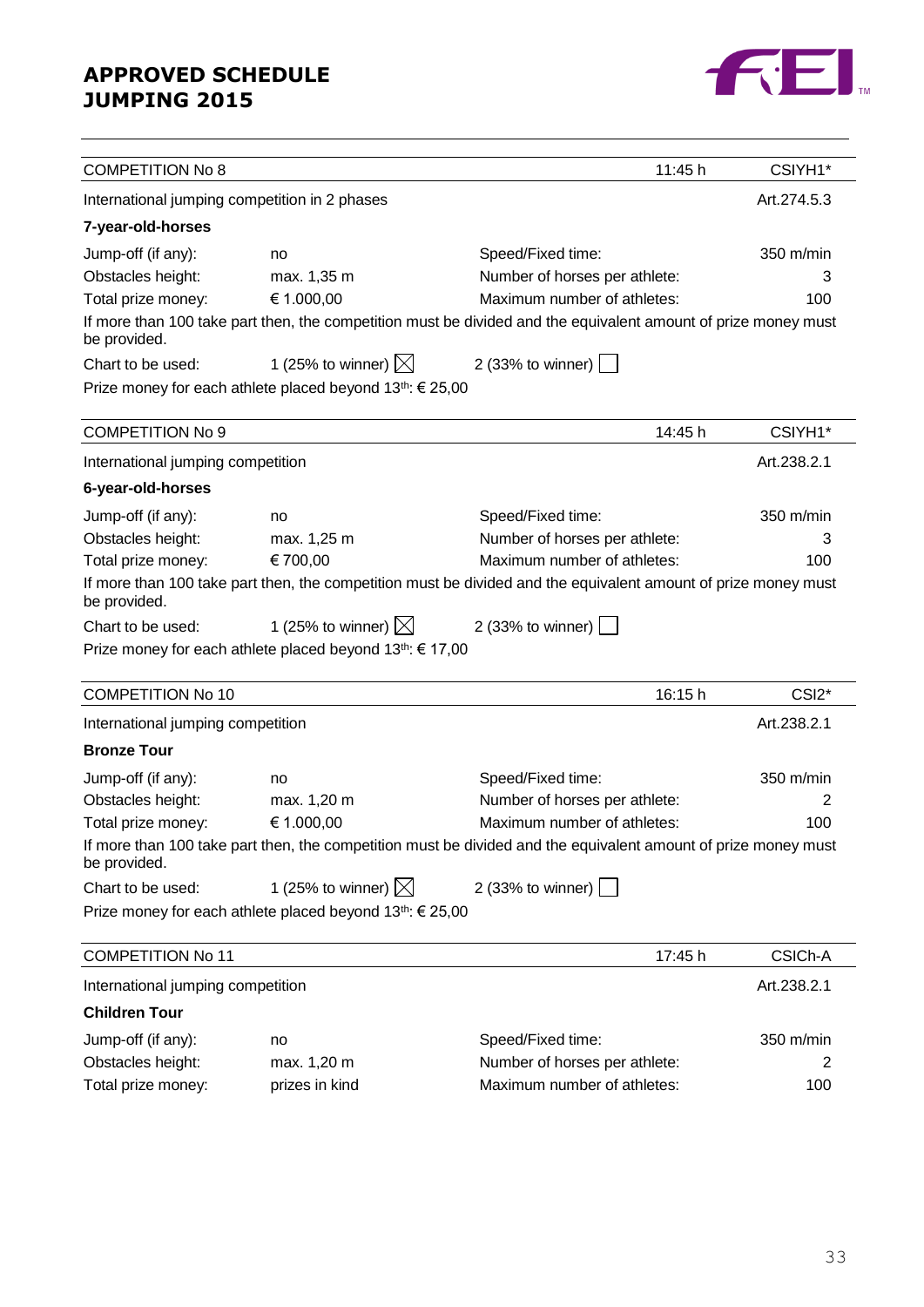## APPROVED SCHEDULE JUMPING 2015

| COMPETITION No 8 | | 11:45 h | CSIYH1* |
|---|---|---|---|

International jumping competition in 2 phases — Art.274.5.3

**7-year-old-horses**

| | | | |
|---|---|---|---|
| Jump-off (if any): | no | Speed/Fixed time: | 350 m/min |
| Obstacles height: | max. 1,35 m | Number of horses per athlete: | 3 |
| Total prize money: | € 1.000,00 | Maximum number of athletes: | 100 |

If more than 100 take part then, the competition must be divided and the equivalent amount of prize money must be provided.

Chart to be used: 1 (25% to winner) ☒ 2 (33% to winner) ☐

Prize money for each athlete placed beyond 13th: € 25,00

| COMPETITION No 9 | | 14:45 h | CSIYH1* |
|---|---|---|---|

International jumping competition — Art.238.2.1

**6-year-old-horses**

| | | | |
|---|---|---|---|
| Jump-off (if any): | no | Speed/Fixed time: | 350 m/min |
| Obstacles height: | max. 1,25 m | Number of horses per athlete: | 3 |
| Total prize money: | € 700,00 | Maximum number of athletes: | 100 |

If more than 100 take part then, the competition must be divided and the equivalent amount of prize money must be provided.

Chart to be used: 1 (25% to winner) ☒ 2 (33% to winner) ☐

Prize money for each athlete placed beyond 13th: € 17,00

| COMPETITION No 10 | | 16:15 h | CSI2* |
|---|---|---|---|

International jumping competition — Art.238.2.1

**Bronze Tour**

| | | | |
|---|---|---|---|
| Jump-off (if any): | no | Speed/Fixed time: | 350 m/min |
| Obstacles height: | max. 1,20 m | Number of horses per athlete: | 2 |
| Total prize money: | € 1.000,00 | Maximum number of athletes: | 100 |

If more than 100 take part then, the competition must be divided and the equivalent amount of prize money must be provided.

Chart to be used: 1 (25% to winner) ☒ 2 (33% to winner) ☐

Prize money for each athlete placed beyond 13th: € 25,00

| COMPETITION No 11 | | 17:45 h | CSICh-A |
|---|---|---|---|

International jumping competition — Art.238.2.1

**Children Tour**

| | | | |
|---|---|---|---|
| Jump-off (if any): | no | Speed/Fixed time: | 350 m/min |
| Obstacles height: | max. 1,20 m | Number of horses per athlete: | 2 |
| Total prize money: | prizes in kind | Maximum number of athletes: | 100 |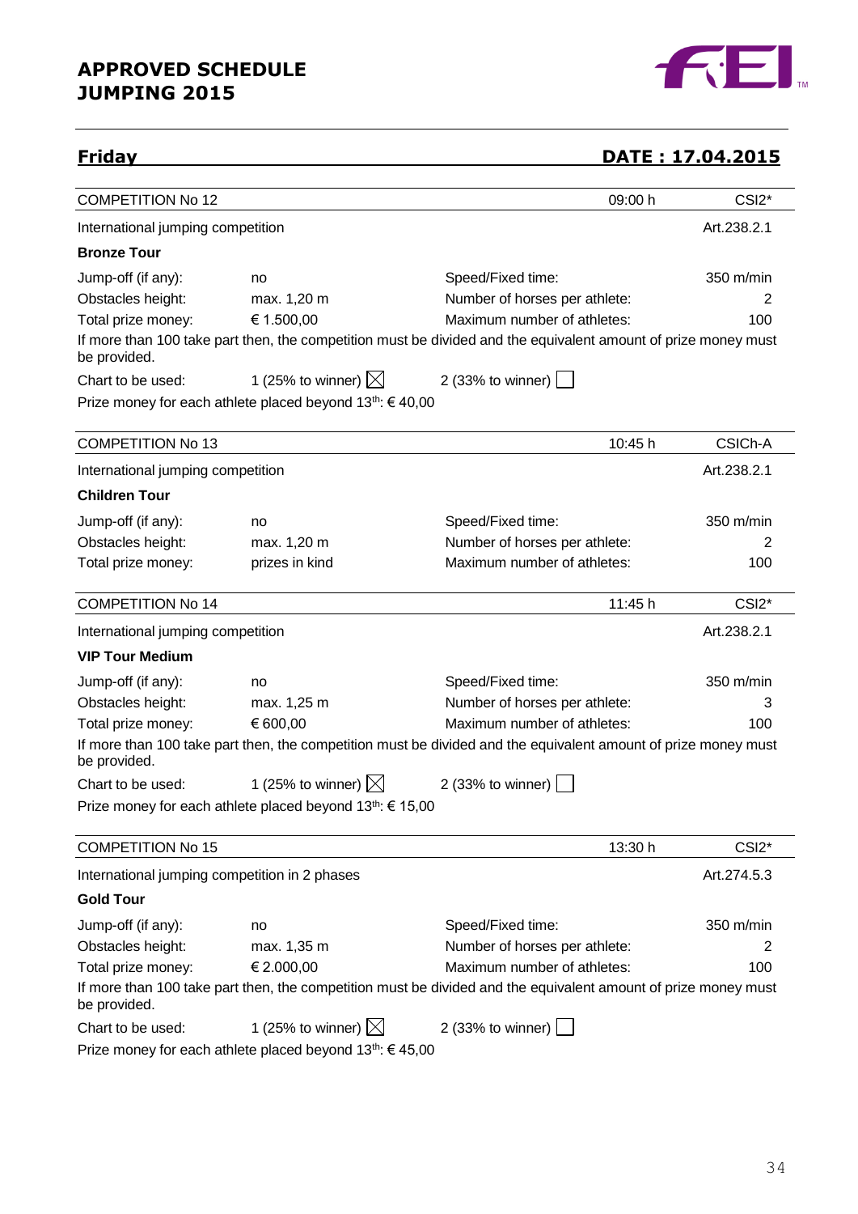# APPROVED SCHEDULE
# JUMPING 2015

## Friday — DATE : 17.04.2015

| COMPETITION No 12 | | 09:00 h | CSI2* |
|---|---|---|---|
| International jumping competition | | | Art.238.2.1 |

**Bronze Tour**

| | | | |
|---|---|---|---|
| Jump-off (if any): | no | Speed/Fixed time: | 350 m/min |
| Obstacles height: | max. 1,20 m | Number of horses per athlete: | 2 |
| Total prize money: | € 1.500,00 | Maximum number of athletes: | 100 |

If more than 100 take part then, the competition must be divided and the equivalent amount of prize money must be provided.

Chart to be used: 1 (25% to winner) ☒ 2 (33% to winner) ☐

Prize money for each athlete placed beyond 13th: € 40,00

| COMPETITION No 13 | | 10:45 h | CSICh-A |
|---|---|---|---|
| International jumping competition | | | Art.238.2.1 |

**Children Tour**

| | | | |
|---|---|---|---|
| Jump-off (if any): | no | Speed/Fixed time: | 350 m/min |
| Obstacles height: | max. 1,20 m | Number of horses per athlete: | 2 |
| Total prize money: | prizes in kind | Maximum number of athletes: | 100 |

| COMPETITION No 14 | | 11:45 h | CSI2* |
|---|---|---|---|
| International jumping competition | | | Art.238.2.1 |

**VIP Tour Medium**

| | | | |
|---|---|---|---|
| Jump-off (if any): | no | Speed/Fixed time: | 350 m/min |
| Obstacles height: | max. 1,25 m | Number of horses per athlete: | 3 |
| Total prize money: | € 600,00 | Maximum number of athletes: | 100 |

If more than 100 take part then, the competition must be divided and the equivalent amount of prize money must be provided.

Chart to be used: 1 (25% to winner) ☒ 2 (33% to winner) ☐

Prize money for each athlete placed beyond 13th: € 15,00

| COMPETITION No 15 | | 13:30 h | CSI2* |
|---|---|---|---|
| International jumping competition in 2 phases | | | Art.274.5.3 |

**Gold Tour**

| | | | |
|---|---|---|---|
| Jump-off (if any): | no | Speed/Fixed time: | 350 m/min |
| Obstacles height: | max. 1,35 m | Number of horses per athlete: | 2 |
| Total prize money: | € 2.000,00 | Maximum number of athletes: | 100 |

If more than 100 take part then, the competition must be divided and the equivalent amount of prize money must be provided.

Chart to be used: 1 (25% to winner) ☒ 2 (33% to winner) ☐

Prize money for each athlete placed beyond 13th: € 45,00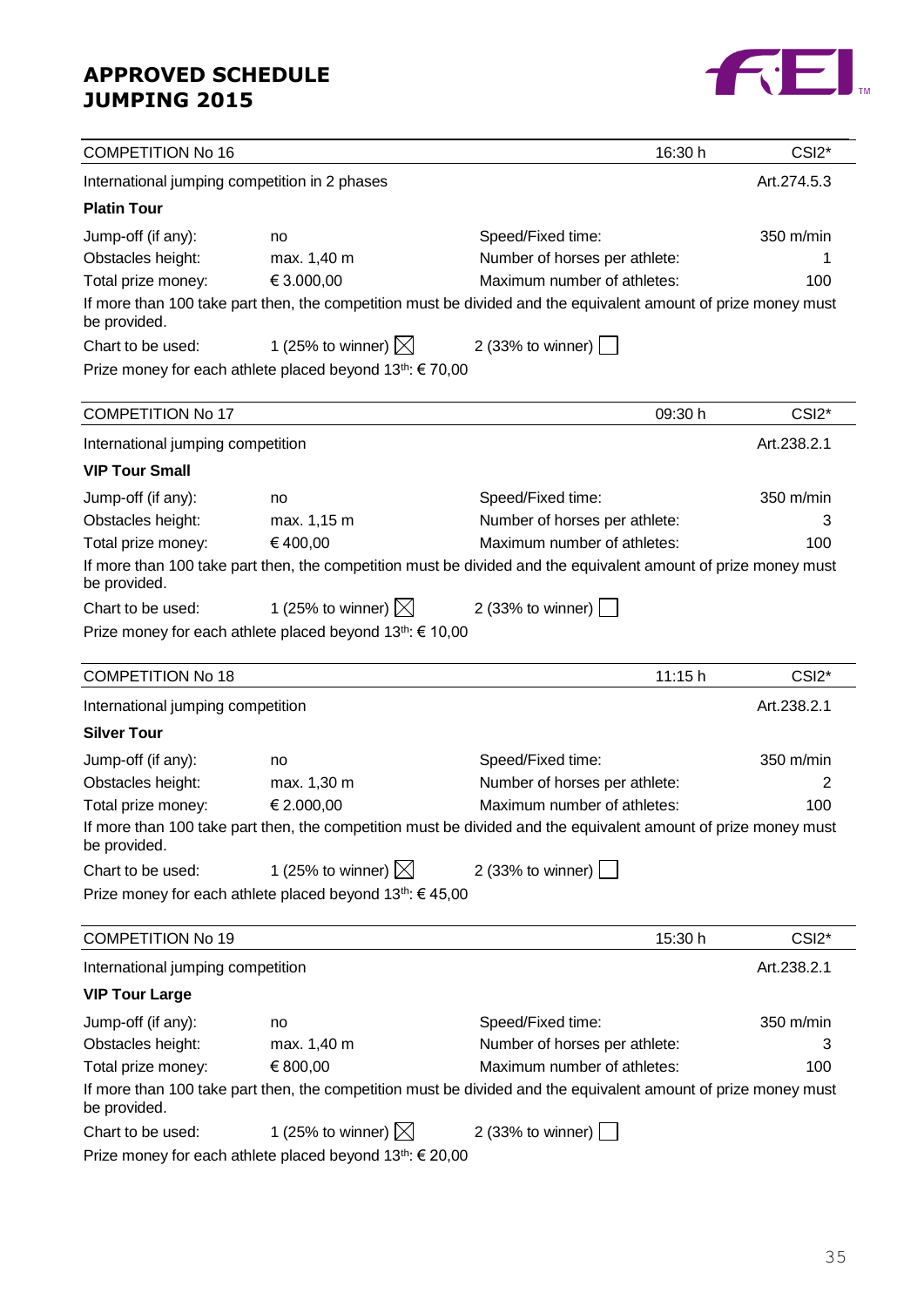# APPROVED SCHEDULE JUMPING 2015

| COMPETITION No 16 | | 16:30 h | CSI2* |
|---|---|---|---|
| International jumping competition in 2 phases | | | Art.274.5.3 |

**Platin Tour**

| | | | |
|---|---|---|---|
| Jump-off (if any): | no | Speed/Fixed time: | 350 m/min |
| Obstacles height: | max. 1,40 m | Number of horses per athlete: | 1 |
| Total prize money: | € 3.000,00 | Maximum number of athletes: | 100 |

If more than 100 take part then, the competition must be divided and the equivalent amount of prize money must be provided.

Chart to be used: 1 (25% to winner) ☒ 2 (33% to winner) ☐

Prize money for each athlete placed beyond 13th: € 70,00

| COMPETITION No 17 | | 09:30 h | CSI2* |
|---|---|---|---|
| International jumping competition | | | Art.238.2.1 |

**VIP Tour Small**

| | | | |
|---|---|---|---|
| Jump-off (if any): | no | Speed/Fixed time: | 350 m/min |
| Obstacles height: | max. 1,15 m | Number of horses per athlete: | 3 |
| Total prize money: | € 400,00 | Maximum number of athletes: | 100 |

If more than 100 take part then, the competition must be divided and the equivalent amount of prize money must be provided.

Chart to be used: 1 (25% to winner) ☒ 2 (33% to winner) ☐

Prize money for each athlete placed beyond 13th: € 10,00

| COMPETITION No 18 | | 11:15 h | CSI2* |
|---|---|---|---|
| International jumping competition | | | Art.238.2.1 |

**Silver Tour**

| | | | |
|---|---|---|---|
| Jump-off (if any): | no | Speed/Fixed time: | 350 m/min |
| Obstacles height: | max. 1,30 m | Number of horses per athlete: | 2 |
| Total prize money: | € 2.000,00 | Maximum number of athletes: | 100 |

If more than 100 take part then, the competition must be divided and the equivalent amount of prize money must be provided.

Chart to be used: 1 (25% to winner) ☒ 2 (33% to winner) ☐

Prize money for each athlete placed beyond 13th: € 45,00

| COMPETITION No 19 | | 15:30 h | CSI2* |
|---|---|---|---|
| International jumping competition | | | Art.238.2.1 |

**VIP Tour Large**

| | | | |
|---|---|---|---|
| Jump-off (if any): | no | Speed/Fixed time: | 350 m/min |
| Obstacles height: | max. 1,40 m | Number of horses per athlete: | 3 |
| Total prize money: | € 800,00 | Maximum number of athletes: | 100 |

If more than 100 take part then, the competition must be divided and the equivalent amount of prize money must be provided.

Chart to be used: 1 (25% to winner) ☒ 2 (33% to winner) ☐

Prize money for each athlete placed beyond 13th: € 20,00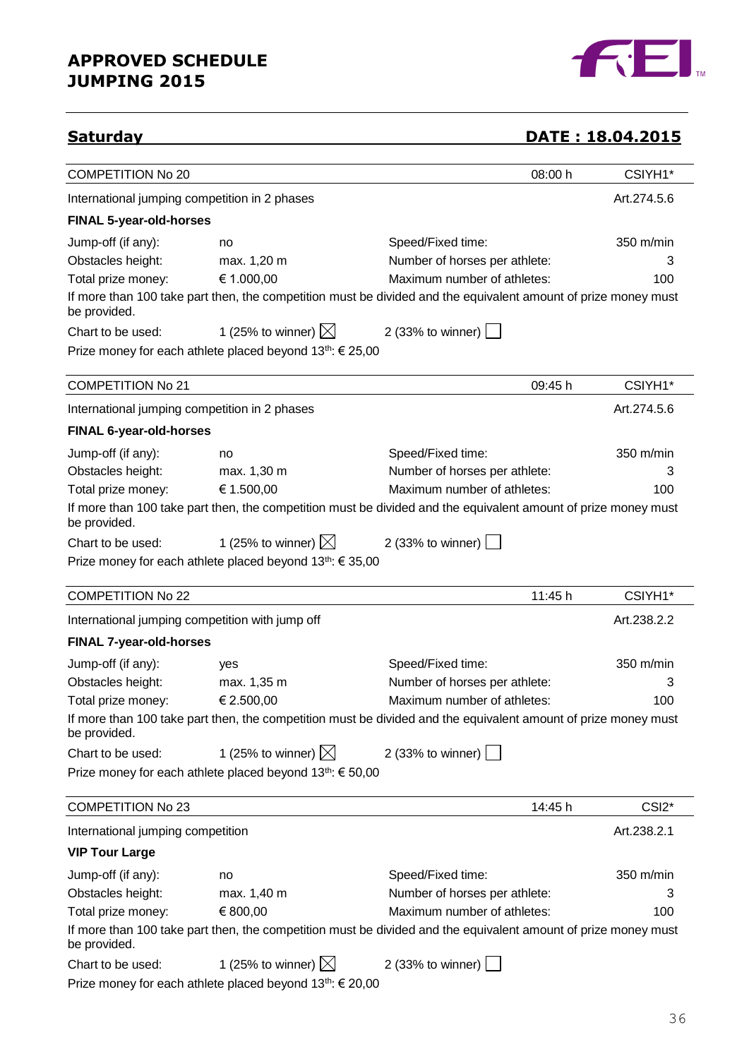## Saturday — DATE : 18.04.2015

| COMPETITION No 20 | | 08:00 h | CSIYH1* |
|---|---|---|---|
| International jumping competition in 2 phases | | | Art.274.5.6 |

**FINAL 5-year-old-horses**

| | | | |
|---|---|---|---|
| Jump-off (if any): | no | Speed/Fixed time: | 350 m/min |
| Obstacles height: | max. 1,20 m | Number of horses per athlete: | 3 |
| Total prize money: | € 1.000,00 | Maximum number of athletes: | 100 |

If more than 100 take part then, the competition must be divided and the equivalent amount of prize money must be provided.

Chart to be used: 1 (25% to winner) ☒ 2 (33% to winner) ☐

Prize money for each athlete placed beyond 13th: € 25,00

| COMPETITION No 21 | | 09:45 h | CSIYH1* |
|---|---|---|---|
| International jumping competition in 2 phases | | | Art.274.5.6 |

**FINAL 6-year-old-horses**

| | | | |
|---|---|---|---|
| Jump-off (if any): | no | Speed/Fixed time: | 350 m/min |
| Obstacles height: | max. 1,30 m | Number of horses per athlete: | 3 |
| Total prize money: | € 1.500,00 | Maximum number of athletes: | 100 |

If more than 100 take part then, the competition must be divided and the equivalent amount of prize money must be provided.

Chart to be used: 1 (25% to winner) ☒ 2 (33% to winner) ☐

Prize money for each athlete placed beyond 13th: € 35,00

| COMPETITION No 22 | | 11:45 h | CSIYH1* |
|---|---|---|---|
| International jumping competition with jump off | | | Art.238.2.2 |

**FINAL 7-year-old-horses**

| | | | |
|---|---|---|---|
| Jump-off (if any): | yes | Speed/Fixed time: | 350 m/min |
| Obstacles height: | max. 1,35 m | Number of horses per athlete: | 3 |
| Total prize money: | € 2.500,00 | Maximum number of athletes: | 100 |

If more than 100 take part then, the competition must be divided and the equivalent amount of prize money must be provided.

Chart to be used: 1 (25% to winner) ☒ 2 (33% to winner) ☐

Prize money for each athlete placed beyond 13th: € 50,00

| COMPETITION No 23 | | 14:45 h | CSI2* |
|---|---|---|---|
| International jumping competition | | | Art.238.2.1 |

**VIP Tour Large**

| | | | |
|---|---|---|---|
| Jump-off (if any): | no | Speed/Fixed time: | 350 m/min |
| Obstacles height: | max. 1,40 m | Number of horses per athlete: | 3 |
| Total prize money: | € 800,00 | Maximum number of athletes: | 100 |

If more than 100 take part then, the competition must be divided and the equivalent amount of prize money must be provided.

Chart to be used: 1 (25% to winner) ☒ 2 (33% to winner) ☐

Prize money for each athlete placed beyond 13th: € 20,00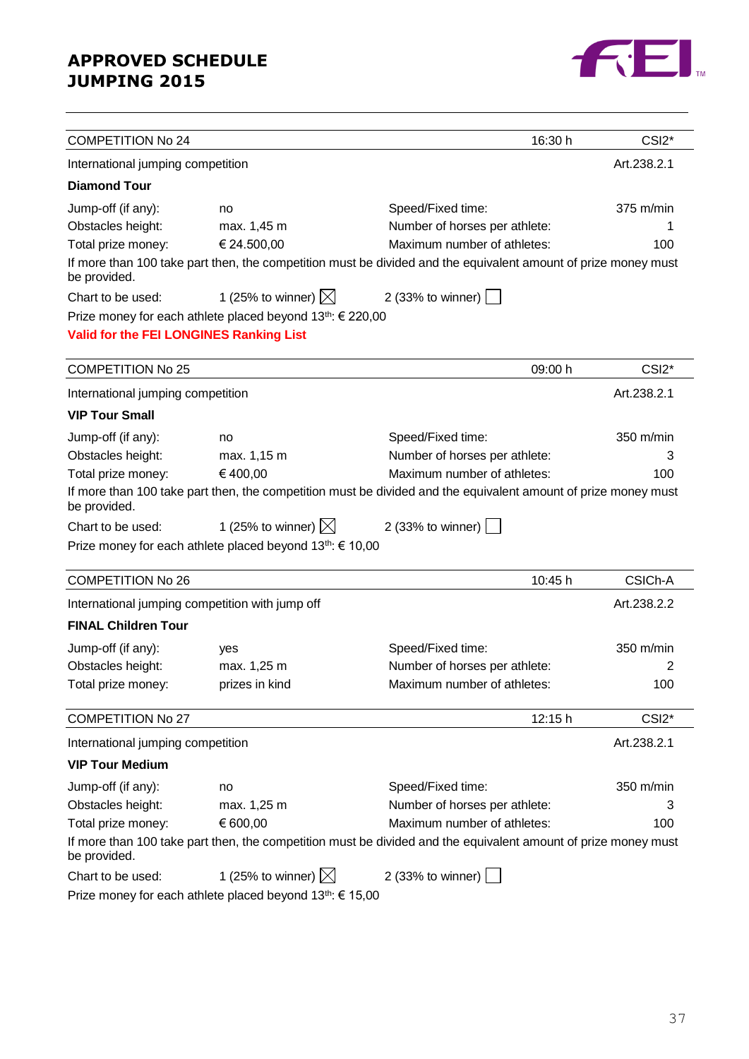# APPROVED SCHEDULE JUMPING 2015

| COMPETITION No 24 | | 16:30 h | CSI2* |
|---|---|---|---|
| International jumping competition | | | Art.238.2.1 |

**Diamond Tour**

| | | | |
|---|---|---|---|
| Jump-off (if any): | no | Speed/Fixed time: | 375 m/min |
| Obstacles height: | max. 1,45 m | Number of horses per athlete: | 1 |
| Total prize money: | € 24.500,00 | Maximum number of athletes: | 100 |

If more than 100 take part then, the competition must be divided and the equivalent amount of prize money must be provided.

Chart to be used: 1 (25% to winner) ☒ 2 (33% to winner) ☐

Prize money for each athlete placed beyond 13th: € 220,00

**Valid for the FEI LONGINES Ranking List**

| COMPETITION No 25 | | 09:00 h | CSI2* |
|---|---|---|---|
| International jumping competition | | | Art.238.2.1 |

**VIP Tour Small**

| | | | |
|---|---|---|---|
| Jump-off (if any): | no | Speed/Fixed time: | 350 m/min |
| Obstacles height: | max. 1,15 m | Number of horses per athlete: | 3 |
| Total prize money: | € 400,00 | Maximum number of athletes: | 100 |

If more than 100 take part then, the competition must be divided and the equivalent amount of prize money must be provided.

Chart to be used: 1 (25% to winner) ☒ 2 (33% to winner) ☐

Prize money for each athlete placed beyond 13th: € 10,00

| COMPETITION No 26 | | 10:45 h | CSICh-A |
|---|---|---|---|
| International jumping competition with jump off | | | Art.238.2.2 |

**FINAL Children Tour**

| | | | |
|---|---|---|---|
| Jump-off (if any): | yes | Speed/Fixed time: | 350 m/min |
| Obstacles height: | max. 1,25 m | Number of horses per athlete: | 2 |
| Total prize money: | prizes in kind | Maximum number of athletes: | 100 |

| COMPETITION No 27 | | 12:15 h | CSI2* |
|---|---|---|---|
| International jumping competition | | | Art.238.2.1 |

**VIP Tour Medium**

| | | | |
|---|---|---|---|
| Jump-off (if any): | no | Speed/Fixed time: | 350 m/min |
| Obstacles height: | max. 1,25 m | Number of horses per athlete: | 3 |
| Total prize money: | € 600,00 | Maximum number of athletes: | 100 |

If more than 100 take part then, the competition must be divided and the equivalent amount of prize money must be provided.

Chart to be used: 1 (25% to winner) ☒ 2 (33% to winner) ☐

Prize money for each athlete placed beyond 13th: € 15,00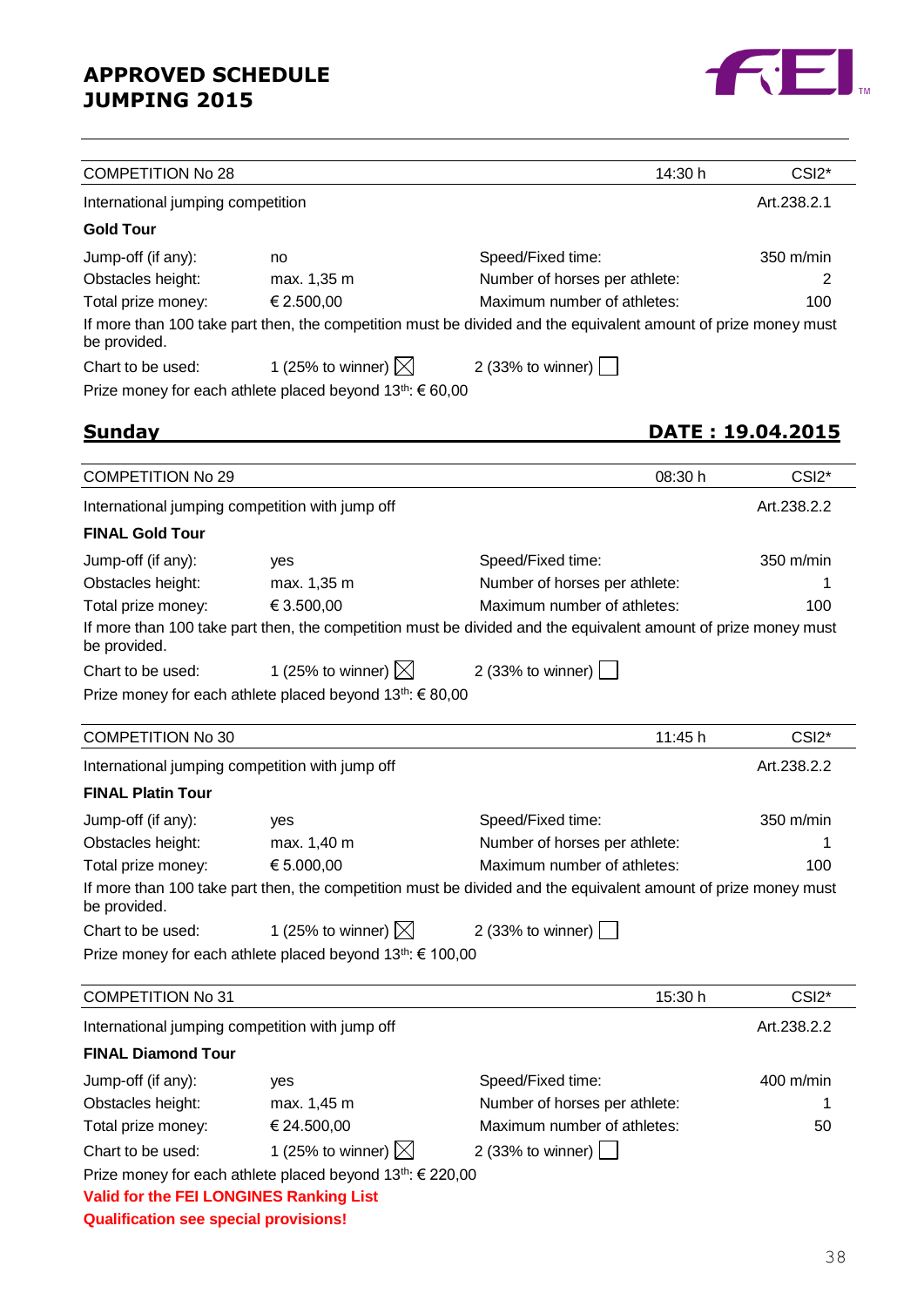# APPROVED SCHEDULE JUMPING 2015

| COMPETITION No 28 | | 14:30 h | CSI2* |
|---|---|---|---|
| International jumping competition | | | Art.238.2.1 |

**Gold Tour**

| | | | |
|---|---|---|---|
| Jump-off (if any): | no | Speed/Fixed time: | 350 m/min |
| Obstacles height: | max. 1,35 m | Number of horses per athlete: | 2 |
| Total prize money: | € 2.500,00 | Maximum number of athletes: | 100 |

If more than 100 take part then, the competition must be divided and the equivalent amount of prize money must be provided.

Chart to be used: 1 (25% to winner) ☒ 2 (33% to winner) ☐

Prize money for each athlete placed beyond 13th: € 60,00

## Sunday DATE : 19.04.2015

| COMPETITION No 29 | | 08:30 h | CSI2* |
|---|---|---|---|
| International jumping competition with jump off | | | Art.238.2.2 |

**FINAL Gold Tour**

| | | | |
|---|---|---|---|
| Jump-off (if any): | yes | Speed/Fixed time: | 350 m/min |
| Obstacles height: | max. 1,35 m | Number of horses per athlete: | 1 |
| Total prize money: | € 3.500,00 | Maximum number of athletes: | 100 |

If more than 100 take part then, the competition must be divided and the equivalent amount of prize money must be provided.

Chart to be used: 1 (25% to winner) ☒ 2 (33% to winner) ☐

Prize money for each athlete placed beyond 13th: € 80,00

| COMPETITION No 30 | | 11:45 h | CSI2* |
|---|---|---|---|
| International jumping competition with jump off | | | Art.238.2.2 |

**FINAL Platin Tour**

| | | | |
|---|---|---|---|
| Jump-off (if any): | yes | Speed/Fixed time: | 350 m/min |
| Obstacles height: | max. 1,40 m | Number of horses per athlete: | 1 |
| Total prize money: | € 5.000,00 | Maximum number of athletes: | 100 |

If more than 100 take part then, the competition must be divided and the equivalent amount of prize money must be provided.

Chart to be used: 1 (25% to winner) ☒ 2 (33% to winner) ☐

Prize money for each athlete placed beyond 13th: € 100,00

| COMPETITION No 31 | | 15:30 h | CSI2* |
|---|---|---|---|
| International jumping competition with jump off | | | Art.238.2.2 |

**FINAL Diamond Tour**

| | | | |
|---|---|---|---|
| Jump-off (if any): | yes | Speed/Fixed time: | 400 m/min |
| Obstacles height: | max. 1,45 m | Number of horses per athlete: | 1 |
| Total prize money: | € 24.500,00 | Maximum number of athletes: | 50 |

Chart to be used: 1 (25% to winner) ☒ 2 (33% to winner) ☐

Prize money for each athlete placed beyond 13th: € 220,00

**Valid for the FEI LONGINES Ranking List**

**Qualification see special provisions!**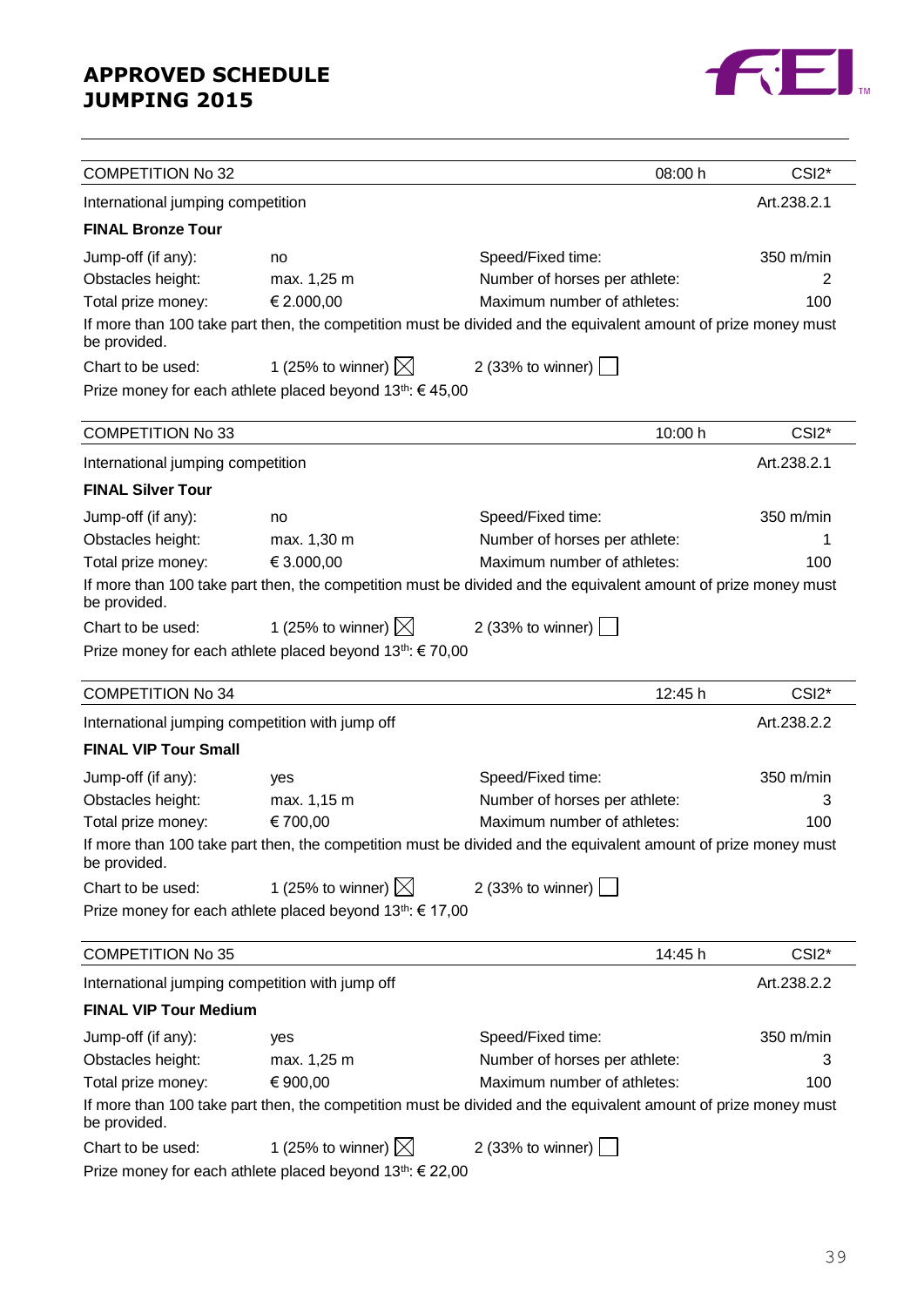# APPROVED SCHEDULE JUMPING 2015

| COMPETITION No 32 | | 08:00 h | CSI2* |
|---|---|---|---|
| International jumping competition | | | Art.238.2.1 |

**FINAL Bronze Tour**

| | | | |
|---|---|---|---|
| Jump-off (if any): | no | Speed/Fixed time: | 350 m/min |
| Obstacles height: | max. 1,25 m | Number of horses per athlete: | 2 |
| Total prize money: | € 2.000,00 | Maximum number of athletes: | 100 |

If more than 100 take part then, the competition must be divided and the equivalent amount of prize money must be provided.

Chart to be used: 1 (25% to winner) ☒ 2 (33% to winner) ☐

Prize money for each athlete placed beyond 13th: € 45,00

| COMPETITION No 33 | | 10:00 h | CSI2* |
|---|---|---|---|
| International jumping competition | | | Art.238.2.1 |

**FINAL Silver Tour**

| | | | |
|---|---|---|---|
| Jump-off (if any): | no | Speed/Fixed time: | 350 m/min |
| Obstacles height: | max. 1,30 m | Number of horses per athlete: | 1 |
| Total prize money: | € 3.000,00 | Maximum number of athletes: | 100 |

If more than 100 take part then, the competition must be divided and the equivalent amount of prize money must be provided.

Chart to be used: 1 (25% to winner) ☒ 2 (33% to winner) ☐

Prize money for each athlete placed beyond 13th: € 70,00

| COMPETITION No 34 | | 12:45 h | CSI2* |
|---|---|---|---|
| International jumping competition with jump off | | | Art.238.2.2 |

**FINAL VIP Tour Small**

| | | | |
|---|---|---|---|
| Jump-off (if any): | yes | Speed/Fixed time: | 350 m/min |
| Obstacles height: | max. 1,15 m | Number of horses per athlete: | 3 |
| Total prize money: | € 700,00 | Maximum number of athletes: | 100 |

If more than 100 take part then, the competition must be divided and the equivalent amount of prize money must be provided.

Chart to be used: 1 (25% to winner) ☒ 2 (33% to winner) ☐

Prize money for each athlete placed beyond 13th: € 17,00

| COMPETITION No 35 | | 14:45 h | CSI2* |
|---|---|---|---|
| International jumping competition with jump off | | | Art.238.2.2 |

**FINAL VIP Tour Medium**

| | | | |
|---|---|---|---|
| Jump-off (if any): | yes | Speed/Fixed time: | 350 m/min |
| Obstacles height: | max. 1,25 m | Number of horses per athlete: | 3 |
| Total prize money: | € 900,00 | Maximum number of athletes: | 100 |

If more than 100 take part then, the competition must be divided and the equivalent amount of prize money must be provided.

Chart to be used: 1 (25% to winner) ☒ 2 (33% to winner) ☐

Prize money for each athlete placed beyond 13th: € 22,00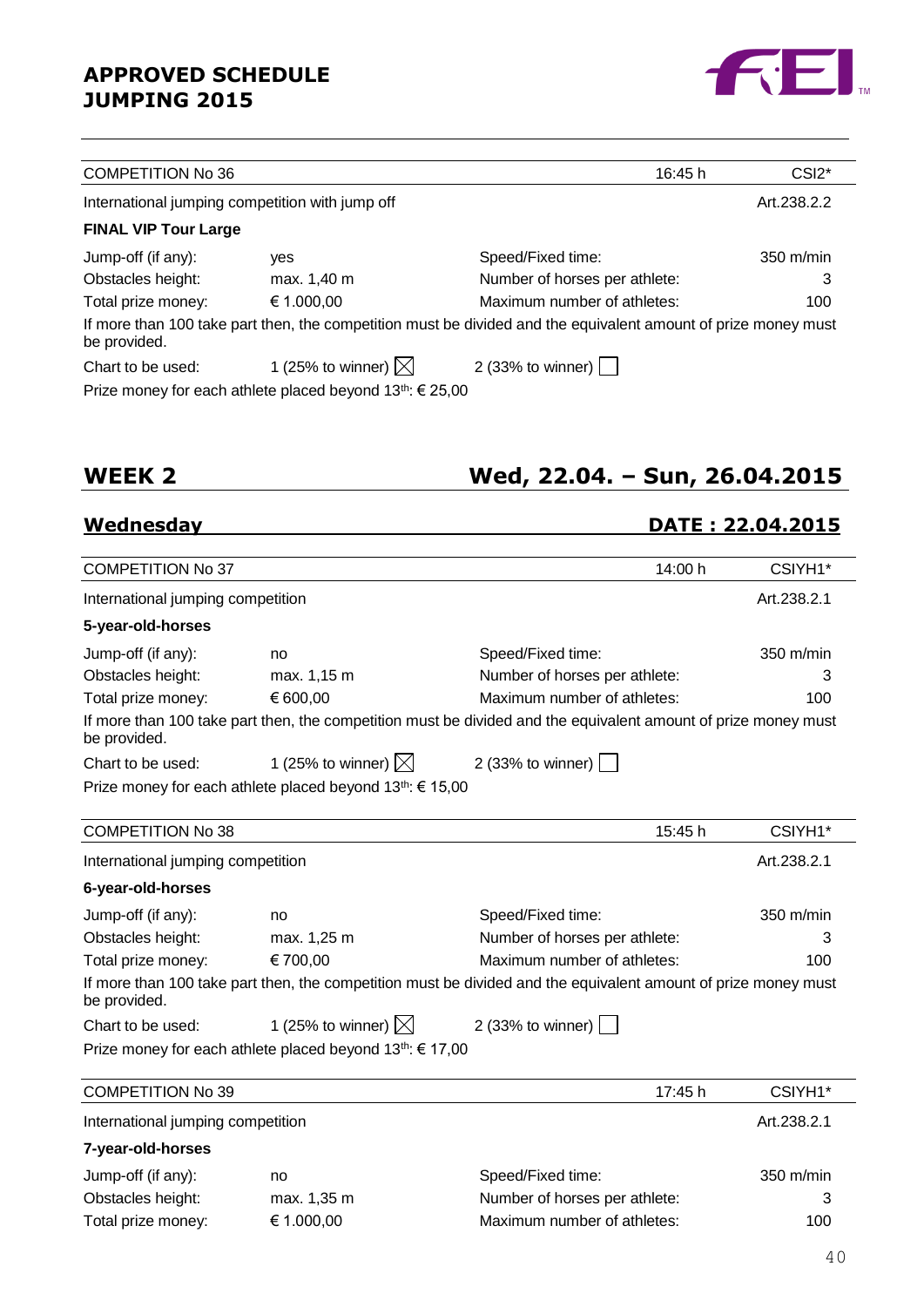## APPROVED SCHEDULE JUMPING 2015

| COMPETITION No 36 | | 16:45 h | CSI2* |
|---|---|---|---|
| International jumping competition with jump off | | | Art.238.2.2 |

**FINAL VIP Tour Large**

| | | | |
|---|---|---|---|
| Jump-off (if any): | yes | Speed/Fixed time: | 350 m/min |
| Obstacles height: | max. 1,40 m | Number of horses per athlete: | 3 |
| Total prize money: | € 1.000,00 | Maximum number of athletes: | 100 |

If more than 100 take part then, the competition must be divided and the equivalent amount of prize money must be provided.

Chart to be used: 1 (25% to winner) ☒ 2 (33% to winner) ☐

Prize money for each athlete placed beyond 13th: € 25,00

## WEEK 2 — Wed, 22.04. – Sun, 26.04.2015

### Wednesday — DATE : 22.04.2015

| COMPETITION No 37 | | 14:00 h | CSIYH1* |
|---|---|---|---|
| International jumping competition | | | Art.238.2.1 |

**5-year-old-horses**

| | | | |
|---|---|---|---|
| Jump-off (if any): | no | Speed/Fixed time: | 350 m/min |
| Obstacles height: | max. 1,15 m | Number of horses per athlete: | 3 |
| Total prize money: | € 600,00 | Maximum number of athletes: | 100 |

If more than 100 take part then, the competition must be divided and the equivalent amount of prize money must be provided.

Chart to be used: 1 (25% to winner) ☒ 2 (33% to winner) ☐

Prize money for each athlete placed beyond 13th: € 15,00

| COMPETITION No 38 | | 15:45 h | CSIYH1* |
|---|---|---|---|
| International jumping competition | | | Art.238.2.1 |

**6-year-old-horses**

| | | | |
|---|---|---|---|
| Jump-off (if any): | no | Speed/Fixed time: | 350 m/min |
| Obstacles height: | max. 1,25 m | Number of horses per athlete: | 3 |
| Total prize money: | € 700,00 | Maximum number of athletes: | 100 |

If more than 100 take part then, the competition must be divided and the equivalent amount of prize money must be provided.

Chart to be used: 1 (25% to winner) ☒ 2 (33% to winner) ☐

Prize money for each athlete placed beyond 13th: € 17,00

| COMPETITION No 39 | | 17:45 h | CSIYH1* |
|---|---|---|---|
| International jumping competition | | | Art.238.2.1 |

**7-year-old-horses**

| | | | |
|---|---|---|---|
| Jump-off (if any): | no | Speed/Fixed time: | 350 m/min |
| Obstacles height: | max. 1,35 m | Number of horses per athlete: | 3 |
| Total prize money: | € 1.000,00 | Maximum number of athletes: | 100 |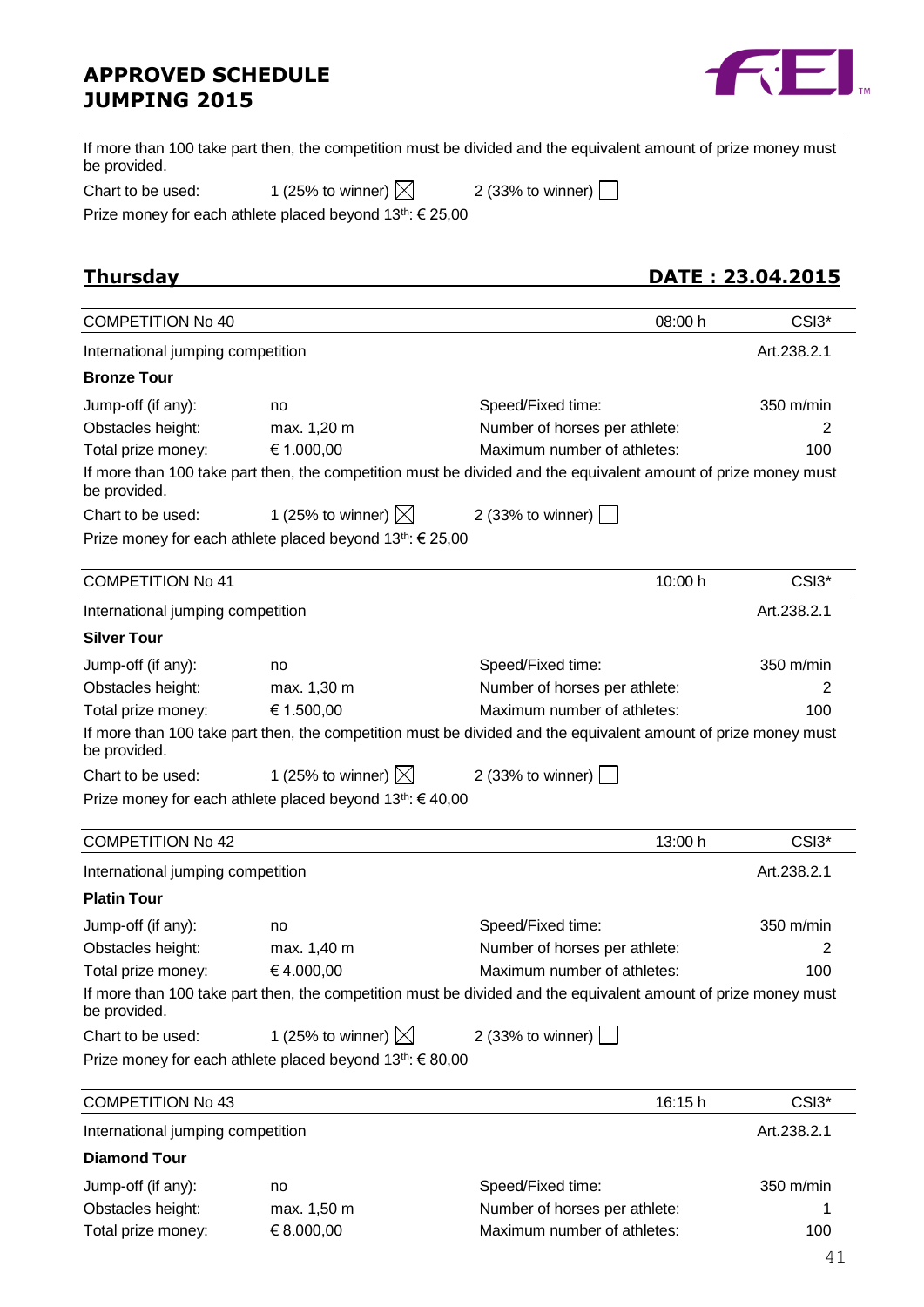If more than 100 take part then, the competition must be divided and the equivalent amount of prize money must be provided.

Chart to be used: 1 (25% to winner) ☒ 2 (33% to winner) ☐

Prize money for each athlete placed beyond 13th: € 25,00

## Thursday DATE : 23.04.2015

| COMPETITION No 40 | | 08:00 h | CSI3* |
|---|---|---|---|
| International jumping competition | | | Art.238.2.1 |

**Bronze Tour**

| | | | |
|---|---|---|---|
| Jump-off (if any): | no | Speed/Fixed time: | 350 m/min |
| Obstacles height: | max. 1,20 m | Number of horses per athlete: | 2 |
| Total prize money: | € 1.000,00 | Maximum number of athletes: | 100 |

If more than 100 take part then, the competition must be divided and the equivalent amount of prize money must be provided.

Chart to be used: 1 (25% to winner) ☒ 2 (33% to winner) ☐

Prize money for each athlete placed beyond 13th: € 25,00

| COMPETITION No 41 | | 10:00 h | CSI3* |
|---|---|---|---|
| International jumping competition | | | Art.238.2.1 |

**Silver Tour**

| | | | |
|---|---|---|---|
| Jump-off (if any): | no | Speed/Fixed time: | 350 m/min |
| Obstacles height: | max. 1,30 m | Number of horses per athlete: | 2 |
| Total prize money: | € 1.500,00 | Maximum number of athletes: | 100 |

If more than 100 take part then, the competition must be divided and the equivalent amount of prize money must be provided.

Chart to be used: 1 (25% to winner) ☒ 2 (33% to winner) ☐

Prize money for each athlete placed beyond 13th: € 40,00

| COMPETITION No 42 | | 13:00 h | CSI3* |
|---|---|---|---|
| International jumping competition | | | Art.238.2.1 |

**Platin Tour**

| | | | |
|---|---|---|---|
| Jump-off (if any): | no | Speed/Fixed time: | 350 m/min |
| Obstacles height: | max. 1,40 m | Number of horses per athlete: | 2 |
| Total prize money: | € 4.000,00 | Maximum number of athletes: | 100 |

If more than 100 take part then, the competition must be divided and the equivalent amount of prize money must be provided.

Chart to be used: 1 (25% to winner) ☒ 2 (33% to winner) ☐

Prize money for each athlete placed beyond 13th: € 80,00

| COMPETITION No 43 | | 16:15 h | CSI3* |
|---|---|---|---|
| International jumping competition | | | Art.238.2.1 |

**Diamond Tour**

| | | | |
|---|---|---|---|
| Jump-off (if any): | no | Speed/Fixed time: | 350 m/min |
| Obstacles height: | max. 1,50 m | Number of horses per athlete: | 1 |
| Total prize money: | € 8.000,00 | Maximum number of athletes: | 100 |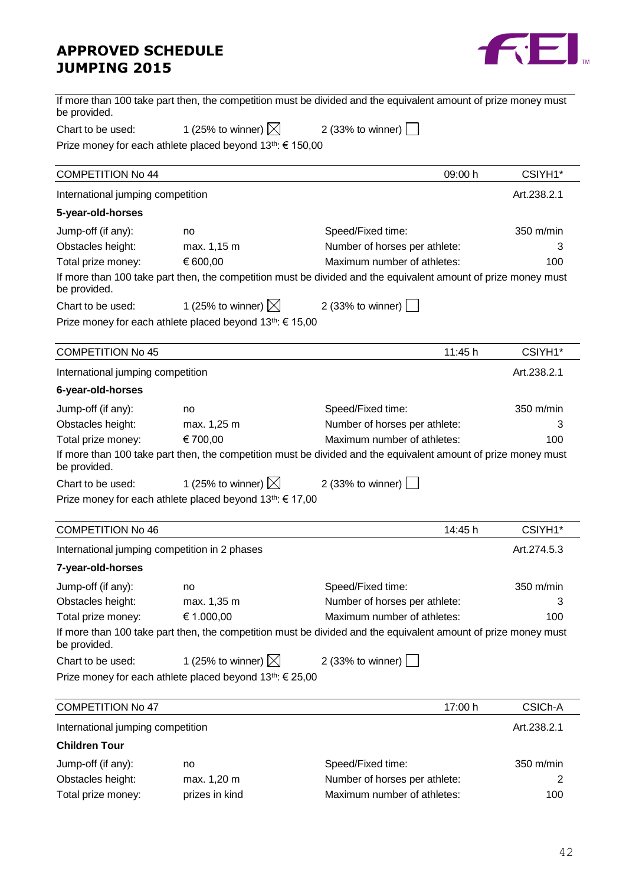If more than 100 take part then, the competition must be divided and the equivalent amount of prize money must be provided.

Chart to be used: 1 (25% to winner) ☒ 2 (33% to winner) ☐

Prize money for each athlete placed beyond 13th: € 150,00

| COMPETITION No 44 | | 09:00 h | CSIYH1* |
|---|---|---|---|
| International jumping competition | | | Art.238.2.1 |

**5-year-old-horses**

| | | | |
|---|---|---|---|
| Jump-off (if any): | no | Speed/Fixed time: | 350 m/min |
| Obstacles height: | max. 1,15 m | Number of horses per athlete: | 3 |
| Total prize money: | € 600,00 | Maximum number of athletes: | 100 |

If more than 100 take part then, the competition must be divided and the equivalent amount of prize money must be provided.

Chart to be used: 1 (25% to winner) ☒ 2 (33% to winner) ☐

Prize money for each athlete placed beyond 13th: € 15,00

| COMPETITION No 45 | | 11:45 h | CSIYH1* |
|---|---|---|---|
| International jumping competition | | | Art.238.2.1 |

**6-year-old-horses**

| | | | |
|---|---|---|---|
| Jump-off (if any): | no | Speed/Fixed time: | 350 m/min |
| Obstacles height: | max. 1,25 m | Number of horses per athlete: | 3 |
| Total prize money: | € 700,00 | Maximum number of athletes: | 100 |

If more than 100 take part then, the competition must be divided and the equivalent amount of prize money must be provided.

Chart to be used: 1 (25% to winner) ☒ 2 (33% to winner) ☐

Prize money for each athlete placed beyond 13th: € 17,00

| COMPETITION No 46 | | 14:45 h | CSIYH1* |
|---|---|---|---|
| International jumping competition in 2 phases | | | Art.274.5.3 |

**7-year-old-horses**

| | | | |
|---|---|---|---|
| Jump-off (if any): | no | Speed/Fixed time: | 350 m/min |
| Obstacles height: | max. 1,35 m | Number of horses per athlete: | 3 |
| Total prize money: | € 1.000,00 | Maximum number of athletes: | 100 |

If more than 100 take part then, the competition must be divided and the equivalent amount of prize money must be provided.

Chart to be used: 1 (25% to winner) ☒ 2 (33% to winner) ☐

Prize money for each athlete placed beyond 13th: € 25,00

| COMPETITION No 47 | | 17:00 h | CSICh-A |
|---|---|---|---|
| International jumping competition | | | Art.238.2.1 |

**Children Tour**

| | | | |
|---|---|---|---|
| Jump-off (if any): | no | Speed/Fixed time: | 350 m/min |
| Obstacles height: | max. 1,20 m | Number of horses per athlete: | 2 |
| Total prize money: | prizes in kind | Maximum number of athletes: | 100 |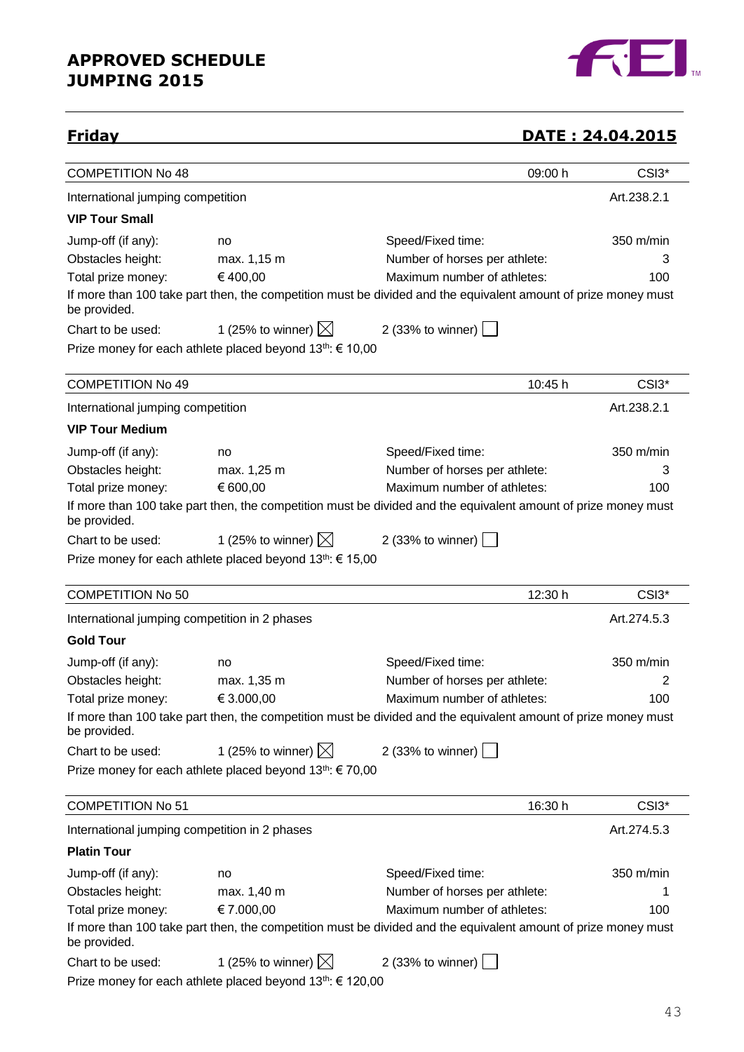# APPROVED SCHEDULE JUMPING 2015

## Friday — DATE : 24.04.2015

| COMPETITION No 48 | | 09:00 h | CSI3* |
|---|---|---|---|
| International jumping competition | | | Art.238.2.1 |

**VIP Tour Small**

| | | | |
|---|---|---|---|
| Jump-off (if any): | no | Speed/Fixed time: | 350 m/min |
| Obstacles height: | max. 1,15 m | Number of horses per athlete: | 3 |
| Total prize money: | € 400,00 | Maximum number of athletes: | 100 |

If more than 100 take part then, the competition must be divided and the equivalent amount of prize money must be provided.

Chart to be used: 1 (25% to winner) ☒ 2 (33% to winner) ☐

Prize money for each athlete placed beyond 13th: € 10,00

| COMPETITION No 49 | | 10:45 h | CSI3* |
|---|---|---|---|
| International jumping competition | | | Art.238.2.1 |

**VIP Tour Medium**

| | | | |
|---|---|---|---|
| Jump-off (if any): | no | Speed/Fixed time: | 350 m/min |
| Obstacles height: | max. 1,25 m | Number of horses per athlete: | 3 |
| Total prize money: | € 600,00 | Maximum number of athletes: | 100 |

If more than 100 take part then, the competition must be divided and the equivalent amount of prize money must be provided.

Chart to be used: 1 (25% to winner) ☒ 2 (33% to winner) ☐

Prize money for each athlete placed beyond 13th: € 15,00

| COMPETITION No 50 | | 12:30 h | CSI3* |
|---|---|---|---|
| International jumping competition in 2 phases | | | Art.274.5.3 |

**Gold Tour**

| | | | |
|---|---|---|---|
| Jump-off (if any): | no | Speed/Fixed time: | 350 m/min |
| Obstacles height: | max. 1,35 m | Number of horses per athlete: | 2 |
| Total prize money: | € 3.000,00 | Maximum number of athletes: | 100 |

If more than 100 take part then, the competition must be divided and the equivalent amount of prize money must be provided.

Chart to be used: 1 (25% to winner) ☒ 2 (33% to winner) ☐

Prize money for each athlete placed beyond 13th: € 70,00

| COMPETITION No 51 | | 16:30 h | CSI3* |
|---|---|---|---|
| International jumping competition in 2 phases | | | Art.274.5.3 |

**Platin Tour**

| | | | |
|---|---|---|---|
| Jump-off (if any): | no | Speed/Fixed time: | 350 m/min |
| Obstacles height: | max. 1,40 m | Number of horses per athlete: | 1 |
| Total prize money: | € 7.000,00 | Maximum number of athletes: | 100 |

If more than 100 take part then, the competition must be divided and the equivalent amount of prize money must be provided.

Chart to be used: 1 (25% to winner) ☒ 2 (33% to winner) ☐

Prize money for each athlete placed beyond 13th: € 120,00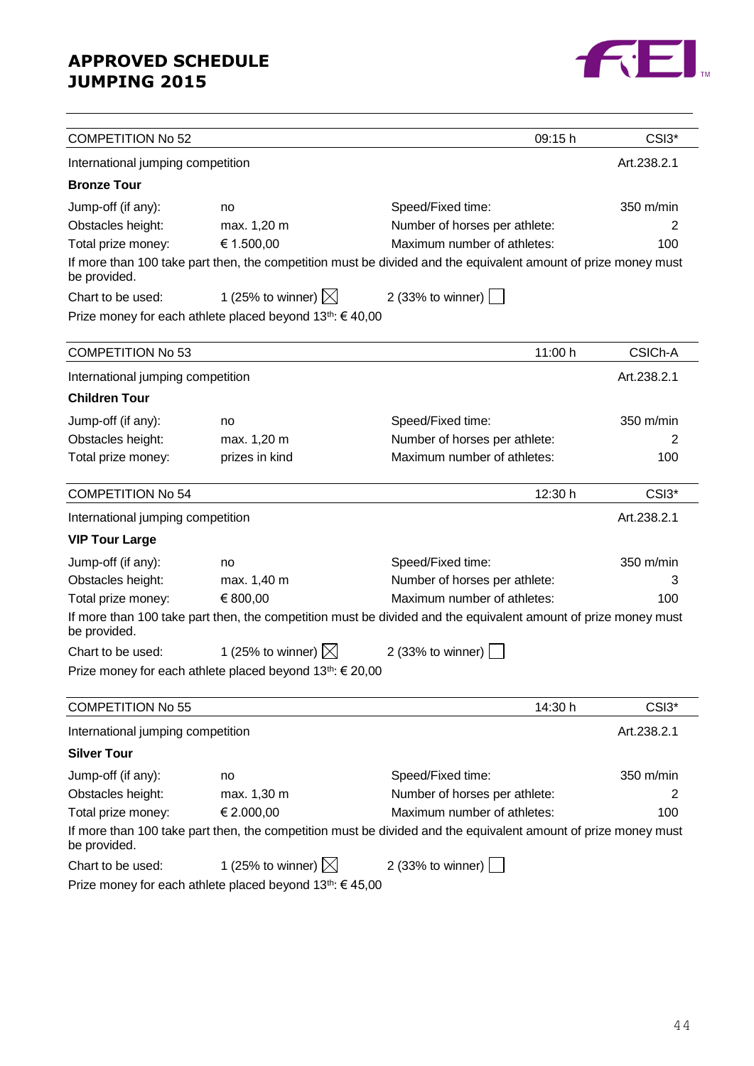## APPROVED SCHEDULE JUMPING 2015

| COMPETITION No 52 | | 09:15 h | CSI3* |
|---|---|---|---|
| International jumping competition | | | Art.238.2.1 |

**Bronze Tour**

| | | | |
|---|---|---|---|
| Jump-off (if any): | no | Speed/Fixed time: | 350 m/min |
| Obstacles height: | max. 1,20 m | Number of horses per athlete: | 2 |
| Total prize money: | € 1.500,00 | Maximum number of athletes: | 100 |

If more than 100 take part then, the competition must be divided and the equivalent amount of prize money must be provided.

Chart to be used: 1 (25% to winner) ☒ 2 (33% to winner) ☐

Prize money for each athlete placed beyond 13th: € 40,00

| COMPETITION No 53 | | 11:00 h | CSICh-A |
|---|---|---|---|
| International jumping competition | | | Art.238.2.1 |

**Children Tour**

| | | | |
|---|---|---|---|
| Jump-off (if any): | no | Speed/Fixed time: | 350 m/min |
| Obstacles height: | max. 1,20 m | Number of horses per athlete: | 2 |
| Total prize money: | prizes in kind | Maximum number of athletes: | 100 |

| COMPETITION No 54 | | 12:30 h | CSI3* |
|---|---|---|---|
| International jumping competition | | | Art.238.2.1 |

**VIP Tour Large**

| | | | |
|---|---|---|---|
| Jump-off (if any): | no | Speed/Fixed time: | 350 m/min |
| Obstacles height: | max. 1,40 m | Number of horses per athlete: | 3 |
| Total prize money: | € 800,00 | Maximum number of athletes: | 100 |

If more than 100 take part then, the competition must be divided and the equivalent amount of prize money must be provided.

Chart to be used: 1 (25% to winner) ☒ 2 (33% to winner) ☐

Prize money for each athlete placed beyond 13th: € 20,00

| COMPETITION No 55 | | 14:30 h | CSI3* |
|---|---|---|---|
| International jumping competition | | | Art.238.2.1 |

**Silver Tour**

| | | | |
|---|---|---|---|
| Jump-off (if any): | no | Speed/Fixed time: | 350 m/min |
| Obstacles height: | max. 1,30 m | Number of horses per athlete: | 2 |
| Total prize money: | € 2.000,00 | Maximum number of athletes: | 100 |

If more than 100 take part then, the competition must be divided and the equivalent amount of prize money must be provided.

Chart to be used: 1 (25% to winner) ☒ 2 (33% to winner) ☐

Prize money for each athlete placed beyond 13th: € 45,00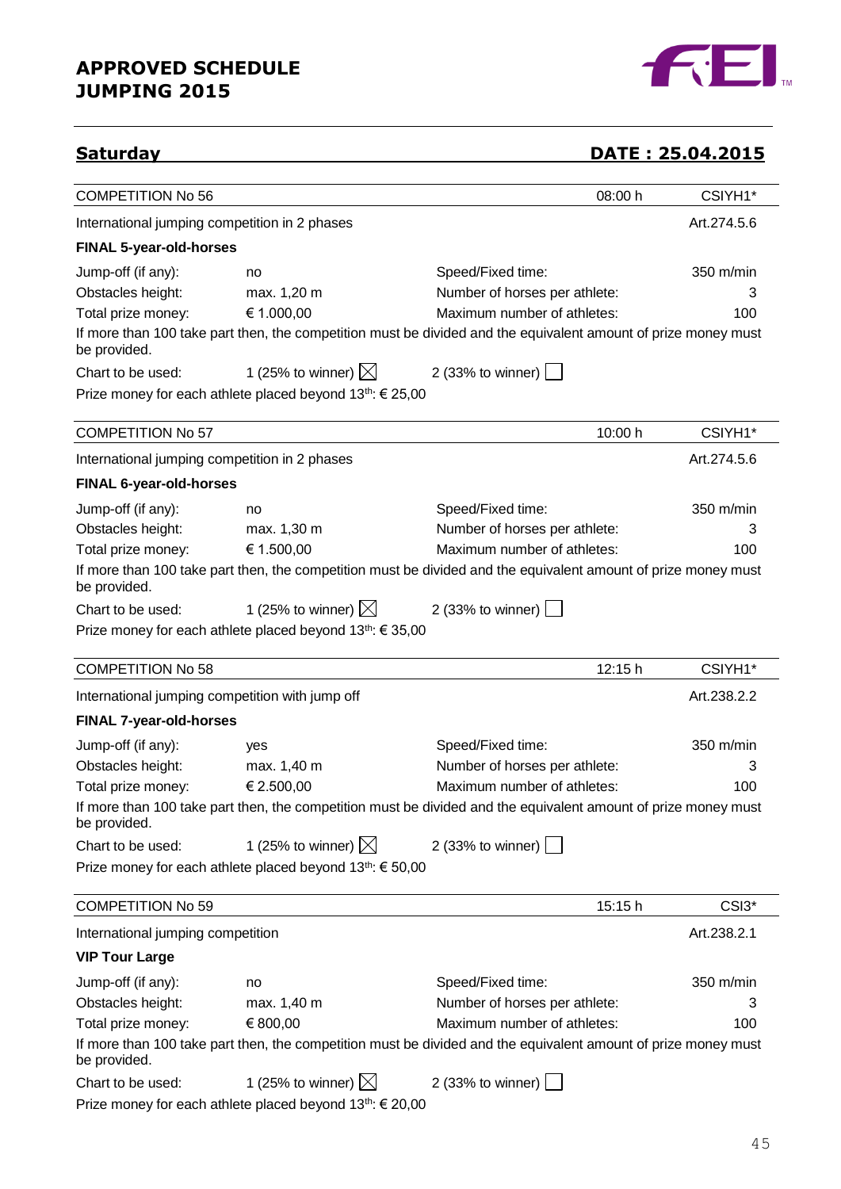## Saturday — DATE : 25.04.2015

| COMPETITION No 56 | | 08:00 h | CSIYH1* |
|---|---|---|---|
| International jumping competition in 2 phases | | | Art.274.5.6 |

**FINAL 5-year-old-horses**

| | | | |
|---|---|---|---|
| Jump-off (if any): | no | Speed/Fixed time: | 350 m/min |
| Obstacles height: | max. 1,20 m | Number of horses per athlete: | 3 |
| Total prize money: | € 1.000,00 | Maximum number of athletes: | 100 |

If more than 100 take part then, the competition must be divided and the equivalent amount of prize money must be provided.

Chart to be used: 1 (25% to winner) ☒ 2 (33% to winner) ☐

Prize money for each athlete placed beyond 13th: € 25,00

| COMPETITION No 57 | | 10:00 h | CSIYH1* |
|---|---|---|---|
| International jumping competition in 2 phases | | | Art.274.5.6 |

**FINAL 6-year-old-horses**

| | | | |
|---|---|---|---|
| Jump-off (if any): | no | Speed/Fixed time: | 350 m/min |
| Obstacles height: | max. 1,30 m | Number of horses per athlete: | 3 |
| Total prize money: | € 1.500,00 | Maximum number of athletes: | 100 |

If more than 100 take part then, the competition must be divided and the equivalent amount of prize money must be provided.

Chart to be used: 1 (25% to winner) ☒ 2 (33% to winner) ☐

Prize money for each athlete placed beyond 13th: € 35,00

| COMPETITION No 58 | | 12:15 h | CSIYH1* |
|---|---|---|---|
| International jumping competition with jump off | | | Art.238.2.2 |

**FINAL 7-year-old-horses**

| | | | |
|---|---|---|---|
| Jump-off (if any): | yes | Speed/Fixed time: | 350 m/min |
| Obstacles height: | max. 1,40 m | Number of horses per athlete: | 3 |
| Total prize money: | € 2.500,00 | Maximum number of athletes: | 100 |

If more than 100 take part then, the competition must be divided and the equivalent amount of prize money must be provided.

Chart to be used: 1 (25% to winner) ☒ 2 (33% to winner) ☐

Prize money for each athlete placed beyond 13th: € 50,00

| COMPETITION No 59 | | 15:15 h | CSI3* |
|---|---|---|---|
| International jumping competition | | | Art.238.2.1 |

**VIP Tour Large**

| | | | |
|---|---|---|---|
| Jump-off (if any): | no | Speed/Fixed time: | 350 m/min |
| Obstacles height: | max. 1,40 m | Number of horses per athlete: | 3 |
| Total prize money: | € 800,00 | Maximum number of athletes: | 100 |

If more than 100 take part then, the competition must be divided and the equivalent amount of prize money must be provided.

Chart to be used: 1 (25% to winner) ☒ 2 (33% to winner) ☐

Prize money for each athlete placed beyond 13th: € 20,00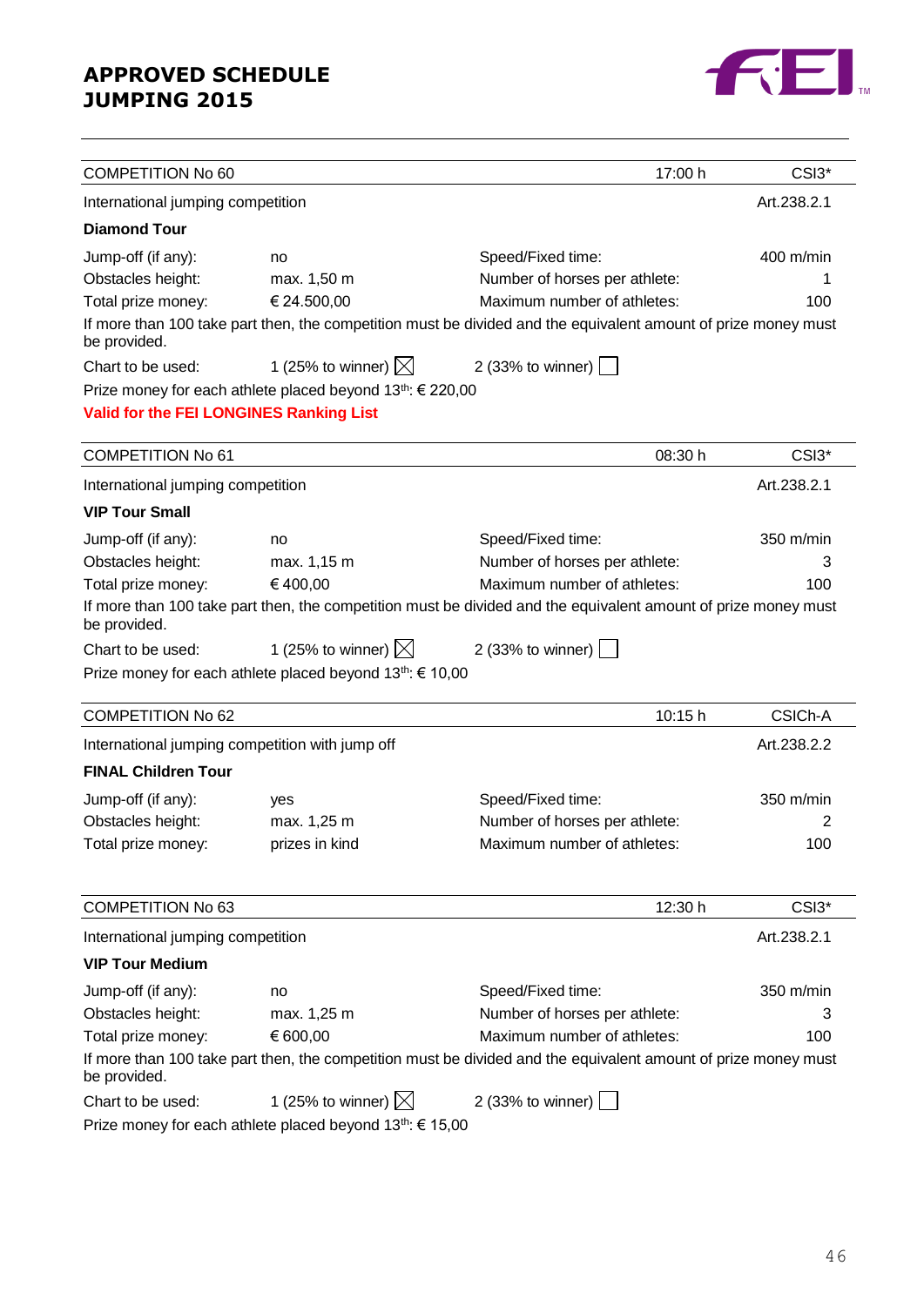**APPROVED SCHEDULE**
**JUMPING 2015**

| COMPETITION No 60 | | 17:00 h | CSI3* |
|---|---|---|---|
| International jumping competition | | | Art.238.2.1 |

**Diamond Tour**

| | | | |
|---|---|---|---|
| Jump-off (if any): | no | Speed/Fixed time: | 400 m/min |
| Obstacles height: | max. 1,50 m | Number of horses per athlete: | 1 |
| Total prize money: | € 24.500,00 | Maximum number of athletes: | 100 |

If more than 100 take part then, the competition must be divided and the equivalent amount of prize money must be provided.

Chart to be used: 1 (25% to winner) ☒ 2 (33% to winner) ☐

Prize money for each athlete placed beyond 13th: € 220,00

**Valid for the FEI LONGINES Ranking List**

| COMPETITION No 61 | | 08:30 h | CSI3* |
|---|---|---|---|
| International jumping competition | | | Art.238.2.1 |

**VIP Tour Small**

| | | | |
|---|---|---|---|
| Jump-off (if any): | no | Speed/Fixed time: | 350 m/min |
| Obstacles height: | max. 1,15 m | Number of horses per athlete: | 3 |
| Total prize money: | € 400,00 | Maximum number of athletes: | 100 |

If more than 100 take part then, the competition must be divided and the equivalent amount of prize money must be provided.

Chart to be used: 1 (25% to winner) ☒ 2 (33% to winner) ☐

Prize money for each athlete placed beyond 13th: € 10,00

| COMPETITION No 62 | | 10:15 h | CSICh-A |
|---|---|---|---|
| International jumping competition with jump off | | | Art.238.2.2 |

**FINAL Children Tour**

| | | | |
|---|---|---|---|
| Jump-off (if any): | yes | Speed/Fixed time: | 350 m/min |
| Obstacles height: | max. 1,25 m | Number of horses per athlete: | 2 |
| Total prize money: | prizes in kind | Maximum number of athletes: | 100 |

| COMPETITION No 63 | | 12:30 h | CSI3* |
|---|---|---|---|
| International jumping competition | | | Art.238.2.1 |

**VIP Tour Medium**

| | | | |
|---|---|---|---|
| Jump-off (if any): | no | Speed/Fixed time: | 350 m/min |
| Obstacles height: | max. 1,25 m | Number of horses per athlete: | 3 |
| Total prize money: | € 600,00 | Maximum number of athletes: | 100 |

If more than 100 take part then, the competition must be divided and the equivalent amount of prize money must be provided.

Chart to be used: 1 (25% to winner) ☒ 2 (33% to winner) ☐

Prize money for each athlete placed beyond 13th: € 15,00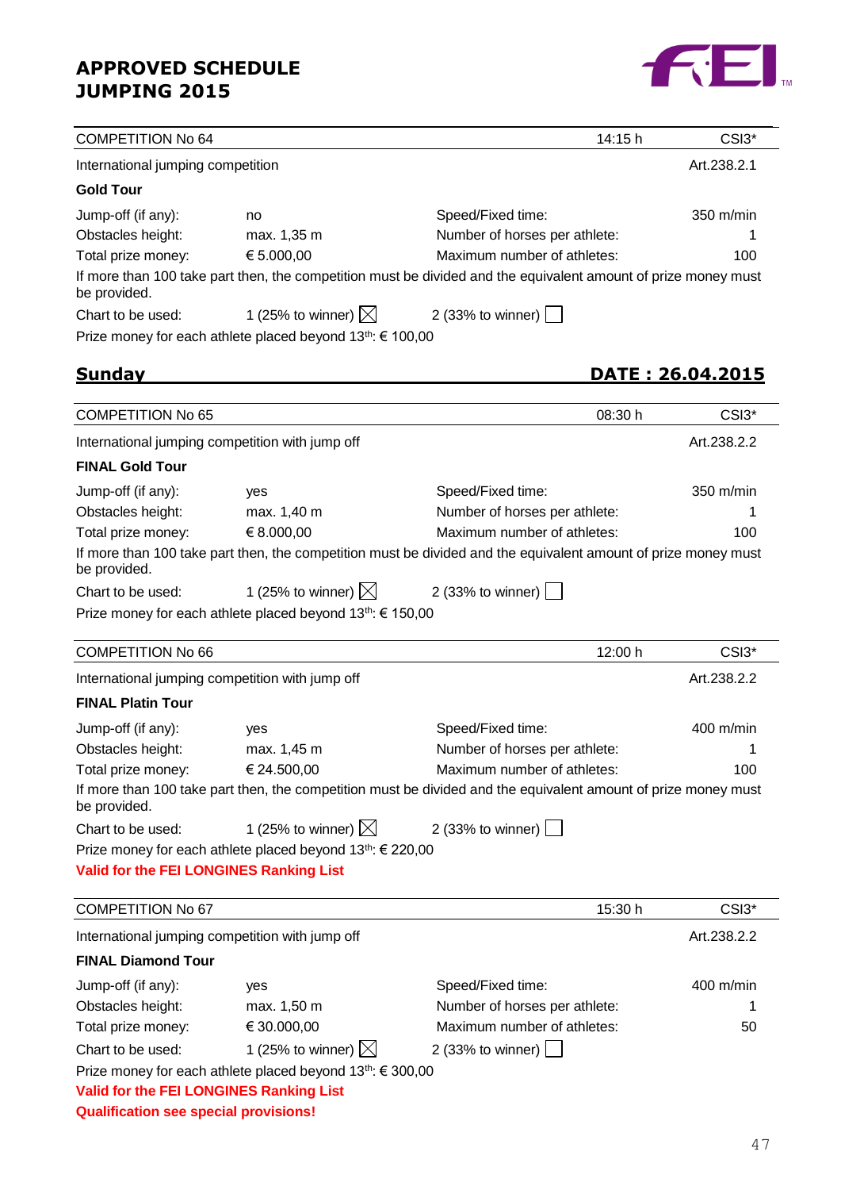**APPROVED SCHEDULE**
**JUMPING 2015**

| COMPETITION No 64 | | 14:15 h | CSI3* |
|---|---|---|---|

International jumping competition — Art.238.2.1

**Gold Tour**

| | | | |
|---|---|---|---|
| Jump-off (if any): | no | Speed/Fixed time: | 350 m/min |
| Obstacles height: | max. 1,35 m | Number of horses per athlete: | 1 |
| Total prize money: | € 5.000,00 | Maximum number of athletes: | 100 |

If more than 100 take part then, the competition must be divided and the equivalent amount of prize money must be provided.

Chart to be used: 1 (25% to winner) ☒ 2 (33% to winner) ☐

Prize money for each athlete placed beyond 13th: € 100,00

## Sunday — DATE : 26.04.2015

| COMPETITION No 65 | | 08:30 h | CSI3* |
|---|---|---|---|

International jumping competition with jump off — Art.238.2.2

**FINAL Gold Tour**

| | | | |
|---|---|---|---|
| Jump-off (if any): | yes | Speed/Fixed time: | 350 m/min |
| Obstacles height: | max. 1,40 m | Number of horses per athlete: | 1 |
| Total prize money: | € 8.000,00 | Maximum number of athletes: | 100 |

If more than 100 take part then, the competition must be divided and the equivalent amount of prize money must be provided.

Chart to be used: 1 (25% to winner) ☒ 2 (33% to winner) ☐

Prize money for each athlete placed beyond 13th: € 150,00

| COMPETITION No 66 | | 12:00 h | CSI3* |
|---|---|---|---|

International jumping competition with jump off — Art.238.2.2

**FINAL Platin Tour**

| | | | |
|---|---|---|---|
| Jump-off (if any): | yes | Speed/Fixed time: | 400 m/min |
| Obstacles height: | max. 1,45 m | Number of horses per athlete: | 1 |
| Total prize money: | € 24.500,00 | Maximum number of athletes: | 100 |

If more than 100 take part then, the competition must be divided and the equivalent amount of prize money must be provided.

Chart to be used: 1 (25% to winner) ☒ 2 (33% to winner) ☐

Prize money for each athlete placed beyond 13th: € 220,00

**Valid for the FEI LONGINES Ranking List**

| COMPETITION No 67 | | 15:30 h | CSI3* |
|---|---|---|---|

International jumping competition with jump off — Art.238.2.2

**FINAL Diamond Tour**

| | | | |
|---|---|---|---|
| Jump-off (if any): | yes | Speed/Fixed time: | 400 m/min |
| Obstacles height: | max. 1,50 m | Number of horses per athlete: | 1 |
| Total prize money: | € 30.000,00 | Maximum number of athletes: | 50 |

Chart to be used: 1 (25% to winner) ☒ 2 (33% to winner) ☐

Prize money for each athlete placed beyond 13th: € 300,00

**Valid for the FEI LONGINES Ranking List**

**Qualification see special provisions!**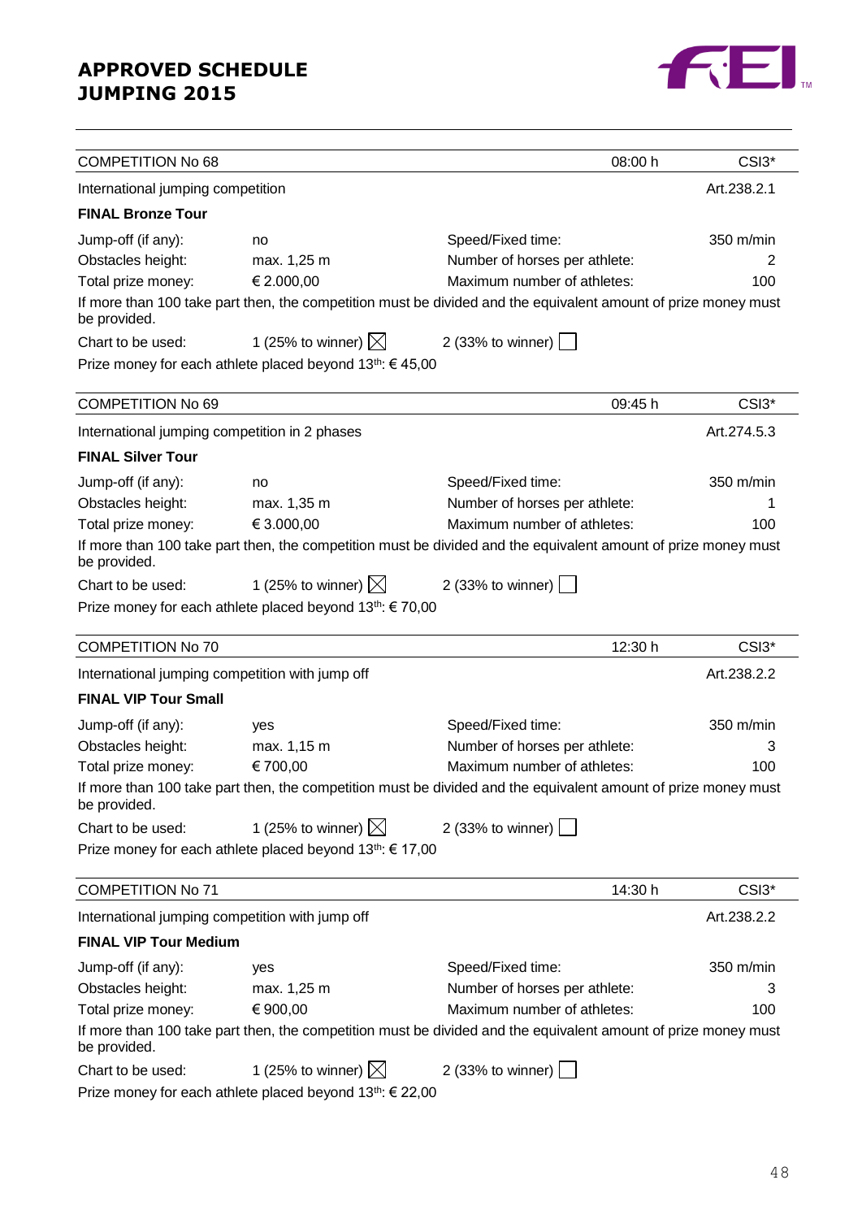## APPROVED SCHEDULE
## JUMPING 2015

| COMPETITION No 68 | | 08:00 h | CSI3* |
|---|---|---|---|
| International jumping competition | | | Art.238.2.1 |

**FINAL Bronze Tour**

| | | | |
|---|---|---|---|
| Jump-off (if any): | no | Speed/Fixed time: | 350 m/min |
| Obstacles height: | max. 1,25 m | Number of horses per athlete: | 2 |
| Total prize money: | € 2.000,00 | Maximum number of athletes: | 100 |

If more than 100 take part then, the competition must be divided and the equivalent amount of prize money must be provided.

Chart to be used: 1 (25% to winner) ☒ 2 (33% to winner) ☐

Prize money for each athlete placed beyond 13th: € 45,00

| COMPETITION No 69 | | 09:45 h | CSI3* |
|---|---|---|---|
| International jumping competition in 2 phases | | | Art.274.5.3 |

**FINAL Silver Tour**

| | | | |
|---|---|---|---|
| Jump-off (if any): | no | Speed/Fixed time: | 350 m/min |
| Obstacles height: | max. 1,35 m | Number of horses per athlete: | 1 |
| Total prize money: | € 3.000,00 | Maximum number of athletes: | 100 |

If more than 100 take part then, the competition must be divided and the equivalent amount of prize money must be provided.

Chart to be used: 1 (25% to winner) ☒ 2 (33% to winner) ☐

Prize money for each athlete placed beyond 13th: € 70,00

| COMPETITION No 70 | | 12:30 h | CSI3* |
|---|---|---|---|
| International jumping competition with jump off | | | Art.238.2.2 |

**FINAL VIP Tour Small**

| | | | |
|---|---|---|---|
| Jump-off (if any): | yes | Speed/Fixed time: | 350 m/min |
| Obstacles height: | max. 1,15 m | Number of horses per athlete: | 3 |
| Total prize money: | € 700,00 | Maximum number of athletes: | 100 |

If more than 100 take part then, the competition must be divided and the equivalent amount of prize money must be provided.

Chart to be used: 1 (25% to winner) ☒ 2 (33% to winner) ☐

Prize money for each athlete placed beyond 13th: € 17,00

| COMPETITION No 71 | | 14:30 h | CSI3* |
|---|---|---|---|
| International jumping competition with jump off | | | Art.238.2.2 |

**FINAL VIP Tour Medium**

| | | | |
|---|---|---|---|
| Jump-off (if any): | yes | Speed/Fixed time: | 350 m/min |
| Obstacles height: | max. 1,25 m | Number of horses per athlete: | 3 |
| Total prize money: | € 900,00 | Maximum number of athletes: | 100 |

If more than 100 take part then, the competition must be divided and the equivalent amount of prize money must be provided.

Chart to be used: 1 (25% to winner) ☒ 2 (33% to winner) ☐

Prize money for each athlete placed beyond 13th: € 22,00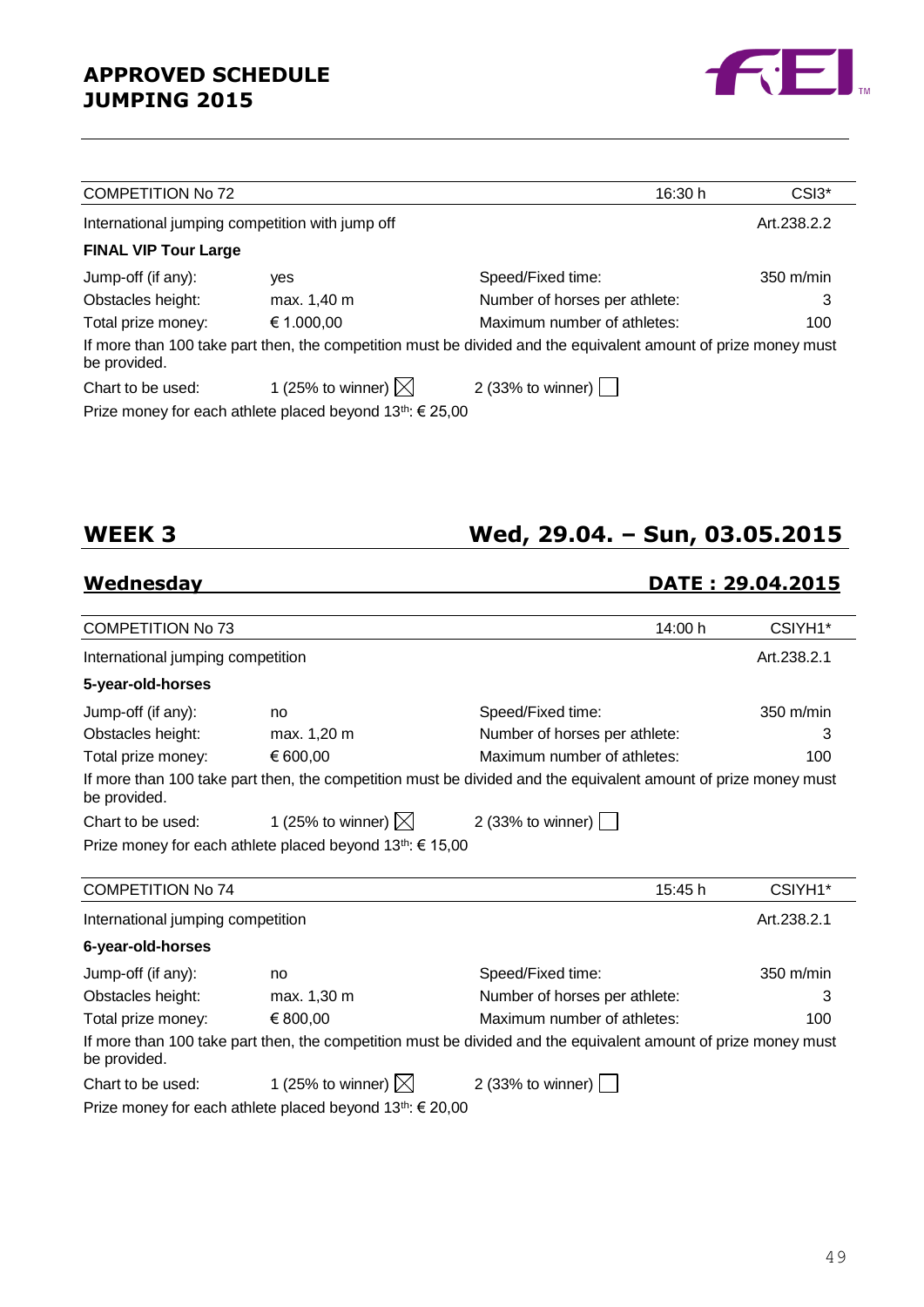| COMPETITION No 72 | | 16:30 h | CSI3* |
|---|---|---|---|
| International jumping competition with jump off | | | Art.238.2.2 |

**FINAL VIP Tour Large**

| | | | |
|---|---|---|---|
| Jump-off (if any): | yes | Speed/Fixed time: | 350 m/min |
| Obstacles height: | max. 1,40 m | Number of horses per athlete: | 3 |
| Total prize money: | € 1.000,00 | Maximum number of athletes: | 100 |

If more than 100 take part then, the competition must be divided and the equivalent amount of prize money must be provided.

Chart to be used: 1 (25% to winner) ☒ 2 (33% to winner) ☐

Prize money for each athlete placed beyond 13th: € 25,00

## WEEK 3 — Wed, 29.04. – Sun, 03.05.2015

### Wednesday — DATE : 29.04.2015

| COMPETITION No 73 | | 14:00 h | CSIYH1* |
|---|---|---|---|
| International jumping competition | | | Art.238.2.1 |

**5-year-old-horses**

| | | | |
|---|---|---|---|
| Jump-off (if any): | no | Speed/Fixed time: | 350 m/min |
| Obstacles height: | max. 1,20 m | Number of horses per athlete: | 3 |
| Total prize money: | € 600,00 | Maximum number of athletes: | 100 |

If more than 100 take part then, the competition must be divided and the equivalent amount of prize money must be provided.

Chart to be used: 1 (25% to winner) ☒ 2 (33% to winner) ☐

Prize money for each athlete placed beyond 13th: € 15,00

| COMPETITION No 74 | | 15:45 h | CSIYH1* |
|---|---|---|---|
| International jumping competition | | | Art.238.2.1 |

**6-year-old-horses**

| | | | |
|---|---|---|---|
| Jump-off (if any): | no | Speed/Fixed time: | 350 m/min |
| Obstacles height: | max. 1,30 m | Number of horses per athlete: | 3 |
| Total prize money: | € 800,00 | Maximum number of athletes: | 100 |

If more than 100 take part then, the competition must be divided and the equivalent amount of prize money must be provided.

Chart to be used: 1 (25% to winner) ☒ 2 (33% to winner) ☐

Prize money for each athlete placed beyond 13th: € 20,00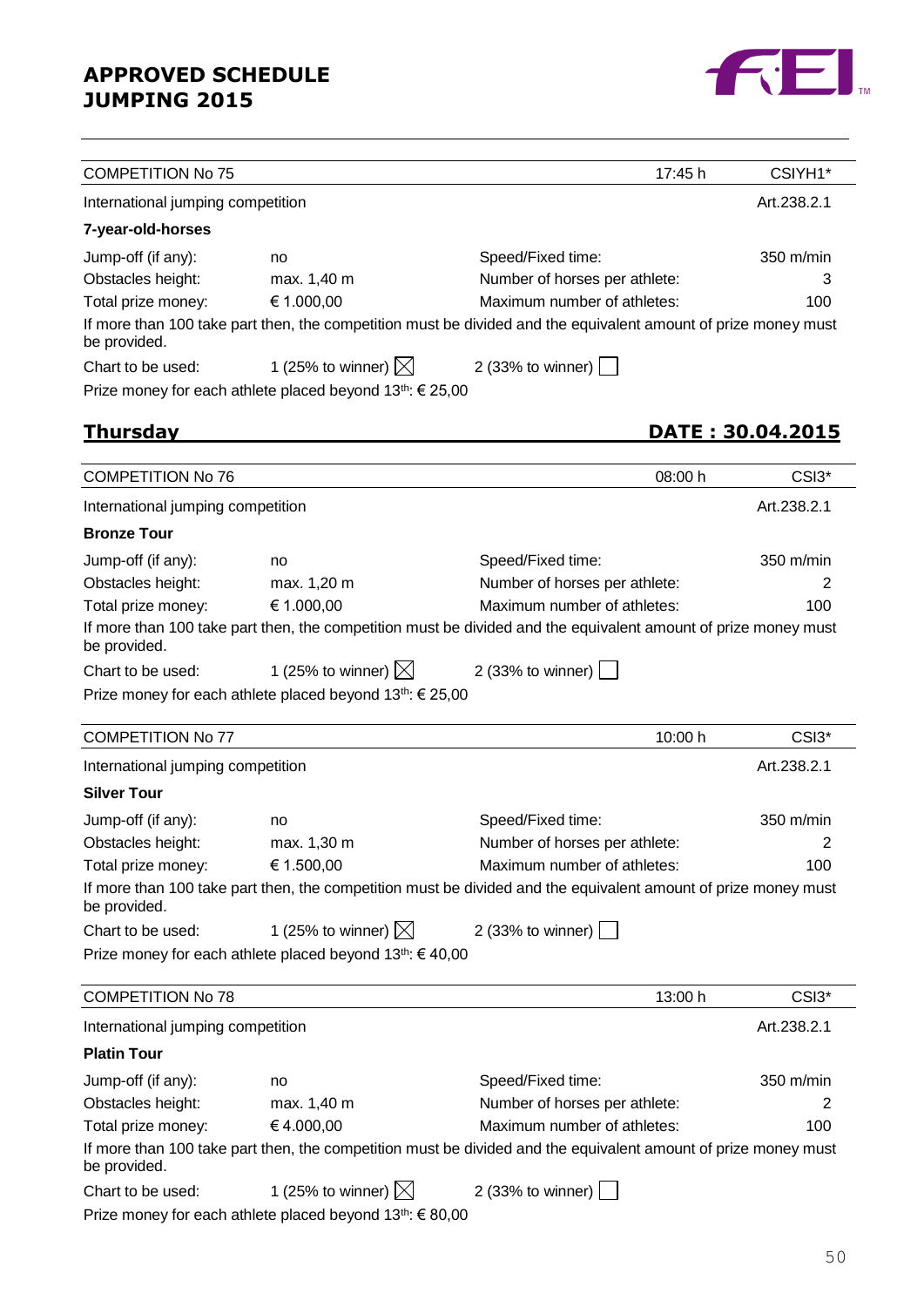| COMPETITION No 75 | | 17:45 h | CSIYH1* |
|---|---|---|---|
| International jumping competition | | | Art.238.2.1 |

**7-year-old-horses**

| | | | |
|---|---|---|---|
| Jump-off (if any): | no | Speed/Fixed time: | 350 m/min |
| Obstacles height: | max. 1,40 m | Number of horses per athlete: | 3 |
| Total prize money: | € 1.000,00 | Maximum number of athletes: | 100 |

If more than 100 take part then, the competition must be divided and the equivalent amount of prize money must be provided.

Chart to be used: 1 (25% to winner) ☒ 2 (33% to winner) ☐

Prize money for each athlete placed beyond 13th: € 25,00

## Thursday — DATE : 30.04.2015

| COMPETITION No 76 | | 08:00 h | CSI3* |
|---|---|---|---|
| International jumping competition | | | Art.238.2.1 |

**Bronze Tour**

| | | | |
|---|---|---|---|
| Jump-off (if any): | no | Speed/Fixed time: | 350 m/min |
| Obstacles height: | max. 1,20 m | Number of horses per athlete: | 2 |
| Total prize money: | € 1.000,00 | Maximum number of athletes: | 100 |

If more than 100 take part then, the competition must be divided and the equivalent amount of prize money must be provided.

Chart to be used: 1 (25% to winner) ☒ 2 (33% to winner) ☐

Prize money for each athlete placed beyond 13th: € 25,00

| COMPETITION No 77 | | 10:00 h | CSI3* |
|---|---|---|---|
| International jumping competition | | | Art.238.2.1 |

**Silver Tour**

| | | | |
|---|---|---|---|
| Jump-off (if any): | no | Speed/Fixed time: | 350 m/min |
| Obstacles height: | max. 1,30 m | Number of horses per athlete: | 2 |
| Total prize money: | € 1.500,00 | Maximum number of athletes: | 100 |

If more than 100 take part then, the competition must be divided and the equivalent amount of prize money must be provided.

Chart to be used: 1 (25% to winner) ☒ 2 (33% to winner) ☐

Prize money for each athlete placed beyond 13th: € 40,00

| COMPETITION No 78 | | 13:00 h | CSI3* |
|---|---|---|---|
| International jumping competition | | | Art.238.2.1 |

**Platin Tour**

| | | | |
|---|---|---|---|
| Jump-off (if any): | no | Speed/Fixed time: | 350 m/min |
| Obstacles height: | max. 1,40 m | Number of horses per athlete: | 2 |
| Total prize money: | € 4.000,00 | Maximum number of athletes: | 100 |

If more than 100 take part then, the competition must be divided and the equivalent amount of prize money must be provided.

Chart to be used: 1 (25% to winner) ☒ 2 (33% to winner) ☐

Prize money for each athlete placed beyond 13th: € 80,00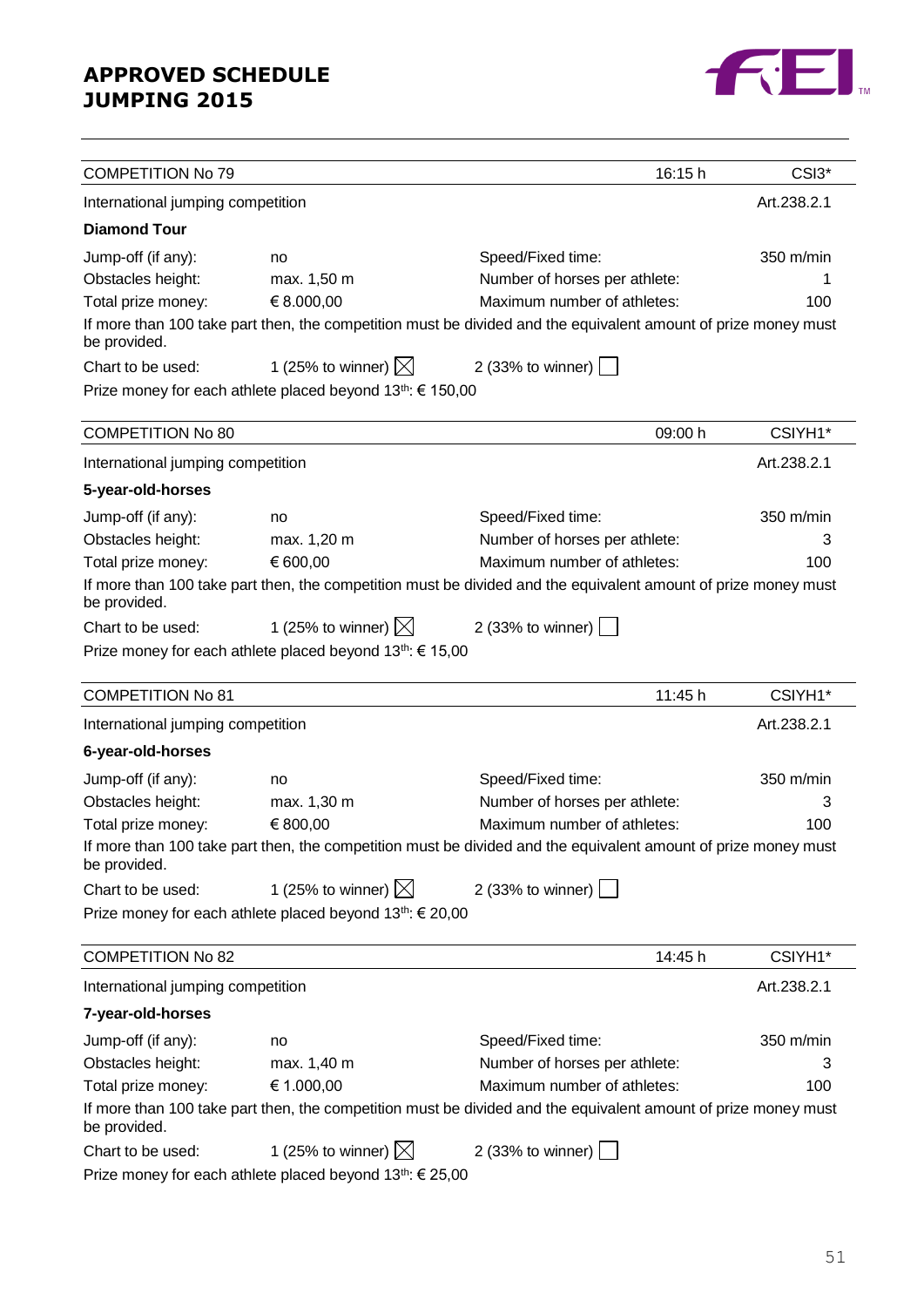# APPROVED SCHEDULE JUMPING 2015

| COMPETITION No 79 | | 16:15 h | CSI3* |
|---|---|---|---|
| International jumping competition | | | Art.238.2.1 |

**Diamond Tour**

| | | | |
|---|---|---|---|
| Jump-off (if any): | no | Speed/Fixed time: | 350 m/min |
| Obstacles height: | max. 1,50 m | Number of horses per athlete: | 1 |
| Total prize money: | € 8.000,00 | Maximum number of athletes: | 100 |

If more than 100 take part then, the competition must be divided and the equivalent amount of prize money must be provided.

Chart to be used: 1 (25% to winner) ☒ 2 (33% to winner) ☐

Prize money for each athlete placed beyond 13th: € 150,00

| COMPETITION No 80 | | 09:00 h | CSIYH1* |
|---|---|---|---|
| International jumping competition | | | Art.238.2.1 |

**5-year-old-horses**

| | | | |
|---|---|---|---|
| Jump-off (if any): | no | Speed/Fixed time: | 350 m/min |
| Obstacles height: | max. 1,20 m | Number of horses per athlete: | 3 |
| Total prize money: | € 600,00 | Maximum number of athletes: | 100 |

If more than 100 take part then, the competition must be divided and the equivalent amount of prize money must be provided.

Chart to be used: 1 (25% to winner) ☒ 2 (33% to winner) ☐

Prize money for each athlete placed beyond 13th: € 15,00

| COMPETITION No 81 | | 11:45 h | CSIYH1* |
|---|---|---|---|
| International jumping competition | | | Art.238.2.1 |

**6-year-old-horses**

| | | | |
|---|---|---|---|
| Jump-off (if any): | no | Speed/Fixed time: | 350 m/min |
| Obstacles height: | max. 1,30 m | Number of horses per athlete: | 3 |
| Total prize money: | € 800,00 | Maximum number of athletes: | 100 |

If more than 100 take part then, the competition must be divided and the equivalent amount of prize money must be provided.

Chart to be used: 1 (25% to winner) ☒ 2 (33% to winner) ☐

Prize money for each athlete placed beyond 13th: € 20,00

| COMPETITION No 82 | | 14:45 h | CSIYH1* |
|---|---|---|---|
| International jumping competition | | | Art.238.2.1 |

**7-year-old-horses**

| | | | |
|---|---|---|---|
| Jump-off (if any): | no | Speed/Fixed time: | 350 m/min |
| Obstacles height: | max. 1,40 m | Number of horses per athlete: | 3 |
| Total prize money: | € 1.000,00 | Maximum number of athletes: | 100 |

If more than 100 take part then, the competition must be divided and the equivalent amount of prize money must be provided.

Chart to be used: 1 (25% to winner) ☒ 2 (33% to winner) ☐

Prize money for each athlete placed beyond 13th: € 25,00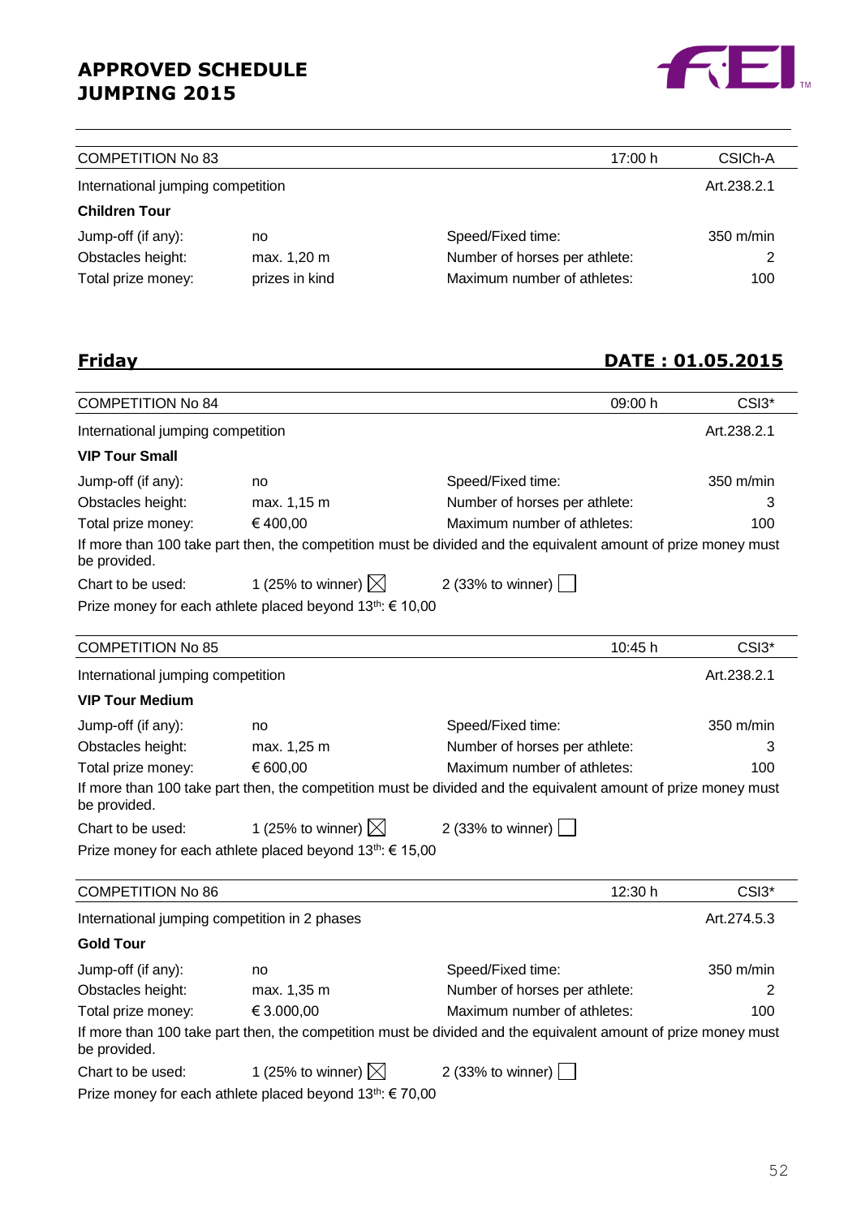**APPROVED SCHEDULE**
**JUMPING 2015**

| COMPETITION No 83 | | 17:00 h | CSICh-A |
|---|---|---|---|
| International jumping competition | | | Art.238.2.1 |
| **Children Tour** | | | |
| Jump-off (if any): | no | Speed/Fixed time: | 350 m/min |
| Obstacles height: | max. 1,20 m | Number of horses per athlete: | 2 |
| Total prize money: | prizes in kind | Maximum number of athletes: | 100 |

## Friday — DATE : 01.05.2015

| COMPETITION No 84 | | 09:00 h | CSI3* |
|---|---|---|---|
| International jumping competition | | | Art.238.2.1 |
| **VIP Tour Small** | | | |
| Jump-off (if any): | no | Speed/Fixed time: | 350 m/min |
| Obstacles height: | max. 1,15 m | Number of horses per athlete: | 3 |
| Total prize money: | € 400,00 | Maximum number of athletes: | 100 |

If more than 100 take part then, the competition must be divided and the equivalent amount of prize money must be provided.

Chart to be used: 1 (25% to winner) ☒ 2 (33% to winner) ☐

Prize money for each athlete placed beyond 13th: € 10,00

| COMPETITION No 85 | | 10:45 h | CSI3* |
|---|---|---|---|
| International jumping competition | | | Art.238.2.1 |
| **VIP Tour Medium** | | | |
| Jump-off (if any): | no | Speed/Fixed time: | 350 m/min |
| Obstacles height: | max. 1,25 m | Number of horses per athlete: | 3 |
| Total prize money: | € 600,00 | Maximum number of athletes: | 100 |

If more than 100 take part then, the competition must be divided and the equivalent amount of prize money must be provided.

Chart to be used: 1 (25% to winner) ☒ 2 (33% to winner) ☐

Prize money for each athlete placed beyond 13th: € 15,00

| COMPETITION No 86 | | 12:30 h | CSI3* |
|---|---|---|---|
| International jumping competition in 2 phases | | | Art.274.5.3 |
| **Gold Tour** | | | |
| Jump-off (if any): | no | Speed/Fixed time: | 350 m/min |
| Obstacles height: | max. 1,35 m | Number of horses per athlete: | 2 |
| Total prize money: | € 3.000,00 | Maximum number of athletes: | 100 |

If more than 100 take part then, the competition must be divided and the equivalent amount of prize money must be provided.

Chart to be used: 1 (25% to winner) ☒ 2 (33% to winner) ☐

Prize money for each athlete placed beyond 13th: € 70,00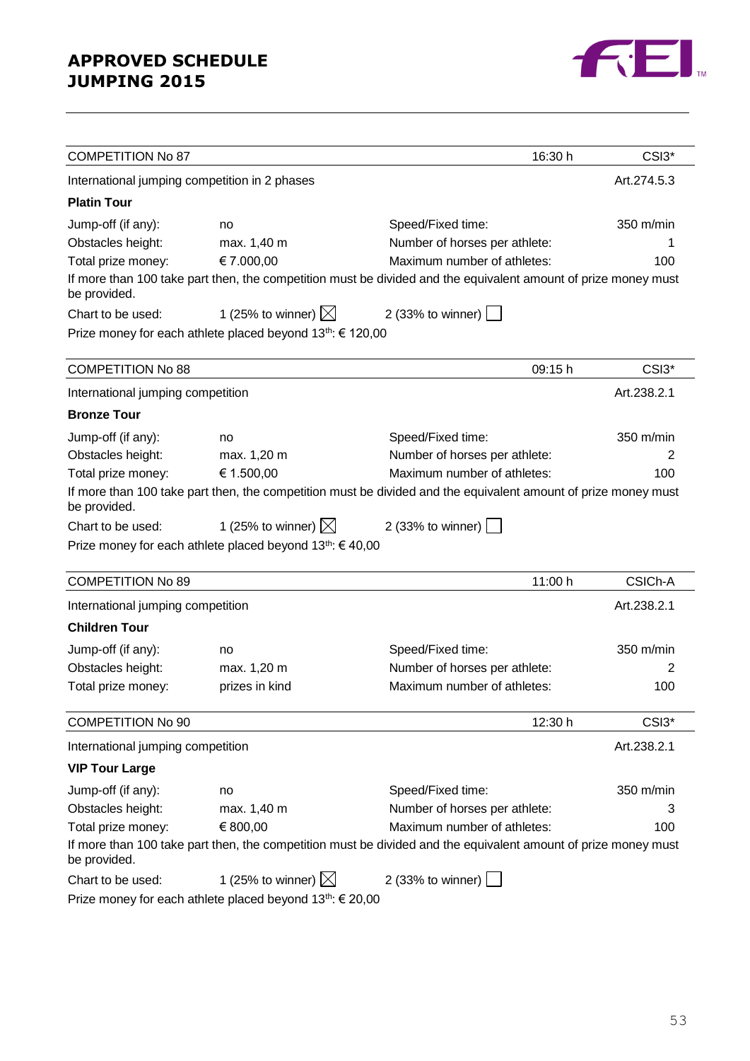**APPROVED SCHEDULE**
**JUMPING 2015**

| COMPETITION No 87 | | 16:30 h | CSI3* |
|---|---|---|---|

International jumping competition in 2 phases — Art.274.5.3

**Platin Tour**

| | | | |
|---|---|---|---|
| Jump-off (if any): | no | Speed/Fixed time: | 350 m/min |
| Obstacles height: | max. 1,40 m | Number of horses per athlete: | 1 |
| Total prize money: | € 7.000,00 | Maximum number of athletes: | 100 |

If more than 100 take part then, the competition must be divided and the equivalent amount of prize money must be provided.

Chart to be used: 1 (25% to winner) ☒ 2 (33% to winner) ☐

Prize money for each athlete placed beyond 13th: € 120,00

| COMPETITION No 88 | | 09:15 h | CSI3* |
|---|---|---|---|

International jumping competition — Art.238.2.1

**Bronze Tour**

| | | | |
|---|---|---|---|
| Jump-off (if any): | no | Speed/Fixed time: | 350 m/min |
| Obstacles height: | max. 1,20 m | Number of horses per athlete: | 2 |
| Total prize money: | € 1.500,00 | Maximum number of athletes: | 100 |

If more than 100 take part then, the competition must be divided and the equivalent amount of prize money must be provided.

Chart to be used: 1 (25% to winner) ☒ 2 (33% to winner) ☐

Prize money for each athlete placed beyond 13th: € 40,00

| COMPETITION No 89 | | 11:00 h | CSICh-A |
|---|---|---|---|

International jumping competition — Art.238.2.1

**Children Tour**

| | | | |
|---|---|---|---|
| Jump-off (if any): | no | Speed/Fixed time: | 350 m/min |
| Obstacles height: | max. 1,20 m | Number of horses per athlete: | 2 |
| Total prize money: | prizes in kind | Maximum number of athletes: | 100 |

| COMPETITION No 90 | | 12:30 h | CSI3* |
|---|---|---|---|

International jumping competition — Art.238.2.1

**VIP Tour Large**

| | | | |
|---|---|---|---|
| Jump-off (if any): | no | Speed/Fixed time: | 350 m/min |
| Obstacles height: | max. 1,40 m | Number of horses per athlete: | 3 |
| Total prize money: | € 800,00 | Maximum number of athletes: | 100 |

If more than 100 take part then, the competition must be divided and the equivalent amount of prize money must be provided.

Chart to be used: 1 (25% to winner) ☒ 2 (33% to winner) ☐

Prize money for each athlete placed beyond 13th: € 20,00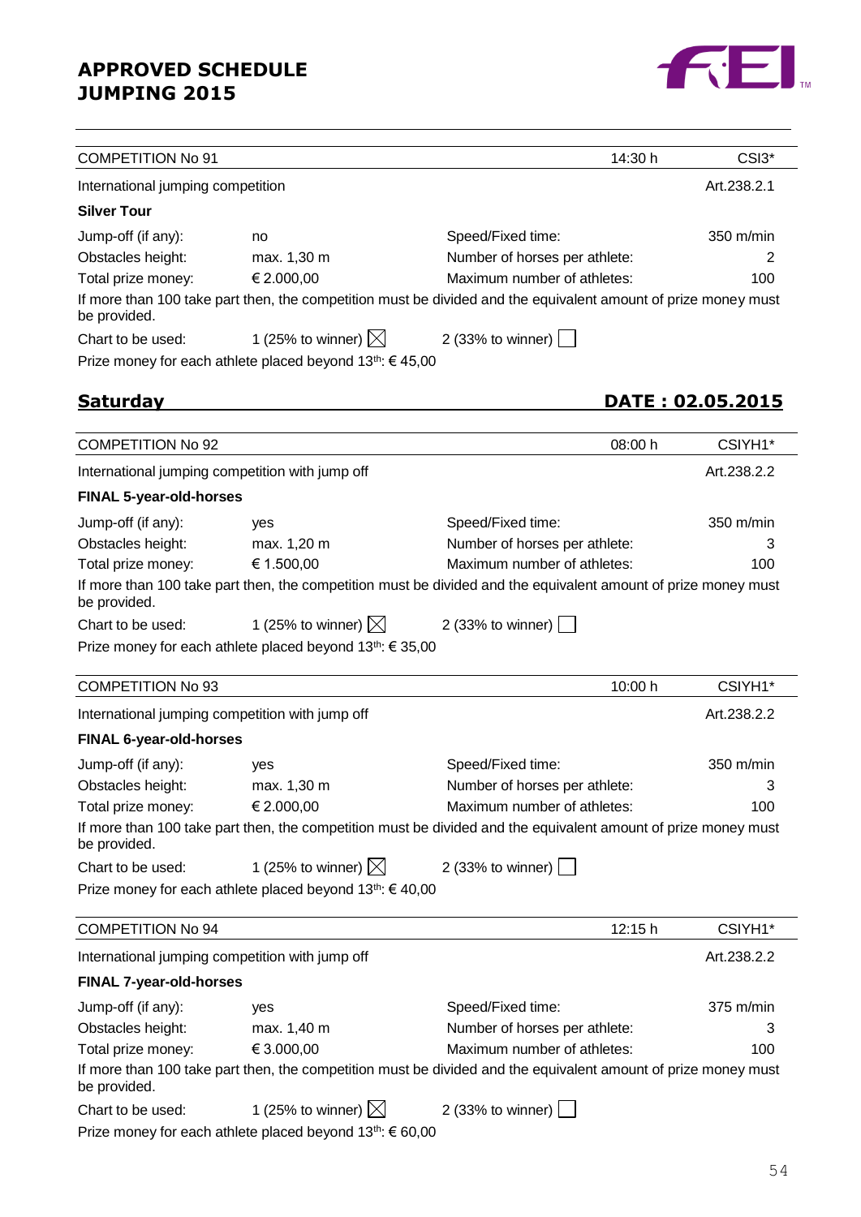**APPROVED SCHEDULE JUMPING 2015**

| COMPETITION No 91 | | 14:30 h | CSI3* |
|---|---|---|---|
| International jumping competition | | | Art.238.2.1 |

**Silver Tour**

| | | | |
|---|---|---|---|
| Jump-off (if any): | no | Speed/Fixed time: | 350 m/min |
| Obstacles height: | max. 1,30 m | Number of horses per athlete: | 2 |
| Total prize money: | € 2.000,00 | Maximum number of athletes: | 100 |

If more than 100 take part then, the competition must be divided and the equivalent amount of prize money must be provided.

Chart to be used: 1 (25% to winner) ☒ 2 (33% to winner) ☐

Prize money for each athlete placed beyond 13th: € 45,00

## Saturday — DATE : 02.05.2015

| COMPETITION No 92 | | 08:00 h | CSIYH1* |
|---|---|---|---|
| International jumping competition with jump off | | | Art.238.2.2 |

**FINAL 5-year-old-horses**

| | | | |
|---|---|---|---|
| Jump-off (if any): | yes | Speed/Fixed time: | 350 m/min |
| Obstacles height: | max. 1,20 m | Number of horses per athlete: | 3 |
| Total prize money: | € 1.500,00 | Maximum number of athletes: | 100 |

If more than 100 take part then, the competition must be divided and the equivalent amount of prize money must be provided.

Chart to be used: 1 (25% to winner) ☒ 2 (33% to winner) ☐

Prize money for each athlete placed beyond 13th: € 35,00

| COMPETITION No 93 | | 10:00 h | CSIYH1* |
|---|---|---|---|
| International jumping competition with jump off | | | Art.238.2.2 |

**FINAL 6-year-old-horses**

| | | | |
|---|---|---|---|
| Jump-off (if any): | yes | Speed/Fixed time: | 350 m/min |
| Obstacles height: | max. 1,30 m | Number of horses per athlete: | 3 |
| Total prize money: | € 2.000,00 | Maximum number of athletes: | 100 |

If more than 100 take part then, the competition must be divided and the equivalent amount of prize money must be provided.

Chart to be used: 1 (25% to winner) ☒ 2 (33% to winner) ☐

Prize money for each athlete placed beyond 13th: € 40,00

| COMPETITION No 94 | | 12:15 h | CSIYH1* |
|---|---|---|---|
| International jumping competition with jump off | | | Art.238.2.2 |

**FINAL 7-year-old-horses**

| | | | |
|---|---|---|---|
| Jump-off (if any): | yes | Speed/Fixed time: | 375 m/min |
| Obstacles height: | max. 1,40 m | Number of horses per athlete: | 3 |
| Total prize money: | € 3.000,00 | Maximum number of athletes: | 100 |

If more than 100 take part then, the competition must be divided and the equivalent amount of prize money must be provided.

Chart to be used: 1 (25% to winner) ☒ 2 (33% to winner) ☐

Prize money for each athlete placed beyond 13th: € 60,00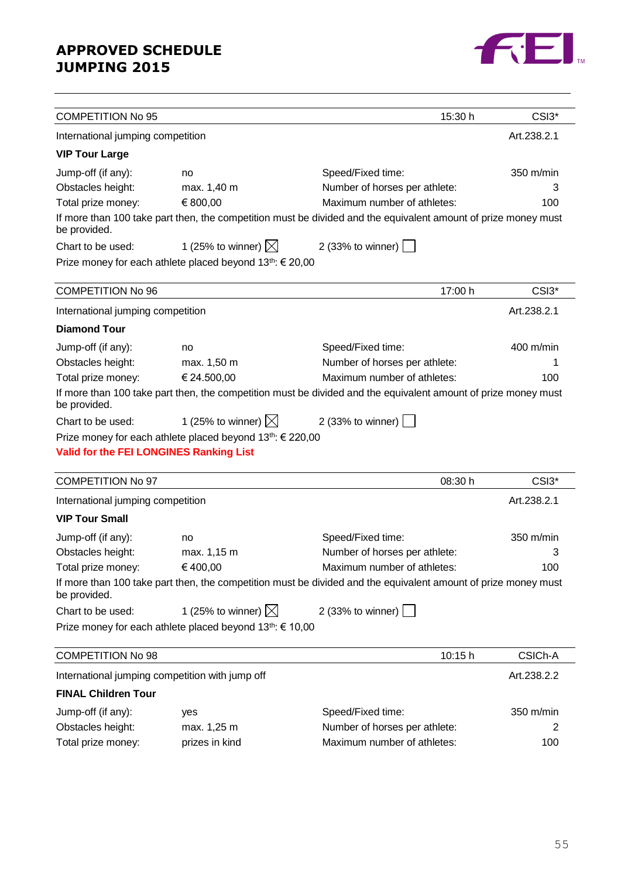# APPROVED SCHEDULE JUMPING 2015

| COMPETITION No 95 | | 15:30 h | CSI3* |
|---|---|---|---|
| International jumping competition | | | Art.238.2.1 |

**VIP Tour Large**

| | | | |
|---|---|---|---|
| Jump-off (if any): | no | Speed/Fixed time: | 350 m/min |
| Obstacles height: | max. 1,40 m | Number of horses per athlete: | 3 |
| Total prize money: | € 800,00 | Maximum number of athletes: | 100 |

If more than 100 take part then, the competition must be divided and the equivalent amount of prize money must be provided.

Chart to be used: 1 (25% to winner) ☒ 2 (33% to winner) ☐

Prize money for each athlete placed beyond 13th: € 20,00

| COMPETITION No 96 | | 17:00 h | CSI3* |
|---|---|---|---|
| International jumping competition | | | Art.238.2.1 |

**Diamond Tour**

| | | | |
|---|---|---|---|
| Jump-off (if any): | no | Speed/Fixed time: | 400 m/min |
| Obstacles height: | max. 1,50 m | Number of horses per athlete: | 1 |
| Total prize money: | € 24.500,00 | Maximum number of athletes: | 100 |

If more than 100 take part then, the competition must be divided and the equivalent amount of prize money must be provided.

Chart to be used: 1 (25% to winner) ☒ 2 (33% to winner) ☐

Prize money for each athlete placed beyond 13th: € 220,00

**Valid for the FEI LONGINES Ranking List**

| COMPETITION No 97 | | 08:30 h | CSI3* |
|---|---|---|---|
| International jumping competition | | | Art.238.2.1 |

**VIP Tour Small**

| | | | |
|---|---|---|---|
| Jump-off (if any): | no | Speed/Fixed time: | 350 m/min |
| Obstacles height: | max. 1,15 m | Number of horses per athlete: | 3 |
| Total prize money: | € 400,00 | Maximum number of athletes: | 100 |

If more than 100 take part then, the competition must be divided and the equivalent amount of prize money must be provided.

Chart to be used: 1 (25% to winner) ☒ 2 (33% to winner) ☐

Prize money for each athlete placed beyond 13th: € 10,00

| COMPETITION No 98 | | 10:15 h | CSICh-A |
|---|---|---|---|
| International jumping competition with jump off | | | Art.238.2.2 |

**FINAL Children Tour**

| | | | |
|---|---|---|---|
| Jump-off (if any): | yes | Speed/Fixed time: | 350 m/min |
| Obstacles height: | max. 1,25 m | Number of horses per athlete: | 2 |
| Total prize money: | prizes in kind | Maximum number of athletes: | 100 |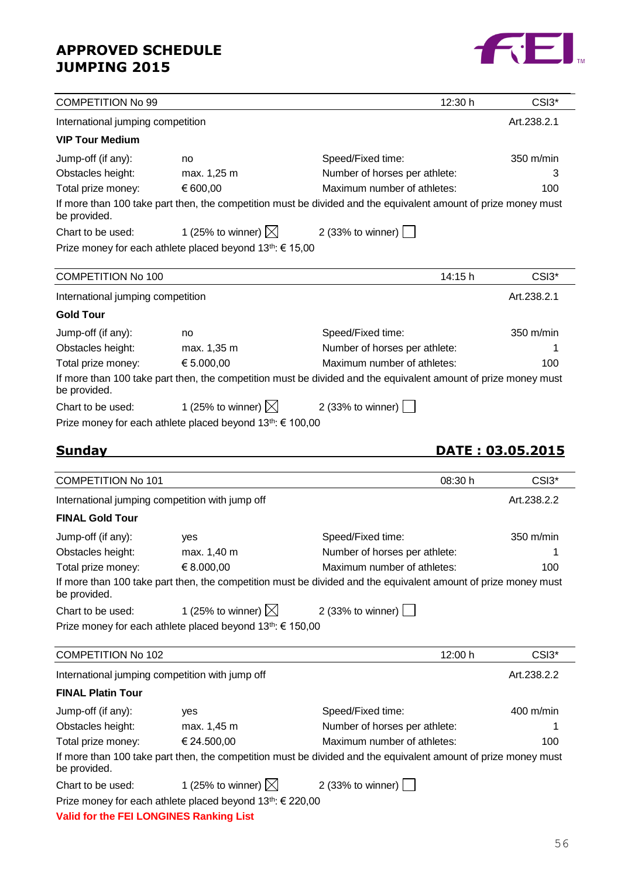**APPROVED SCHEDULE**
**JUMPING 2015**

| COMPETITION No 99 | | 12:30 h | CSI3* |
|---|---|---|---|
| International jumping competition | | | Art.238.2.1 |

**VIP Tour Medium**

| | | | |
|---|---|---|---|
| Jump-off (if any): | no | Speed/Fixed time: | 350 m/min |
| Obstacles height: | max. 1,25 m | Number of horses per athlete: | 3 |
| Total prize money: | € 600,00 | Maximum number of athletes: | 100 |

If more than 100 take part then, the competition must be divided and the equivalent amount of prize money must be provided.

Chart to be used: 1 (25% to winner) ☒ 2 (33% to winner) ☐

Prize money for each athlete placed beyond 13th: € 15,00

| COMPETITION No 100 | | 14:15 h | CSI3* |
|---|---|---|---|
| International jumping competition | | | Art.238.2.1 |

**Gold Tour**

| | | | |
|---|---|---|---|
| Jump-off (if any): | no | Speed/Fixed time: | 350 m/min |
| Obstacles height: | max. 1,35 m | Number of horses per athlete: | 1 |
| Total prize money: | € 5.000,00 | Maximum number of athletes: | 100 |

If more than 100 take part then, the competition must be divided and the equivalent amount of prize money must be provided.

Chart to be used: 1 (25% to winner) ☒ 2 (33% to winner) ☐

Prize money for each athlete placed beyond 13th: € 100,00

## Sunday — DATE : 03.05.2015

| COMPETITION No 101 | | 08:30 h | CSI3* |
|---|---|---|---|
| International jumping competition with jump off | | | Art.238.2.2 |

**FINAL Gold Tour**

| | | | |
|---|---|---|---|
| Jump-off (if any): | yes | Speed/Fixed time: | 350 m/min |
| Obstacles height: | max. 1,40 m | Number of horses per athlete: | 1 |
| Total prize money: | € 8.000,00 | Maximum number of athletes: | 100 |

If more than 100 take part then, the competition must be divided and the equivalent amount of prize money must be provided.

Chart to be used: 1 (25% to winner) ☒ 2 (33% to winner) ☐

Prize money for each athlete placed beyond 13th: € 150,00

| COMPETITION No 102 | | 12:00 h | CSI3* |
|---|---|---|---|
| International jumping competition with jump off | | | Art.238.2.2 |

**FINAL Platin Tour**

| | | | |
|---|---|---|---|
| Jump-off (if any): | yes | Speed/Fixed time: | 400 m/min |
| Obstacles height: | max. 1,45 m | Number of horses per athlete: | 1 |
| Total prize money: | € 24.500,00 | Maximum number of athletes: | 100 |

If more than 100 take part then, the competition must be divided and the equivalent amount of prize money must be provided.

Chart to be used: 1 (25% to winner) ☒ 2 (33% to winner) ☐

Prize money for each athlete placed beyond 13th: € 220,00

**Valid for the FEI LONGINES Ranking List**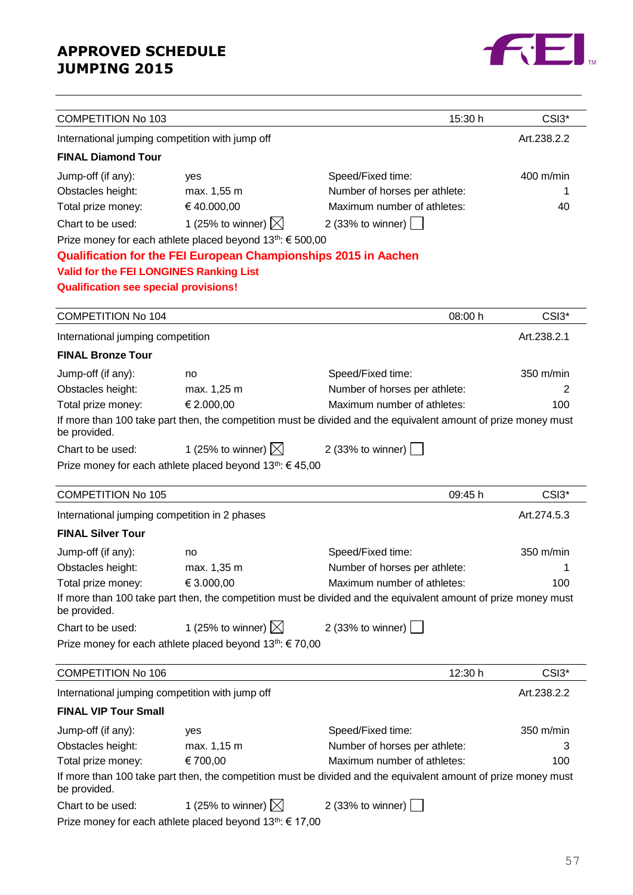# APPROVED SCHEDULE JUMPING 2015

| COMPETITION No 103 | | 15:30 h | CSI3* |
|---|---|---|---|
| International jumping competition with jump off | | | Art.238.2.2 |

**FINAL Diamond Tour**

| | | | |
|---|---|---|---|
| Jump-off (if any): | yes | Speed/Fixed time: | 400 m/min |
| Obstacles height: | max. 1,55 m | Number of horses per athlete: | 1 |
| Total prize money: | € 40.000,00 | Maximum number of athletes: | 40 |
| Chart to be used: | 1 (25% to winner) ☒ | 2 (33% to winner) ☐ | |

Prize money for each athlete placed beyond 13th: € 500,00

**Qualification for the FEI European Championships 2015 in Aachen**

**Valid for the FEI LONGINES Ranking List**

**Qualification see special provisions!**

| COMPETITION No 104 | | 08:00 h | CSI3* |
|---|---|---|---|
| International jumping competition | | | Art.238.2.1 |

**FINAL Bronze Tour**

| | | | |
|---|---|---|---|
| Jump-off (if any): | no | Speed/Fixed time: | 350 m/min |
| Obstacles height: | max. 1,25 m | Number of horses per athlete: | 2 |
| Total prize money: | € 2.000,00 | Maximum number of athletes: | 100 |

If more than 100 take part then, the competition must be divided and the equivalent amount of prize money must be provided.

| | | |
|---|---|---|
| Chart to be used: | 1 (25% to winner) ☒ | 2 (33% to winner) ☐ |

Prize money for each athlete placed beyond 13th: € 45,00

| COMPETITION No 105 | | 09:45 h | CSI3* |
|---|---|---|---|
| International jumping competition in 2 phases | | | Art.274.5.3 |

**FINAL Silver Tour**

| | | | |
|---|---|---|---|
| Jump-off (if any): | no | Speed/Fixed time: | 350 m/min |
| Obstacles height: | max. 1,35 m | Number of horses per athlete: | 1 |
| Total prize money: | € 3.000,00 | Maximum number of athletes: | 100 |

If more than 100 take part then, the competition must be divided and the equivalent amount of prize money must be provided.

| | | |
|---|---|---|
| Chart to be used: | 1 (25% to winner) ☒ | 2 (33% to winner) ☐ |

Prize money for each athlete placed beyond 13th: € 70,00

| COMPETITION No 106 | | 12:30 h | CSI3* |
|---|---|---|---|
| International jumping competition with jump off | | | Art.238.2.2 |

**FINAL VIP Tour Small**

| | | | |
|---|---|---|---|
| Jump-off (if any): | yes | Speed/Fixed time: | 350 m/min |
| Obstacles height: | max. 1,15 m | Number of horses per athlete: | 3 |
| Total prize money: | € 700,00 | Maximum number of athletes: | 100 |

If more than 100 take part then, the competition must be divided and the equivalent amount of prize money must be provided.

| | | |
|---|---|---|
| Chart to be used: | 1 (25% to winner) ☒ | 2 (33% to winner) ☐ |

Prize money for each athlete placed beyond 13th: € 17,00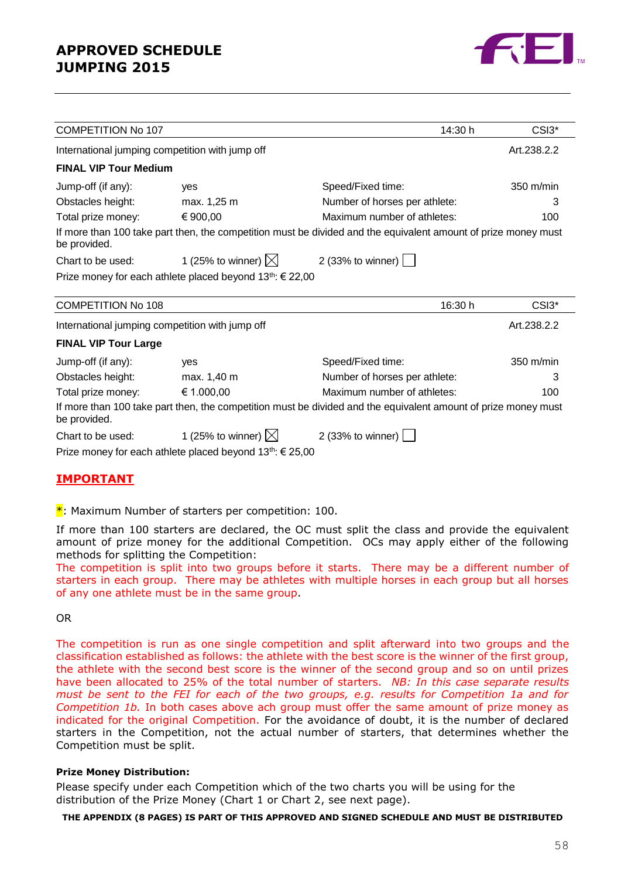# APPROVED SCHEDULE JUMPING 2015

| COMPETITION No 107 | | 14:30 h | CSI3* |
|---|---|---|---|
| International jumping competition with jump off | | | Art.238.2.2 |

**FINAL VIP Tour Medium**

| | | | |
|---|---|---|---|
| Jump-off (if any): | yes | Speed/Fixed time: | 350 m/min |
| Obstacles height: | max. 1,25 m | Number of horses per athlete: | 3 |
| Total prize money: | € 900,00 | Maximum number of athletes: | 100 |

If more than 100 take part then, the competition must be divided and the equivalent amount of prize money must be provided.

Chart to be used: 1 (25% to winner) ☒ 2 (33% to winner) ☐

Prize money for each athlete placed beyond 13th: € 22,00

| COMPETITION No 108 | | 16:30 h | CSI3* |
|---|---|---|---|
| International jumping competition with jump off | | | Art.238.2.2 |

**FINAL VIP Tour Large**

| | | | |
|---|---|---|---|
| Jump-off (if any): | yes | Speed/Fixed time: | 350 m/min |
| Obstacles height: | max. 1,40 m | Number of horses per athlete: | 3 |
| Total prize money: | € 1.000,00 | Maximum number of athletes: | 100 |

If more than 100 take part then, the competition must be divided and the equivalent amount of prize money must be provided.

Chart to be used: 1 (25% to winner) ☒ 2 (33% to winner) ☐

Prize money for each athlete placed beyond 13th: € 25,00

## IMPORTANT

*: Maximum Number of starters per competition: 100.

If more than 100 starters are declared, the OC must split the class and provide the equivalent amount of prize money for the additional Competition. OCs may apply either of the following methods for splitting the Competition:
The competition is split into two groups before it starts. There may be a different number of starters in each group. There may be athletes with multiple horses in each group but all horses of any one athlete must be in the same group.

OR

The competition is run as one single competition and split afterward into two groups and the classification established as follows: the athlete with the best score is the winner of the first group, the athlete with the second best score is the winner of the second group and so on until prizes have been allocated to 25% of the total number of starters. *NB: In this case separate results must be sent to the FEI for each of the two groups, e.g. results for Competition 1a and for Competition 1b.* In both cases above ach group must offer the same amount of prize money as indicated for the original Competition. For the avoidance of doubt, it is the number of declared starters in the Competition, not the actual number of starters, that determines whether the Competition must be split.

**Prize Money Distribution:**

Please specify under each Competition which of the two charts you will be using for the distribution of the Prize Money (Chart 1 or Chart 2, see next page).

**THE APPENDIX (8 PAGES) IS PART OF THIS APPROVED AND SIGNED SCHEDULE AND MUST BE DISTRIBUTED**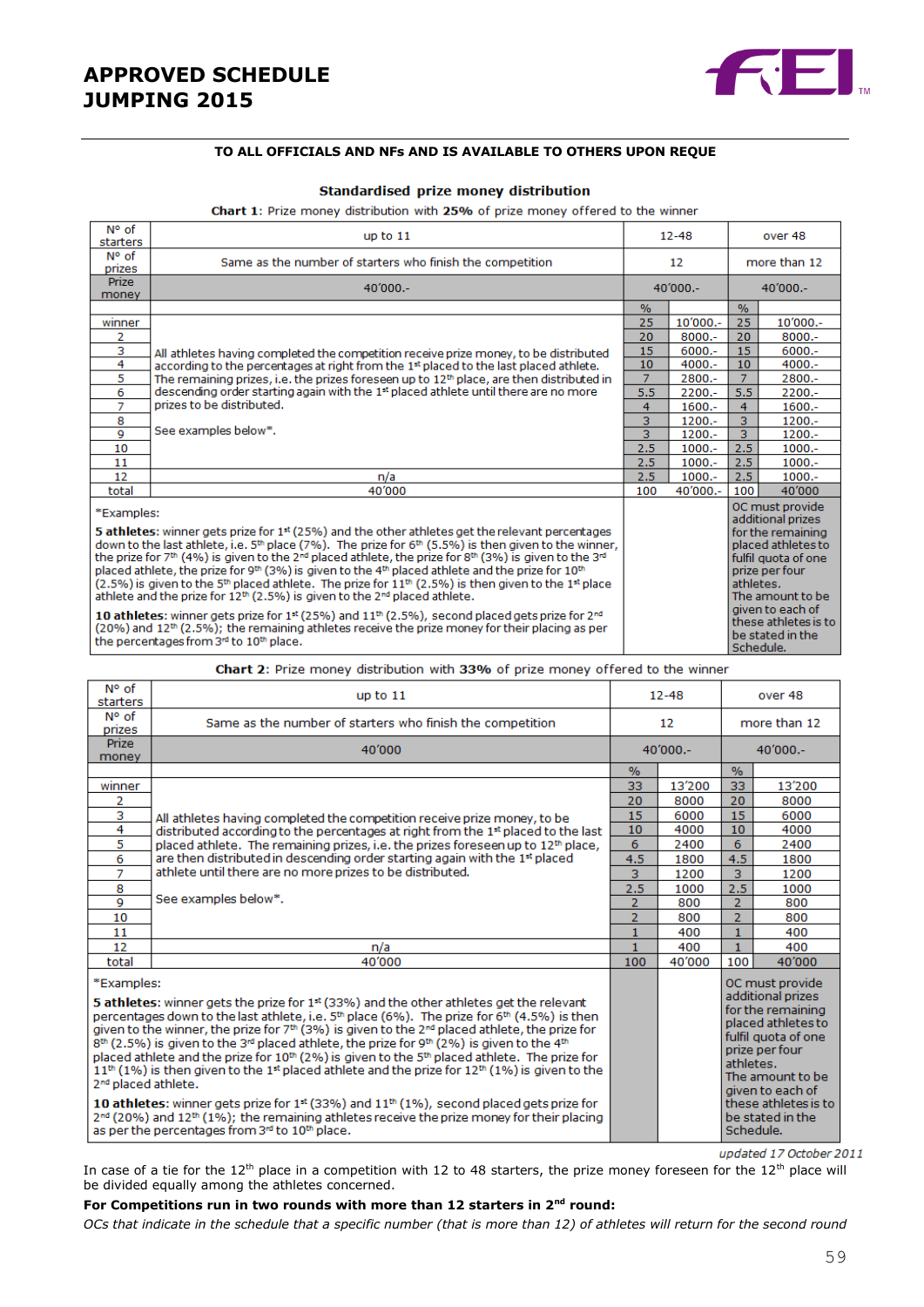# APPROVED SCHEDULE JUMPING 2015

**TO ALL OFFICIALS AND NFs AND IS AVAILABLE TO OTHERS UPON REQUE**

### Standardised prize money distribution

**Chart 1**: Prize money distribution with **25%** of prize money offered to the winner

| N° of starters | up to 11 | 12-48 | | over 48 | |
|---|---|---|---|---|---|
| N° of prizes | Same as the number of starters who finish the competition | 12 | | more than 12 | |
| Prize money | 40'000.- | 40'000.- | | 40'000.- | |
| | | % | | % | |
| winner | All athletes having completed the competition receive prize money, to be distributed according to the percentages at right from the 1st placed to the last placed athlete. The remaining prizes, i.e. the prizes foreseen up to 12th place, are then distributed in descending order starting again with the 1st placed athlete until there are no more prizes to be distributed. See examples below*. | 25 | 10'000.- | 25 | 10'000.- |
| 2 | | 20 | 8000.- | 20 | 8000.- |
| 3 | | 15 | 6000.- | 15 | 6000.- |
| 4 | | 10 | 4000.- | 10 | 4000.- |
| 5 | | 7 | 2800.- | 7 | 2800.- |
| 6 | | 5.5 | 2200.- | 5.5 | 2200.- |
| 7 | | 4 | 1600.- | 4 | 1600.- |
| 8 | | 3 | 1200.- | 3 | 1200.- |
| 9 | | 3 | 1200.- | 3 | 1200.- |
| 10 | | 2.5 | 1000.- | 2.5 | 1000.- |
| 11 | | 2.5 | 1000.- | 2.5 | 1000.- |
| 12 | n/a | 2.5 | 1000.- | 2.5 | 1000.- |
| total | 40'000 | 100 | 40'000.- | 100 | 40'000 |
| *Examples:<br>**5 athletes**: winner gets prize for 1st (25%) and the other athletes get the relevant percentages down to the last athlete, i.e. 5th place (7%). The prize for 6th (5.5%) is then given to the winner, the prize for 7th (4%) is given to the 2nd placed athlete, the prize for 8th (3%) is given to the 3rd placed athlete, the prize for 9th (3%) is given to the 4th placed athlete and the prize for 10th (2.5%) is given to the 5th placed athlete. The prize for 11th (2.5%) is then given to the 1st place athlete and the prize for 12th (2.5%) is given to the 2nd placed athlete.<br>**10 athletes**: winner gets prize for 1st (25%) and 11th (2.5%), second placed gets prize for 2nd (20%) and 12th (2.5%); the remaining athletes receive the prize money for their placing as per the percentages from 3rd to 10th place. | | | | OC must provide additional prizes for the remaining placed athletes to fulfil quota of one prize per four athletes. The amount to be given to each of these athletes is to be stated in the Schedule. | |

**Chart 2**: Prize money distribution with **33%** of prize money offered to the winner

| N° of starters | up to 11 | 12-48 | | over 48 | |
|---|---|---|---|---|---|
| N° of prizes | Same as the number of starters who finish the competition | 12 | | more than 12 | |
| Prize money | 40'000 | 40'000.- | | 40'000.- | |
| | | % | | % | |
| winner | All athletes having completed the competition receive prize money, to be distributed according to the percentages at right from the 1st placed to the last placed athlete. The remaining prizes, i.e. the prizes foreseen up to 12th place, are then distributed in descending order starting again with the 1st placed athlete until there are no more prizes to be distributed. See examples below*. | 33 | 13'200 | 33 | 13'200 |
| 2 | | 20 | 8000 | 20 | 8000 |
| 3 | | 15 | 6000 | 15 | 6000 |
| 4 | | 10 | 4000 | 10 | 4000 |
| 5 | | 6 | 2400 | 6 | 2400 |
| 6 | | 4.5 | 1800 | 4.5 | 1800 |
| 7 | | 3 | 1200 | 3 | 1200 |
| 8 | | 2.5 | 1000 | 2.5 | 1000 |
| 9 | | 2 | 800 | 2 | 800 |
| 10 | | 2 | 800 | 2 | 800 |
| 11 | | 1 | 400 | 1 | 400 |
| 12 | n/a | 1 | 400 | 1 | 400 |
| total | 40'000 | 100 | 40'000 | 100 | 40'000 |
| *Examples:<br>**5 athletes**: winner gets the prize for 1st (33%) and the other athletes get the relevant percentages down to the last athlete, i.e. 5th place (6%). The prize for 6th (4.5%) is then given to the winner, the prize for 7th (3%) is given to the 2nd placed athlete, the prize for 8th (2.5%) is given to the 3rd placed athlete, the prize for 9th (2%) is given to the 4th placed athlete and the prize for 10th (2%) is given to the 5th placed athlete. The prize for 11th (1%) is then given to the 1st placed athlete and the prize for 12th (1%) is given to the 2nd placed athlete.<br>**10 athletes**: winner gets prize for 1st (33%) and 11th (1%), second placed gets prize for 2nd (20%) and 12th (1%); the remaining athletes receive the prize money for their placing as per the percentages from 3rd to 10th place. | | | | OC must provide additional prizes for the remaining placed athletes to fulfil quota of one prize per four athletes. The amount to be given to each of these athletes is to be stated in the Schedule. | |

*updated 17 October 2011*

In case of a tie for the 12th place in a competition with 12 to 48 starters, the prize money foreseen for the 12th place will be divided equally among the athletes concerned.

**For Competitions run in two rounds with more than 12 starters in 2nd round:**

*OCs that indicate in the schedule that a specific number (that is more than 12) of athletes will return for the second round*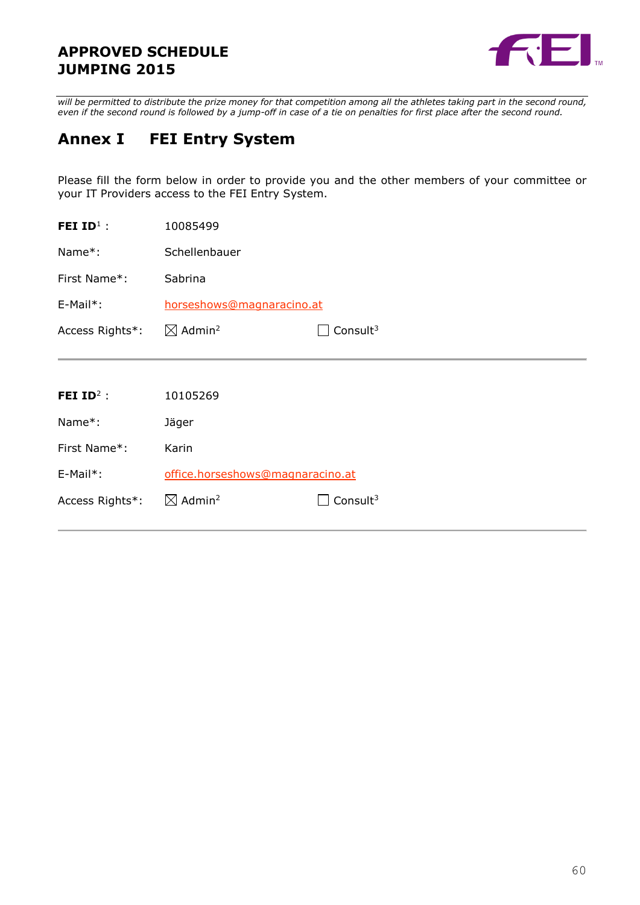*will be permitted to distribute the prize money for that competition among all the athletes taking part in the second round, even if the second round is followed by a jump-off in case of a tie on penalties for first place after the second round.*

## Annex I FEI Entry System

Please fill the form below in order to provide you and the other members of your committee or your IT Providers access to the FEI Entry System.

**FEI ID**[1] : 10085499

Name*: Schellenbauer

First Name*: Sabrina

E-Mail*: horseshows@magnaracino.at

Access Rights*: ☒ Admin[2] ☐ Consult[3]

---

**FEI ID**[2] : 10105269

Name*: Jäger

First Name*: Karin

E-Mail*: office.horseshows@magnaracino.at

Access Rights*: ☒ Admin[2] ☐ Consult[3]

---